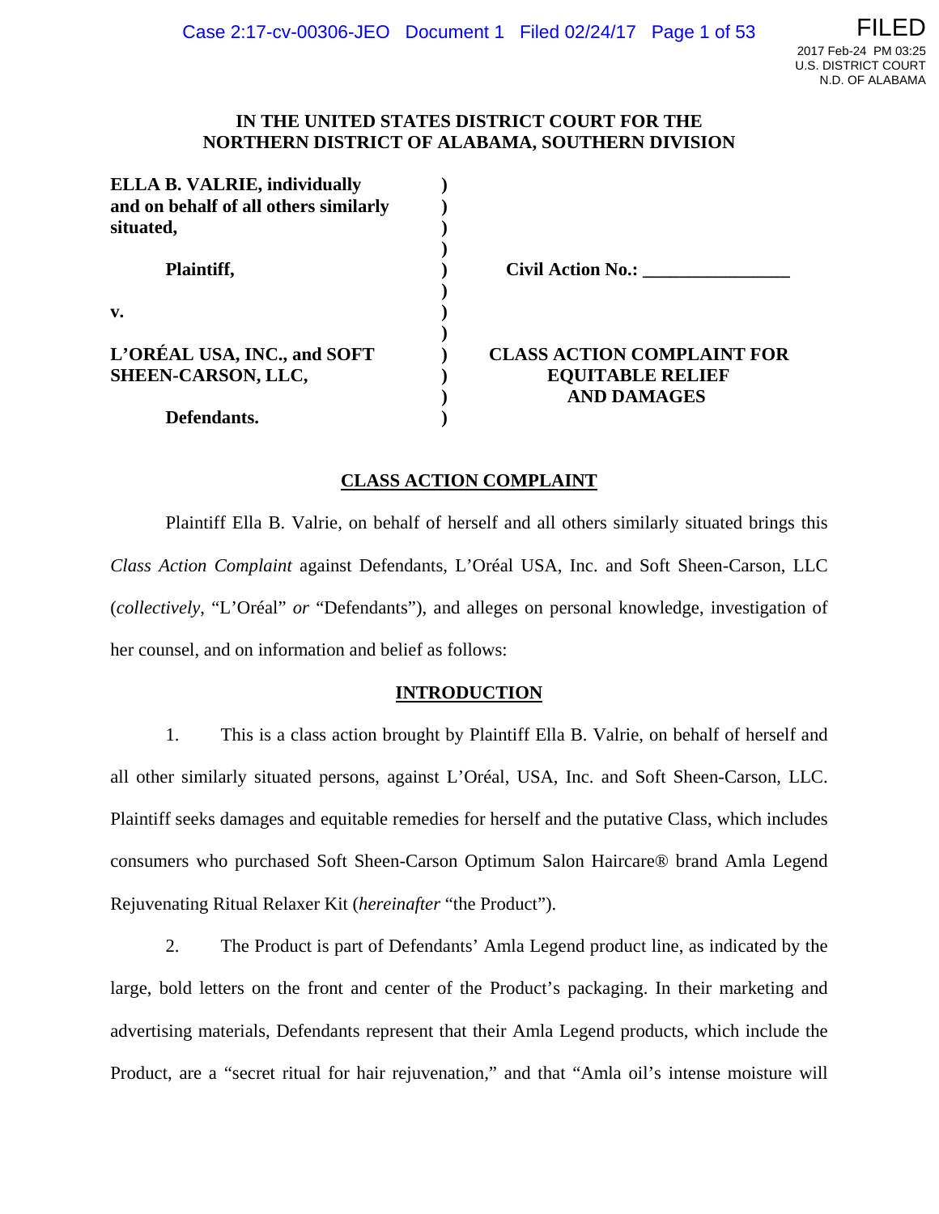**IN THE UNITED STATES DISTRICT COURT FOR THE NORTHERN DISTRICT OF ALABAMA, SOUTHERN DIVISION**

| | | |
|---|---|---|
| **ELLA B. VALRIE, individually and on behalf of all others similarly situated,** | ) | |
| **Plaintiff,** | ) | **Civil Action No.: ________________** |
| **v.** | ) | |
| **L'ORÉAL USA, INC., and SOFT SHEEN-CARSON, LLC,** | ) | **CLASS ACTION COMPLAINT FOR EQUITABLE RELIEF AND DAMAGES** |
| **Defendants.** | ) | |

## CLASS ACTION COMPLAINT

Plaintiff Ella B. Valrie, on behalf of herself and all others similarly situated brings this *Class Action Complaint* against Defendants, L'Oréal USA, Inc. and Soft Sheen-Carson, LLC (*collectively*, "L'Oréal" *or* "Defendants"), and alleges on personal knowledge, investigation of her counsel, and on information and belief as follows:

## INTRODUCTION

1. This is a class action brought by Plaintiff Ella B. Valrie, on behalf of herself and all other similarly situated persons, against L'Oréal, USA, Inc. and Soft Sheen-Carson, LLC. Plaintiff seeks damages and equitable remedies for herself and the putative Class, which includes consumers who purchased Soft Sheen-Carson Optimum Salon Haircare® brand Amla Legend Rejuvenating Ritual Relaxer Kit (*hereinafter* "the Product").

2. The Product is part of Defendants' Amla Legend product line, as indicated by the large, bold letters on the front and center of the Product's packaging. In their marketing and advertising materials, Defendants represent that their Amla Legend products, which include the Product, are a "secret ritual for hair rejuvenation," and that "Amla oil's intense moisture will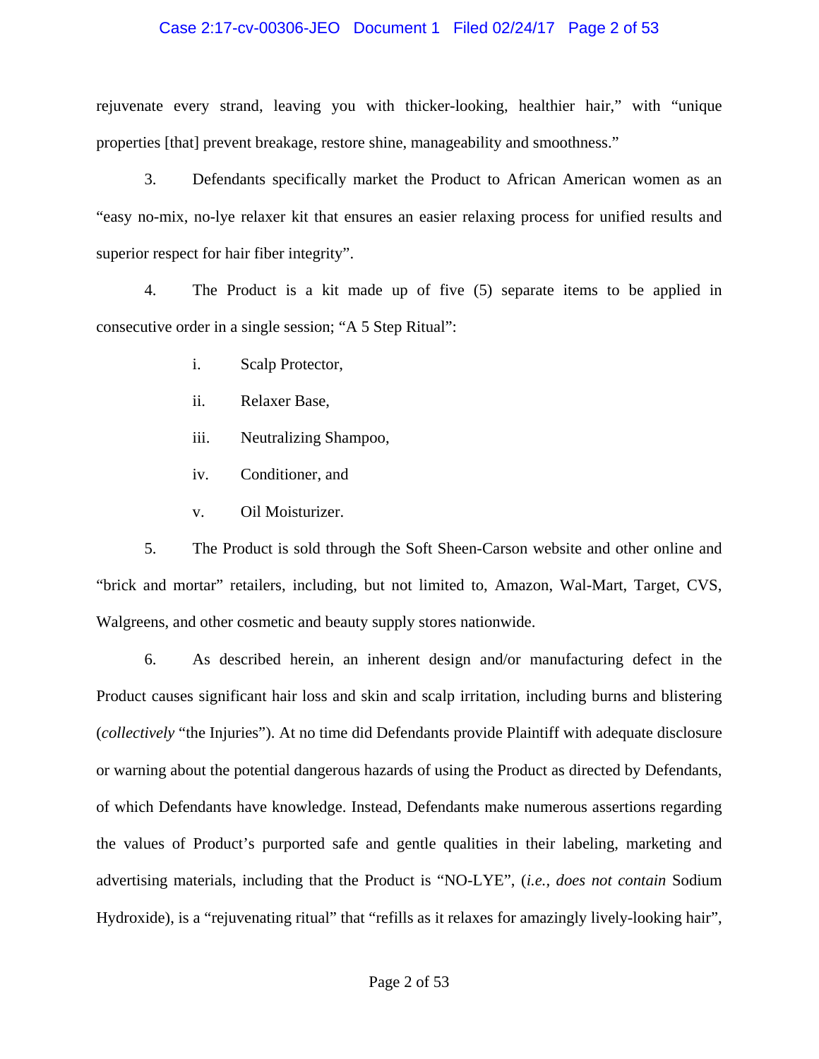rejuvenate every strand, leaving you with thicker-looking, healthier hair," with "unique properties [that] prevent breakage, restore shine, manageability and smoothness."

3. Defendants specifically market the Product to African American women as an "easy no-mix, no-lye relaxer kit that ensures an easier relaxing process for unified results and superior respect for hair fiber integrity".

4. The Product is a kit made up of five (5) separate items to be applied in consecutive order in a single session; "A 5 Step Ritual":

i. Scalp Protector,

ii. Relaxer Base,

iii. Neutralizing Shampoo,

iv. Conditioner, and

v. Oil Moisturizer.

5. The Product is sold through the Soft Sheen-Carson website and other online and "brick and mortar" retailers, including, but not limited to, Amazon, Wal-Mart, Target, CVS, Walgreens, and other cosmetic and beauty supply stores nationwide.

6. As described herein, an inherent design and/or manufacturing defect in the Product causes significant hair loss and skin and scalp irritation, including burns and blistering (*collectively* "the Injuries"). At no time did Defendants provide Plaintiff with adequate disclosure or warning about the potential dangerous hazards of using the Product as directed by Defendants, of which Defendants have knowledge. Instead, Defendants make numerous assertions regarding the values of Product's purported safe and gentle qualities in their labeling, marketing and advertising materials, including that the Product is "NO-LYE", (*i.e., does not contain* Sodium Hydroxide), is a "rejuvenating ritual" that "refills as it relaxes for amazingly lively-looking hair",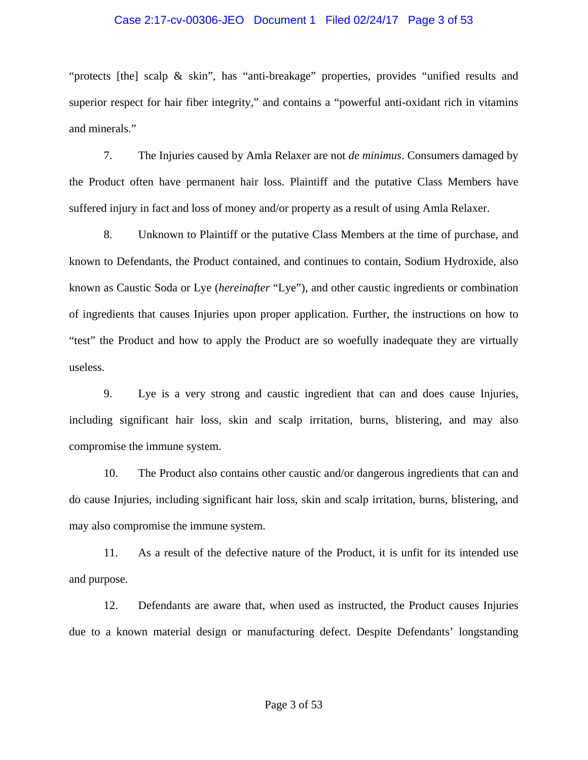"protects [the] scalp & skin", has "anti-breakage" properties, provides "unified results and superior respect for hair fiber integrity," and contains a "powerful anti-oxidant rich in vitamins and minerals."

7. The Injuries caused by Amla Relaxer are not *de minimus*. Consumers damaged by the Product often have permanent hair loss. Plaintiff and the putative Class Members have suffered injury in fact and loss of money and/or property as a result of using Amla Relaxer.

8. Unknown to Plaintiff or the putative Class Members at the time of purchase, and known to Defendants, the Product contained, and continues to contain, Sodium Hydroxide, also known as Caustic Soda or Lye (*hereinafter* "Lye"), and other caustic ingredients or combination of ingredients that causes Injuries upon proper application. Further, the instructions on how to "test" the Product and how to apply the Product are so woefully inadequate they are virtually useless.

9. Lye is a very strong and caustic ingredient that can and does cause Injuries, including significant hair loss, skin and scalp irritation, burns, blistering, and may also compromise the immune system.

10. The Product also contains other caustic and/or dangerous ingredients that can and do cause Injuries, including significant hair loss, skin and scalp irritation, burns, blistering, and may also compromise the immune system.

11. As a result of the defective nature of the Product, it is unfit for its intended use and purpose.

12. Defendants are aware that, when used as instructed, the Product causes Injuries due to a known material design or manufacturing defect. Despite Defendants' longstanding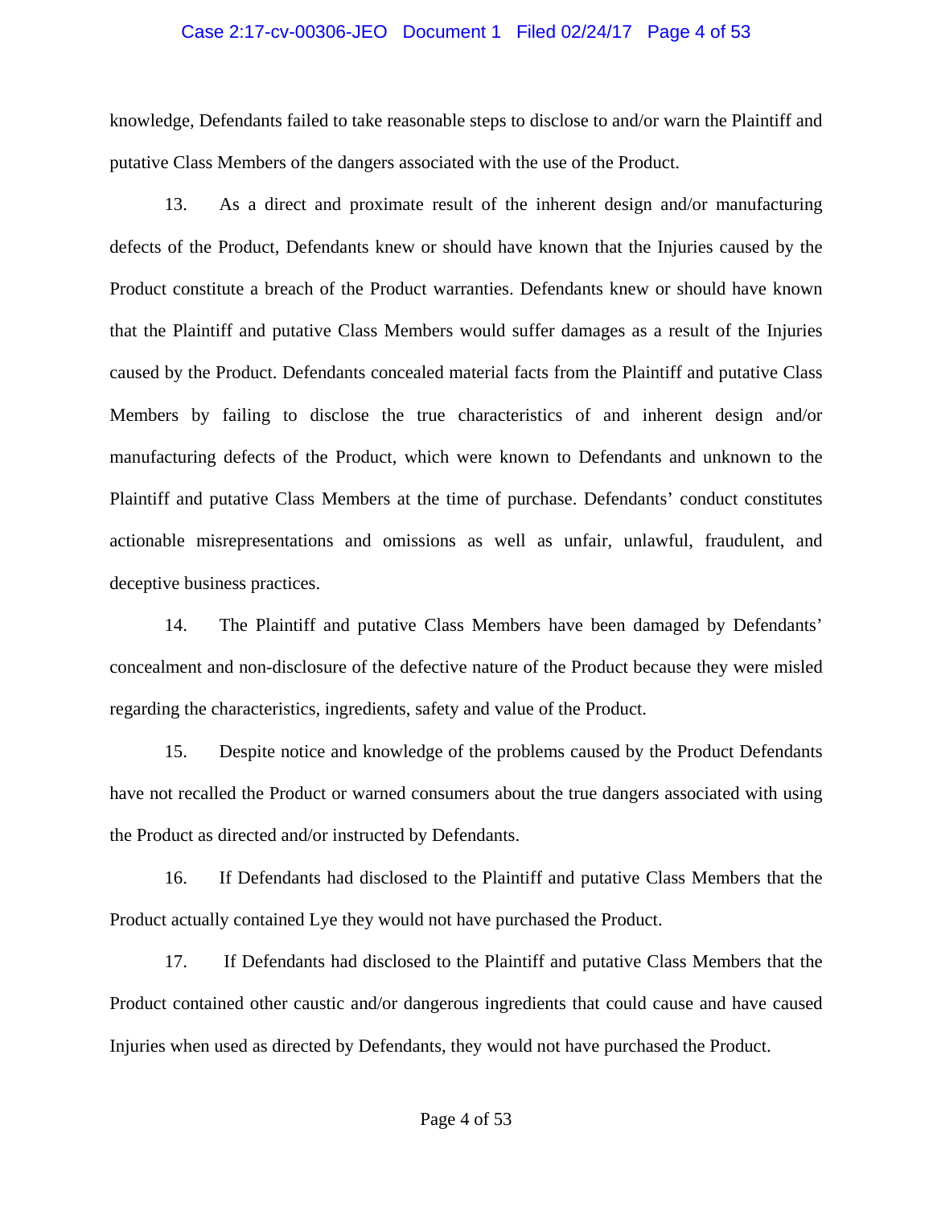knowledge, Defendants failed to take reasonable steps to disclose to and/or warn the Plaintiff and putative Class Members of the dangers associated with the use of the Product.

13. As a direct and proximate result of the inherent design and/or manufacturing defects of the Product, Defendants knew or should have known that the Injuries caused by the Product constitute a breach of the Product warranties. Defendants knew or should have known that the Plaintiff and putative Class Members would suffer damages as a result of the Injuries caused by the Product. Defendants concealed material facts from the Plaintiff and putative Class Members by failing to disclose the true characteristics of and inherent design and/or manufacturing defects of the Product, which were known to Defendants and unknown to the Plaintiff and putative Class Members at the time of purchase. Defendants' conduct constitutes actionable misrepresentations and omissions as well as unfair, unlawful, fraudulent, and deceptive business practices.

14. The Plaintiff and putative Class Members have been damaged by Defendants' concealment and non-disclosure of the defective nature of the Product because they were misled regarding the characteristics, ingredients, safety and value of the Product.

15. Despite notice and knowledge of the problems caused by the Product Defendants have not recalled the Product or warned consumers about the true dangers associated with using the Product as directed and/or instructed by Defendants.

16. If Defendants had disclosed to the Plaintiff and putative Class Members that the Product actually contained Lye they would not have purchased the Product.

17. If Defendants had disclosed to the Plaintiff and putative Class Members that the Product contained other caustic and/or dangerous ingredients that could cause and have caused Injuries when used as directed by Defendants, they would not have purchased the Product.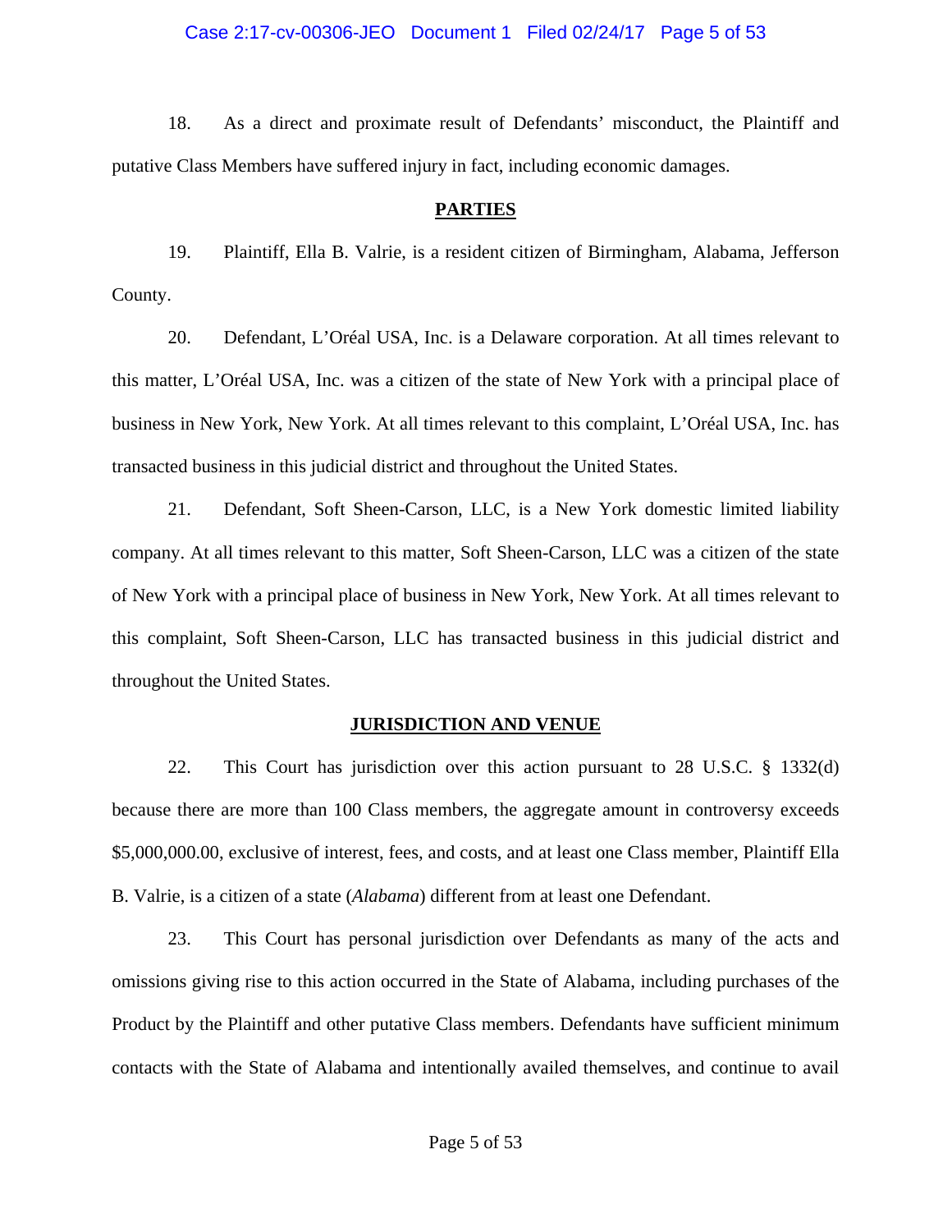18. As a direct and proximate result of Defendants' misconduct, the Plaintiff and putative Class Members have suffered injury in fact, including economic damages.

## PARTIES

19. Plaintiff, Ella B. Valrie, is a resident citizen of Birmingham, Alabama, Jefferson County.

20. Defendant, L'Oréal USA, Inc. is a Delaware corporation. At all times relevant to this matter, L'Oréal USA, Inc. was a citizen of the state of New York with a principal place of business in New York, New York. At all times relevant to this complaint, L'Oréal USA, Inc. has transacted business in this judicial district and throughout the United States.

21. Defendant, Soft Sheen-Carson, LLC, is a New York domestic limited liability company. At all times relevant to this matter, Soft Sheen-Carson, LLC was a citizen of the state of New York with a principal place of business in New York, New York. At all times relevant to this complaint, Soft Sheen-Carson, LLC has transacted business in this judicial district and throughout the United States.

## JURISDICTION AND VENUE

22. This Court has jurisdiction over this action pursuant to 28 U.S.C. § 1332(d) because there are more than 100 Class members, the aggregate amount in controversy exceeds $5,000,000.00, exclusive of interest, fees, and costs, and at least one Class member, Plaintiff Ella B. Valrie, is a citizen of a state (*Alabama*) different from at least one Defendant.

23. This Court has personal jurisdiction over Defendants as many of the acts and omissions giving rise to this action occurred in the State of Alabama, including purchases of the Product by the Plaintiff and other putative Class members. Defendants have sufficient minimum contacts with the State of Alabama and intentionally availed themselves, and continue to avail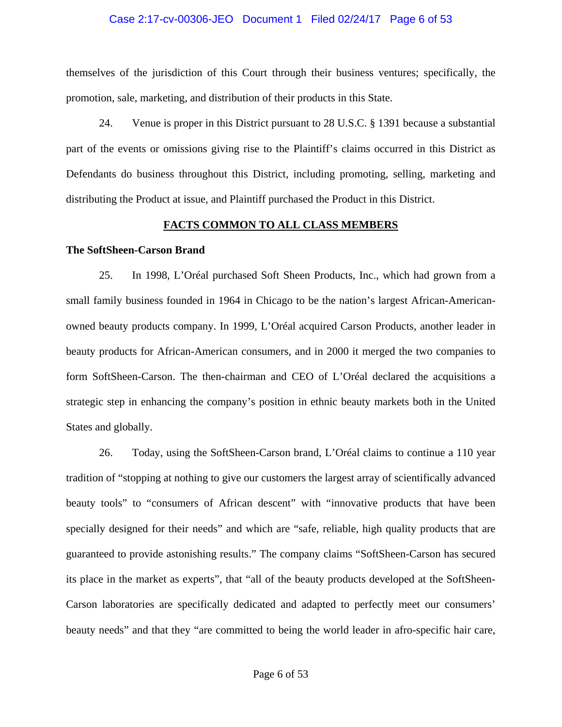themselves of the jurisdiction of this Court through their business ventures; specifically, the promotion, sale, marketing, and distribution of their products in this State.

24. Venue is proper in this District pursuant to 28 U.S.C. § 1391 because a substantial part of the events or omissions giving rise to the Plaintiff's claims occurred in this District as Defendants do business throughout this District, including promoting, selling, marketing and distributing the Product at issue, and Plaintiff purchased the Product in this District.

## FACTS COMMON TO ALL CLASS MEMBERS

### The SoftSheen-Carson Brand

25. In 1998, L'Oréal purchased Soft Sheen Products, Inc., which had grown from a small family business founded in 1964 in Chicago to be the nation's largest African-American-owned beauty products company. In 1999, L'Oréal acquired Carson Products, another leader in beauty products for African-American consumers, and in 2000 it merged the two companies to form SoftSheen-Carson. The then-chairman and CEO of L'Oréal declared the acquisitions a strategic step in enhancing the company's position in ethnic beauty markets both in the United States and globally.

26. Today, using the SoftSheen-Carson brand, L'Oréal claims to continue a 110 year tradition of "stopping at nothing to give our customers the largest array of scientifically advanced beauty tools" to "consumers of African descent" with "innovative products that have been specially designed for their needs" and which are "safe, reliable, high quality products that are guaranteed to provide astonishing results." The company claims "SoftSheen-Carson has secured its place in the market as experts", that "all of the beauty products developed at the SoftSheen-Carson laboratories are specifically dedicated and adapted to perfectly meet our consumers' beauty needs" and that they "are committed to being the world leader in afro-specific hair care,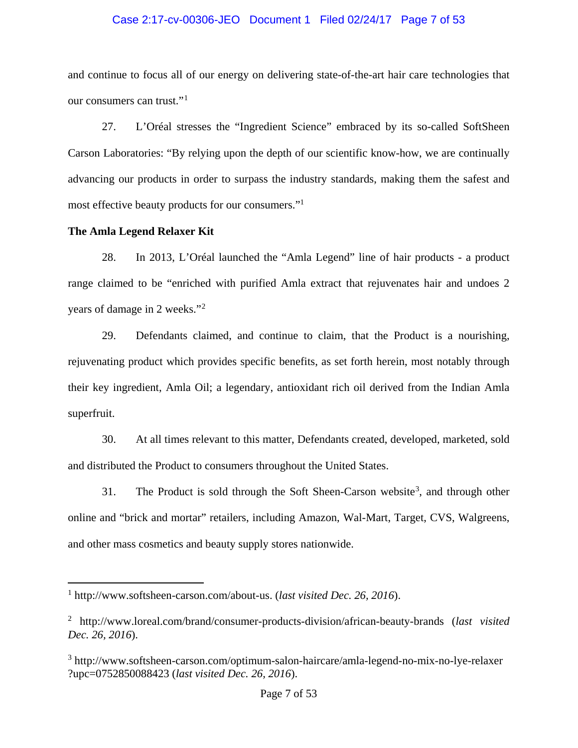and continue to focus all of our energy on delivering state-of-the-art hair care technologies that our consumers can trust."[1]

27. L'Oréal stresses the "Ingredient Science" embraced by its so-called SoftSheen Carson Laboratories: "By relying upon the depth of our scientific know-how, we are continually advancing our products in order to surpass the industry standards, making them the safest and most effective beauty products for our consumers."[1]

**The Amla Legend Relaxer Kit**

28. In 2013, L'Oréal launched the "Amla Legend" line of hair products - a product range claimed to be "enriched with purified Amla extract that rejuvenates hair and undoes 2 years of damage in 2 weeks."[2]

29. Defendants claimed, and continue to claim, that the Product is a nourishing, rejuvenating product which provides specific benefits, as set forth herein, most notably through their key ingredient, Amla Oil; a legendary, antioxidant rich oil derived from the Indian Amla superfruit.

30. At all times relevant to this matter, Defendants created, developed, marketed, sold and distributed the Product to consumers throughout the United States.

31. The Product is sold through the Soft Sheen-Carson website[3], and through other online and "brick and mortar" retailers, including Amazon, Wal-Mart, Target, CVS, Walgreens, and other mass cosmetics and beauty supply stores nationwide.

---

[1] http://www.softsheen-carson.com/about-us. (*last visited Dec. 26, 2016*).

[2] http://www.loreal.com/brand/consumer-products-division/african-beauty-brands (*last visited Dec. 26, 2016*).

[3] http://www.softsheen-carson.com/optimum-salon-haircare/amla-legend-no-mix-no-lye-relaxer?upc=0752850088423 (*last visited Dec. 26, 2016*).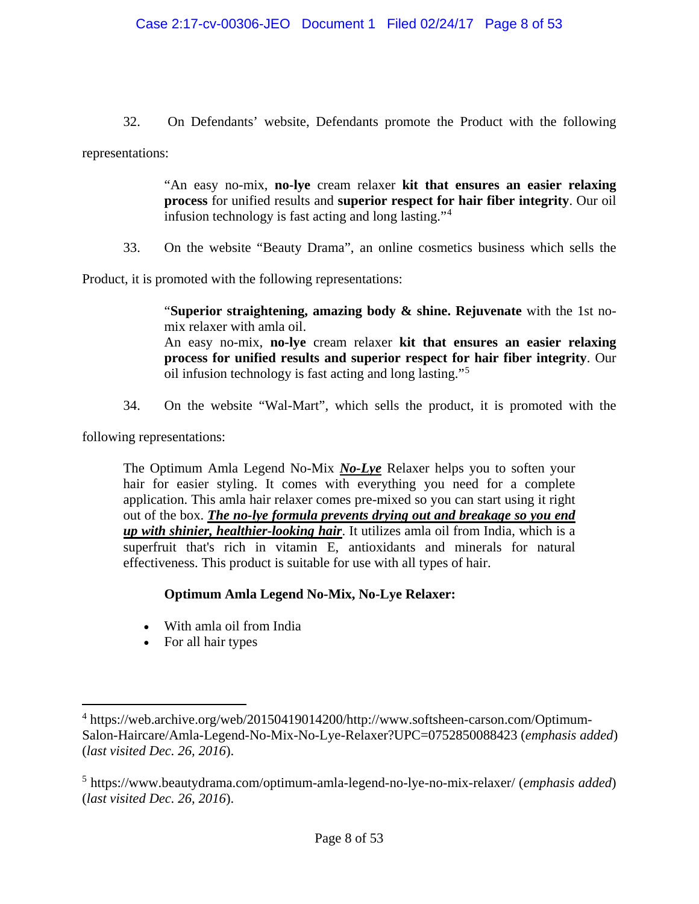32. On Defendants' website, Defendants promote the Product with the following representations:

> "An easy no-mix, **no-lye** cream relaxer **kit that ensures an easier relaxing process** for unified results and **superior respect for hair fiber integrity**. Our oil infusion technology is fast acting and long lasting."[4]

33. On the website "Beauty Drama", an online cosmetics business which sells the Product, it is promoted with the following representations:

> "**Superior straightening, amazing body & shine. Rejuvenate** with the 1st no-mix relaxer with amla oil.
> An easy no-mix, **no-lye** cream relaxer **kit that ensures an easier relaxing process for unified results and superior respect for hair fiber integrity**. Our oil infusion technology is fast acting and long lasting."[5]

34. On the website "Wal-Mart", which sells the product, it is promoted with the following representations:

> The Optimum Amla Legend No-Mix ***No-Lye*** Relaxer helps you to soften your hair for easier styling. It comes with everything you need for a complete application. This amla hair relaxer comes pre-mixed so you can start using it right out of the box. ***The no-lye formula prevents drying out and breakage so you end up with shinier, healthier-looking hair***. It utilizes amla oil from India, which is a superfruit that's rich in vitamin E, antioxidants and minerals for natural effectiveness. This product is suitable for use with all types of hair.
>
> **Optimum Amla Legend No-Mix, No-Lye Relaxer:**
>
> - With amla oil from India
> - For all hair types

---

[4] https://web.archive.org/web/20150419014200/http://www.softsheen-carson.com/Optimum-Salon-Haircare/Amla-Legend-No-Mix-No-Lye-Relaxer?UPC=0752850088423 (*emphasis added*) (*last visited Dec. 26, 2016*).

[5] https://www.beautydrama.com/optimum-amla-legend-no-lye-no-mix-relaxer/ (*emphasis added*) (*last visited Dec. 26, 2016*).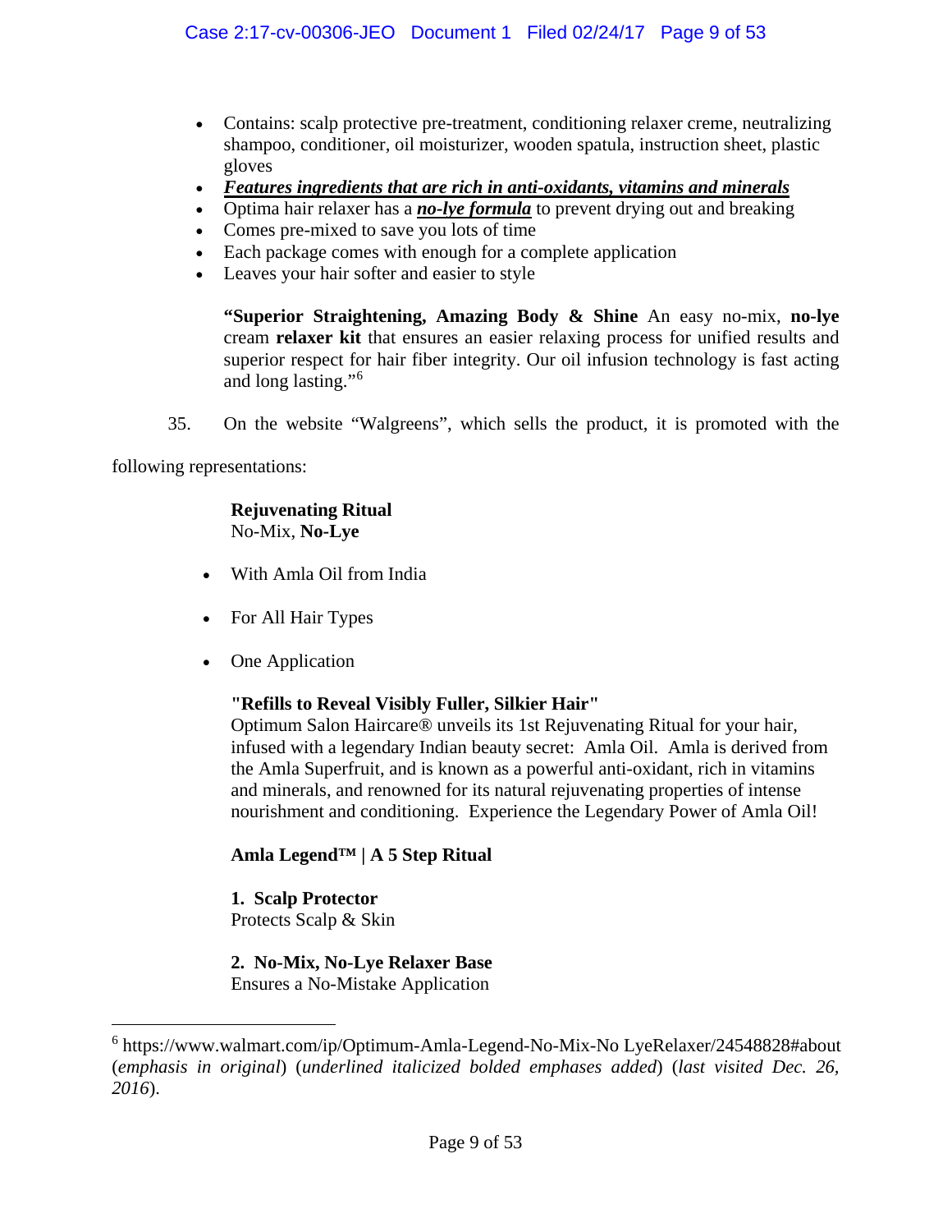- Contains: scalp protective pre-treatment, conditioning relaxer creme, neutralizing shampoo, conditioner, oil moisturizer, wooden spatula, instruction sheet, plastic gloves
- ***<u>Features ingredients that are rich in anti-oxidants, vitamins and minerals</u>***
- Optima hair relaxer has a ***<u>no-lye formula</u>*** to prevent drying out and breaking
- Comes pre-mixed to save you lots of time
- Each package comes with enough for a complete application
- Leaves your hair softer and easier to style

> **"Superior Straightening, Amazing Body & Shine** An easy no-mix, **no-lye** cream **relaxer kit** that ensures an easier relaxing process for unified results and superior respect for hair fiber integrity. Our oil infusion technology is fast acting and long lasting."[6]

35. On the website "Walgreens", which sells the product, it is promoted with the following representations:

> **Rejuvenating Ritual**
> No-Mix, **No-Lye**
>
> - With Amla Oil from India
> - For All Hair Types
> - One Application
>
> **"Refills to Reveal Visibly Fuller, Silkier Hair"**
> Optimum Salon Haircare® unveils its 1st Rejuvenating Ritual for your hair, infused with a legendary Indian beauty secret: Amla Oil. Amla is derived from the Amla Superfruit, and is known as a powerful anti-oxidant, rich in vitamins and minerals, and renowned for its natural rejuvenating properties of intense nourishment and conditioning. Experience the Legendary Power of Amla Oil!
>
> **Amla Legend™ | A 5 Step Ritual**
>
> **1. Scalp Protector**
> Protects Scalp & Skin
>
> **2. No-Mix, No-Lye Relaxer Base**
> Ensures a No-Mistake Application

---

[6] https://www.walmart.com/ip/Optimum-Amla-Legend-No-Mix-No LyeRelaxer/24548828#about (*emphasis in original*) (*underlined italicized bolded emphases added*) (*last visited Dec. 26, 2016*).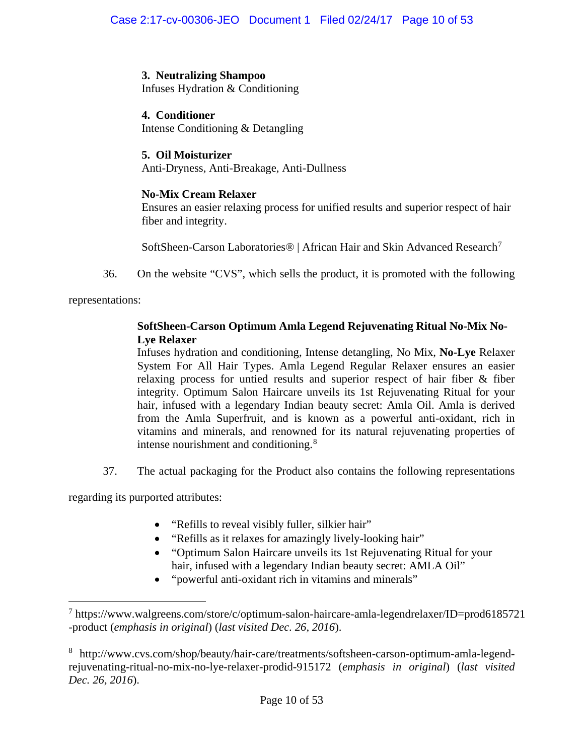**3. Neutralizing Shampoo**
Infuses Hydration & Conditioning

**4. Conditioner**
Intense Conditioning & Detangling

**5. Oil Moisturizer**
Anti-Dryness, Anti-Breakage, Anti-Dullness

**No-Mix Cream Relaxer**
Ensures an easier relaxing process for unified results and superior respect of hair fiber and integrity.

SoftSheen-Carson Laboratories® | African Hair and Skin Advanced Research[7]

36. On the website "CVS", which sells the product, it is promoted with the following representations:

> **SoftSheen-Carson Optimum Amla Legend Rejuvenating Ritual No-Mix No-Lye Relaxer**
> Infuses hydration and conditioning, Intense detangling, No Mix, **No-Lye** Relaxer System For All Hair Types. Amla Legend Regular Relaxer ensures an easier relaxing process for untied results and superior respect of hair fiber & fiber integrity. Optimum Salon Haircare unveils its 1st Rejuvenating Ritual for your hair, infused with a legendary Indian beauty secret: Amla Oil. Amla is derived from the Amla Superfruit, and is known as a powerful anti-oxidant, rich in vitamins and minerals, and renowned for its natural rejuvenating properties of intense nourishment and conditioning.[8]

37. The actual packaging for the Product also contains the following representations regarding its purported attributes:

- "Refills to reveal visibly fuller, silkier hair"
- "Refills as it relaxes for amazingly lively-looking hair"
- "Optimum Salon Haircare unveils its 1st Rejuvenating Ritual for your hair, infused with a legendary Indian beauty secret: AMLA Oil"
- "powerful anti-oxidant rich in vitamins and minerals"

---

[7] https://www.walgreens.com/store/c/optimum-salon-haircare-amla-legendrelaxer/ID=prod6185721-product (*emphasis in original*) (*last visited Dec. 26, 2016*).

[8] http://www.cvs.com/shop/beauty/hair-care/treatments/softsheen-carson-optimum-amla-legend-rejuvenating-ritual-no-mix-no-lye-relaxer-prodid-915172 (*emphasis in original*) (*last visited Dec. 26, 2016*).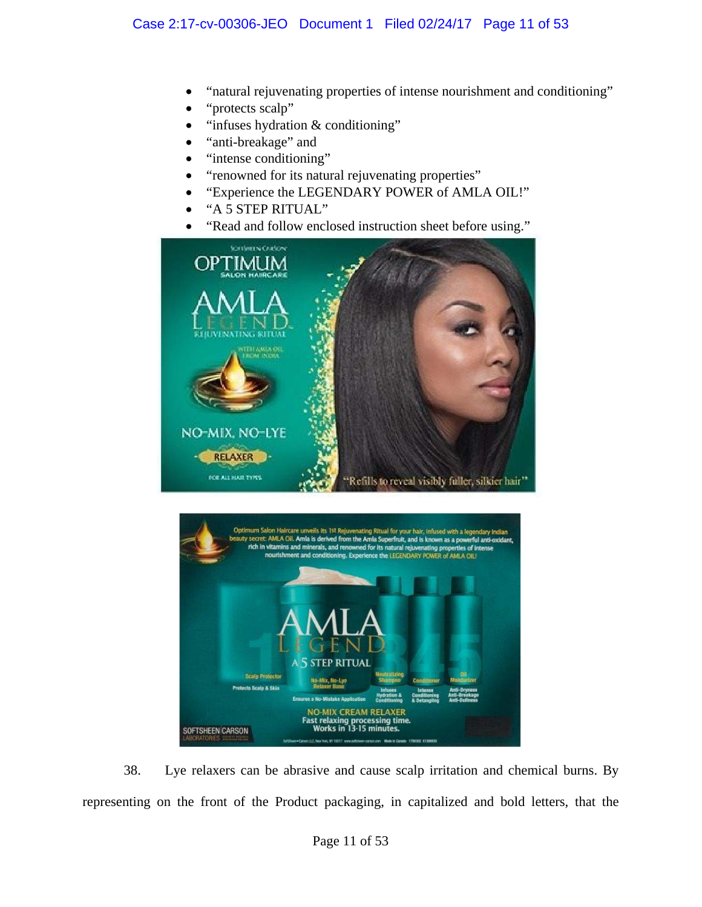- "natural rejuvenating properties of intense nourishment and conditioning"
- "protects scalp"
- "infuses hydration & conditioning"
- "anti-breakage" and
- "intense conditioning"
- "renowned for its natural rejuvenating properties"
- "Experience the LEGENDARY POWER of AMLA OIL!"
- "A 5 STEP RITUAL"
- "Read and follow enclosed instruction sheet before using."

38. Lye relaxers can be abrasive and cause scalp irritation and chemical burns. By representing on the front of the Product packaging, in capitalized and bold letters, that the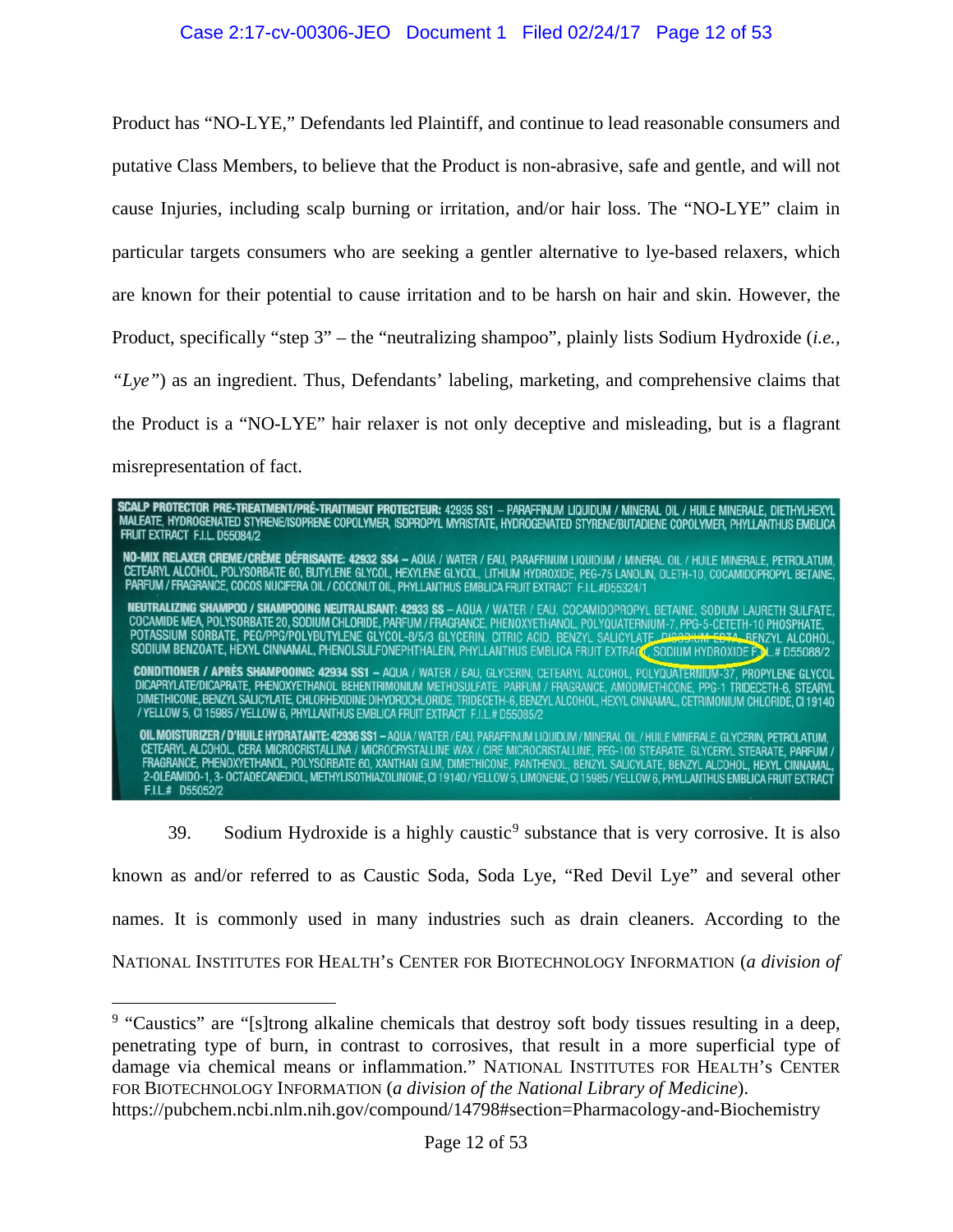Product has "NO-LYE," Defendants led Plaintiff, and continue to lead reasonable consumers and putative Class Members, to believe that the Product is non-abrasive, safe and gentle, and will not cause Injuries, including scalp burning or irritation, and/or hair loss. The "NO-LYE" claim in particular targets consumers who are seeking a gentler alternative to lye-based relaxers, which are known for their potential to cause irritation and to be harsh on hair and skin. However, the Product, specifically "step 3" – the "neutralizing shampoo", plainly lists Sodium Hydroxide (*i.e., "Lye"*) as an ingredient. Thus, Defendants' labeling, marketing, and comprehensive claims that the Product is a "NO-LYE" hair relaxer is not only deceptive and misleading, but is a flagrant misrepresentation of fact.

SCALP PROTECTOR PRE-TREATMENT/PRÉ-TRAITMENT PROTECTEUR: 42935 SS1 – PARAFFINUM LIQUIDUM / MINERAL OIL / HUILE MINERALE, DIETHYLHEXYL MALEATE, HYDROGENATED STYRENE/ISOPRENE COPOLYMER, ISOPROPYL MYRISTATE, HYDROGENATED STYRENE/BUTADIENE COPOLYMER, PHYLLANTHUS EMBLICA FRUIT EXTRACT F.I.L. D55084/2

NO-MIX RELAXER CREME/CRÈME DÉFRISANTE: 42932 SS4 – AQUA / WATER / EAU, PARAFFINUM LIQUIDUM / MINERAL OIL / HUILE MINERALE, PETROLATUM, CETEARYL ALCOHOL, POLYSORBATE 60, BUTYLENE GLYCOL, HEXYLENE GLYCOL, LITHIUM HYDROXIDE, PEG-75 LANOLIN, OLETH-10, COCAMIDOPROPYL BETAINE, PARFUM / FRAGRANCE, COCOS NUCIFERA OIL / COCONUT OIL, PHYLLANTHUS EMBLICA FRUIT EXTRACT F.I.L.#D55324/1

NEUTRALIZING SHAMPOO / SHAMPOOING NEUTRALISANT: 42933 SS – AQUA / WATER / EAU, COCAMIDOPROPYL BETAINE, SODIUM LAURETH SULFATE, COCAMIDE MEA, POLYSORBATE 20, SODIUM CHLORIDE, PARFUM / FRAGRANCE, PHENOXYETHANOL, POLYQUATERNIUM-7, PPG-5-CETETH-10 PHOSPHATE, POTASSIUM SORBATE, PEG/PPG/POLYBUTYLENE GLYCOL-8/5/3 GLYCERIN, CITRIC ACID, BENZYL SALICYLATE, DISODIUM EDTA, BENZYL ALCOHOL, SODIUM BENZOATE, HEXYL CINNAMAL, PHENOLSULFONEPHTHALEIN, PHYLLANTHUS EMBLICA FRUIT EXTRACT, SODIUM HYDROXIDE F.I.L.# D55088/2

CONDITIONER / APRÈS SHAMPOOING: 42934 SS1 – AQUA / WATER / EAU, GLYCERIN, CETEARYL ALCOHOL, POLYQUATERNIUM-37, PROPYLENE GLYCOL DICAPRYLATE/DICAPRATE, PHENOXYETHANOL BEHENTRIMONIUM METHOSULFATE, PARFUM / FRAGRANCE, AMODIMETHICONE, PPG-1 TRIDECETH-6, STEARYL DIMETHICONE, BENZYL SALICYLATE, CHLORHEXIDINE DIHYDROCHLORIDE, TRIDECETH-6, BENZYL ALCOHOL, HEXYL CINNAMAL, CETRIMONIUM CHLORIDE, CI 19140 / YELLOW 5, CI 15985 / YELLOW 6, PHYLLANTHUS EMBLICA FRUIT EXTRACT F.I.L.# D55085/2

OIL MOISTURIZER / D'HUILE HYDRATANTE: 42936 SS1 – AQUA / WATER / EAU, PARAFFINUM LIQUIDUM / MINERAL OIL / HUILE MINERALE, GLYCERIN, PETROLATUM, CETEARYL ALCOHOL, CERA MICROCRISTALLINA / MICROCRYSTALLINE WAX / CIRE MICROCRISTALLINE, PEG-100 STEARATE, GLYCERYL STEARATE, PARFUM / FRAGRANCE, PHENOXYETHANOL, POLYSORBATE 60, XANTHAN GUM, DIMETHICONE, PANTHENOL, BENZYL SALICYLATE, BENZYL ALCOHOL, HEXYL CINNAMAL, 2-OLEAMIDO-1, 3- OCTADECANEDIOL, METHYLISOTHIAZOLINONE, CI 19140 / YELLOW 5, LIMONENE, CI 15985 / YELLOW 6, PHYLLANTHUS EMBLICA FRUIT EXTRACT F.I.L.# D55052/2

39. Sodium Hydroxide is a highly caustic[9] substance that is very corrosive. It is also known as and/or referred to as Caustic Soda, Soda Lye, "Red Devil Lye" and several other names. It is commonly used in many industries such as drain cleaners. According to the NATIONAL INSTITUTES FOR HEALTH'S CENTER FOR BIOTECHNOLOGY INFORMATION (*a division of*

[9] "Caustics" are "[s]trong alkaline chemicals that destroy soft body tissues resulting in a deep, penetrating type of burn, in contrast to corrosives, that result in a more superficial type of damage via chemical means or inflammation." NATIONAL INSTITUTES FOR HEALTH'S CENTER FOR BIOTECHNOLOGY INFORMATION (*a division of the National Library of Medicine*). https://pubchem.ncbi.nlm.nih.gov/compound/14798#section=Pharmacology-and-Biochemistry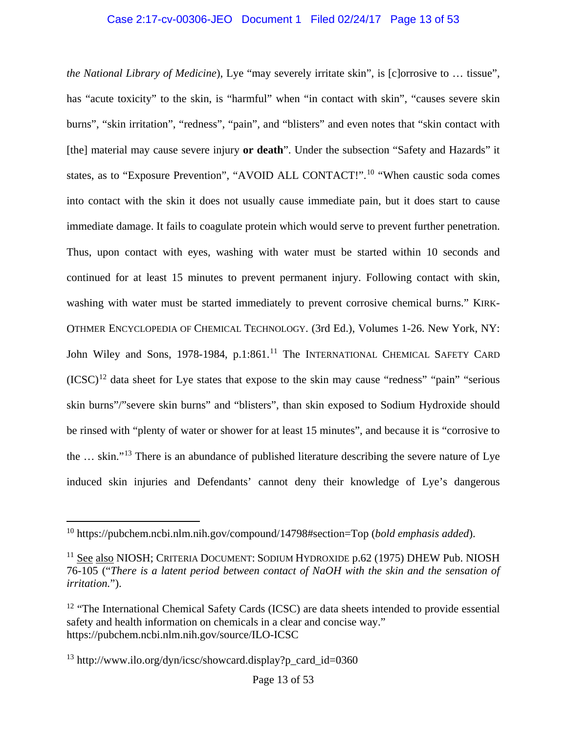*the National Library of Medicine*), Lye "may severely irritate skin", is [c]orrosive to … tissue", has "acute toxicity" to the skin, is "harmful" when "in contact with skin", "causes severe skin burns", "skin irritation", "redness", "pain", and "blisters" and even notes that "skin contact with [the] material may cause severe injury **or death**". Under the subsection "Safety and Hazards" it states, as to "Exposure Prevention", "AVOID ALL CONTACT!".[10] "When caustic soda comes into contact with the skin it does not usually cause immediate pain, but it does start to cause immediate damage. It fails to coagulate protein which would serve to prevent further penetration. Thus, upon contact with eyes, washing with water must be started within 10 seconds and continued for at least 15 minutes to prevent permanent injury. Following contact with skin, washing with water must be started immediately to prevent corrosive chemical burns." KIRK-OTHMER ENCYCLOPEDIA OF CHEMICAL TECHNOLOGY. (3rd Ed.), Volumes 1-26. New York, NY: John Wiley and Sons, 1978-1984, p.1:861.[11] The INTERNATIONAL CHEMICAL SAFETY CARD (ICSC)[12] data sheet for Lye states that expose to the skin may cause "redness" "pain" "serious skin burns"/"severe skin burns" and "blisters", than skin exposed to Sodium Hydroxide should be rinsed with "plenty of water or shower for at least 15 minutes", and because it is "corrosive to the … skin."[13] There is an abundance of published literature describing the severe nature of Lye induced skin injuries and Defendants' cannot deny their knowledge of Lye's dangerous

---

[10] https://pubchem.ncbi.nlm.nih.gov/compound/14798#section=Top (*bold emphasis added*).

[11] See also NIOSH; CRITERIA DOCUMENT: SODIUM HYDROXIDE p.62 (1975) DHEW Pub. NIOSH 76-105 ("*There is a latent period between contact of NaOH with the skin and the sensation of irritation.*").

[12] "The International Chemical Safety Cards (ICSC) are data sheets intended to provide essential safety and health information on chemicals in a clear and concise way." https://pubchem.ncbi.nlm.nih.gov/source/ILO-ICSC

[13] http://www.ilo.org/dyn/icsc/showcard.display?p_card_id=0360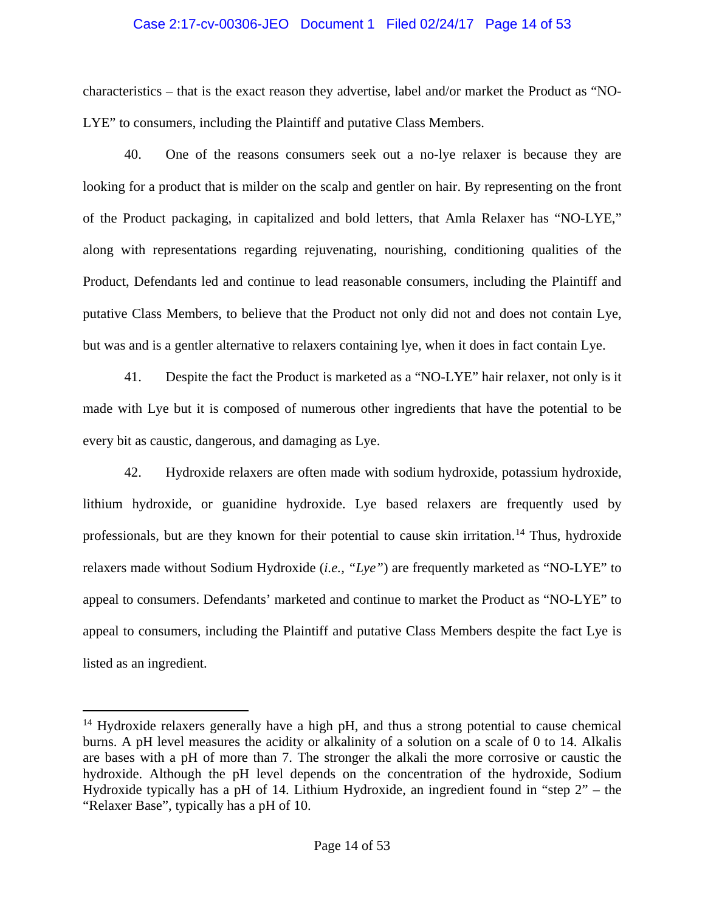characteristics – that is the exact reason they advertise, label and/or market the Product as "NO-LYE" to consumers, including the Plaintiff and putative Class Members.

40. One of the reasons consumers seek out a no-lye relaxer is because they are looking for a product that is milder on the scalp and gentler on hair. By representing on the front of the Product packaging, in capitalized and bold letters, that Amla Relaxer has "NO-LYE," along with representations regarding rejuvenating, nourishing, conditioning qualities of the Product, Defendants led and continue to lead reasonable consumers, including the Plaintiff and putative Class Members, to believe that the Product not only did not and does not contain Lye, but was and is a gentler alternative to relaxers containing lye, when it does in fact contain Lye.

41. Despite the fact the Product is marketed as a "NO-LYE" hair relaxer, not only is it made with Lye but it is composed of numerous other ingredients that have the potential to be every bit as caustic, dangerous, and damaging as Lye.

42. Hydroxide relaxers are often made with sodium hydroxide, potassium hydroxide, lithium hydroxide, or guanidine hydroxide. Lye based relaxers are frequently used by professionals, but are they known for their potential to cause skin irritation.[14] Thus, hydroxide relaxers made without Sodium Hydroxide (*i.e., "Lye"*) are frequently marketed as "NO-LYE" to appeal to consumers. Defendants' marketed and continue to market the Product as "NO-LYE" to appeal to consumers, including the Plaintiff and putative Class Members despite the fact Lye is listed as an ingredient.

---

[14] Hydroxide relaxers generally have a high pH, and thus a strong potential to cause chemical burns. A pH level measures the acidity or alkalinity of a solution on a scale of 0 to 14. Alkalis are bases with a pH of more than 7. The stronger the alkali the more corrosive or caustic the hydroxide. Although the pH level depends on the concentration of the hydroxide, Sodium Hydroxide typically has a pH of 14. Lithium Hydroxide, an ingredient found in "step 2" – the "Relaxer Base", typically has a pH of 10.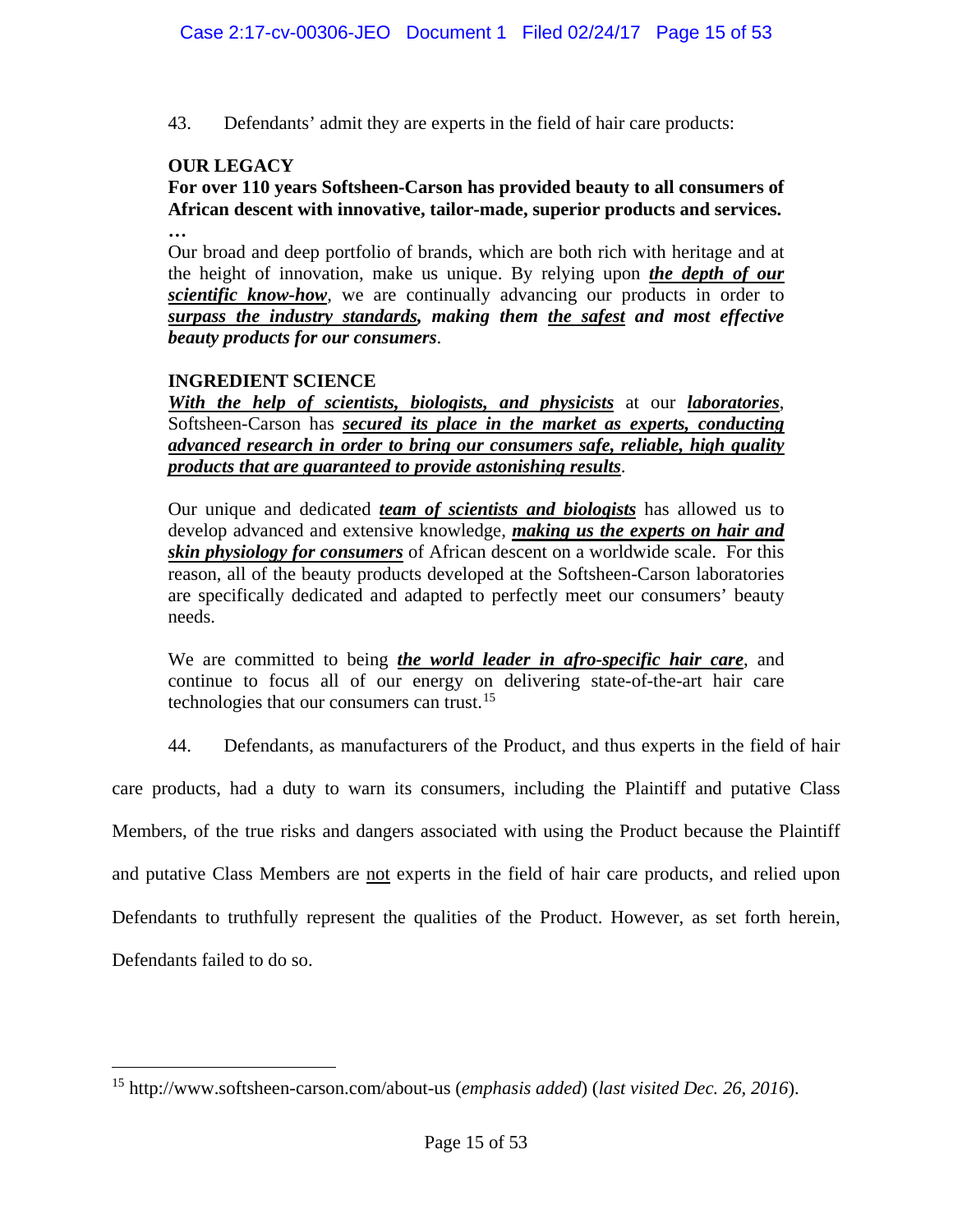43. Defendants' admit they are experts in the field of hair care products:

> **OUR LEGACY**
>
> **For over 110 years Softsheen-Carson has provided beauty to all consumers of African descent with innovative, tailor-made, superior products and services.**
>
> **…**
>
> Our broad and deep portfolio of brands, which are both rich with heritage and at the height of innovation, make us unique. By relying upon ***the depth of our scientific know-how***, we are continually advancing our products in order to ***surpass the industry standards, making them the safest and most effective beauty products for our consumers***.
>
> **INGREDIENT SCIENCE**
>
> ***With the help of scientists, biologists, and physicists*** at our ***laboratories***, Softsheen-Carson has ***secured its place in the market as experts, conducting advanced research in order to bring our consumers safe, reliable, high quality products that are guaranteed to provide astonishing results***.
>
> Our unique and dedicated ***team of scientists and biologists*** has allowed us to develop advanced and extensive knowledge, ***making us the experts on hair and skin physiology for consumers*** of African descent on a worldwide scale. For this reason, all of the beauty products developed at the Softsheen-Carson laboratories are specifically dedicated and adapted to perfectly meet our consumers' beauty needs.
>
> We are committed to being ***the world leader in afro-specific hair care***, and continue to focus all of our energy on delivering state-of-the-art hair care technologies that our consumers can trust.[15]

44. Defendants, as manufacturers of the Product, and thus experts in the field of hair care products, had a duty to warn its consumers, including the Plaintiff and putative Class Members, of the true risks and dangers associated with using the Product because the Plaintiff and putative Class Members are not experts in the field of hair care products, and relied upon Defendants to truthfully represent the qualities of the Product. However, as set forth herein, Defendants failed to do so.

---

[15] http://www.softsheen-carson.com/about-us (*emphasis added*) (*last visited Dec. 26, 2016*).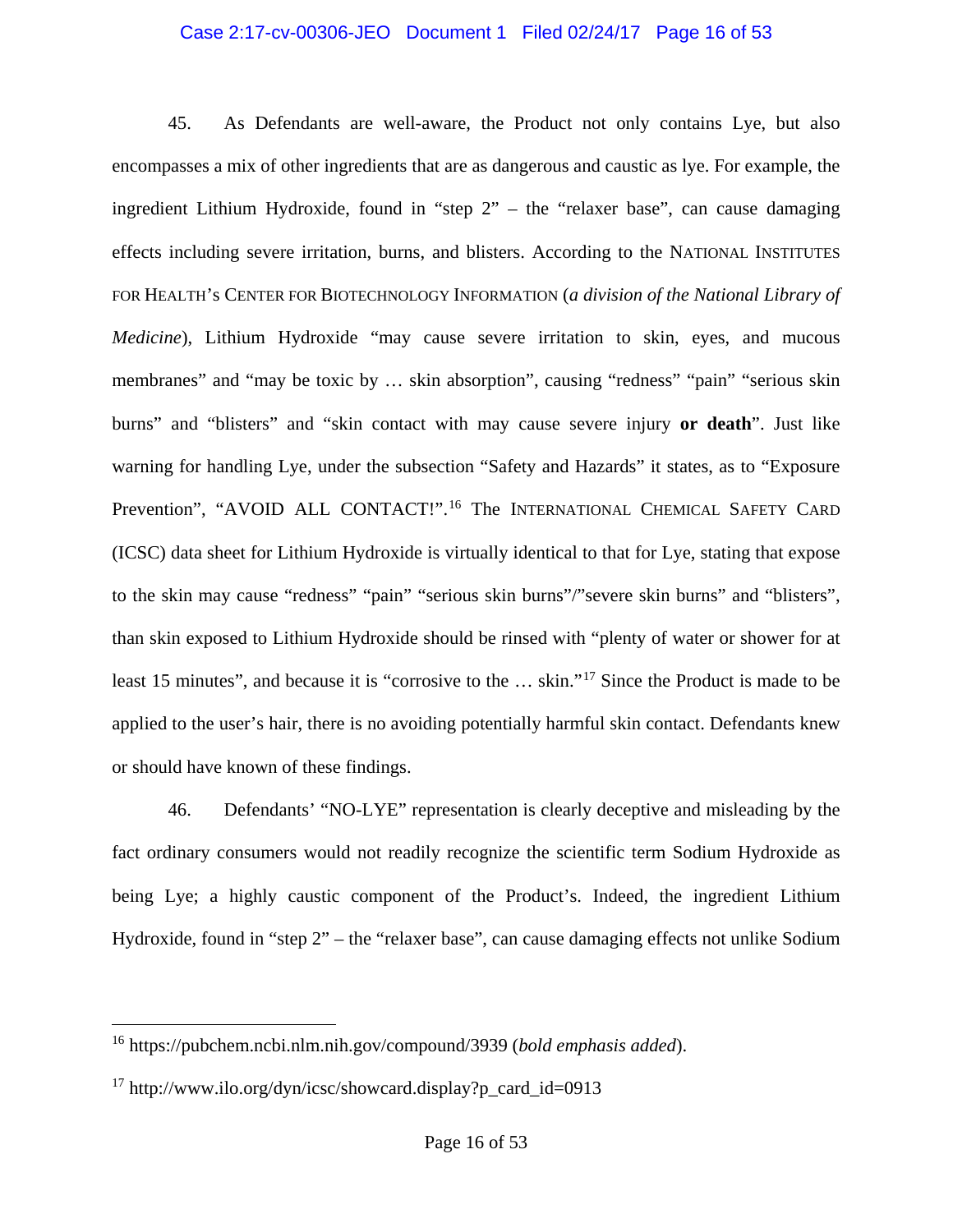45. As Defendants are well-aware, the Product not only contains Lye, but also encompasses a mix of other ingredients that are as dangerous and caustic as lye. For example, the ingredient Lithium Hydroxide, found in "step 2" – the "relaxer base", can cause damaging effects including severe irritation, burns, and blisters. According to the NATIONAL INSTITUTES FOR HEALTH's CENTER FOR BIOTECHNOLOGY INFORMATION (*a division of the National Library of Medicine*), Lithium Hydroxide "may cause severe irritation to skin, eyes, and mucous membranes" and "may be toxic by … skin absorption", causing "redness" "pain" "serious skin burns" and "blisters" and "skin contact with may cause severe injury **or death**". Just like warning for handling Lye, under the subsection "Safety and Hazards" it states, as to "Exposure Prevention", "AVOID ALL CONTACT!".[16] The INTERNATIONAL CHEMICAL SAFETY CARD (ICSC) data sheet for Lithium Hydroxide is virtually identical to that for Lye, stating that expose to the skin may cause "redness" "pain" "serious skin burns"/"severe skin burns" and "blisters", than skin exposed to Lithium Hydroxide should be rinsed with "plenty of water or shower for at least 15 minutes", and because it is "corrosive to the … skin."[17] Since the Product is made to be applied to the user's hair, there is no avoiding potentially harmful skin contact. Defendants knew or should have known of these findings.

46. Defendants' "NO-LYE" representation is clearly deceptive and misleading by the fact ordinary consumers would not readily recognize the scientific term Sodium Hydroxide as being Lye; a highly caustic component of the Product's. Indeed, the ingredient Lithium Hydroxide, found in "step 2" – the "relaxer base", can cause damaging effects not unlike Sodium

---

[16] https://pubchem.ncbi.nlm.nih.gov/compound/3939 (*bold emphasis added*).

[17] http://www.ilo.org/dyn/icsc/showcard.display?p_card_id=0913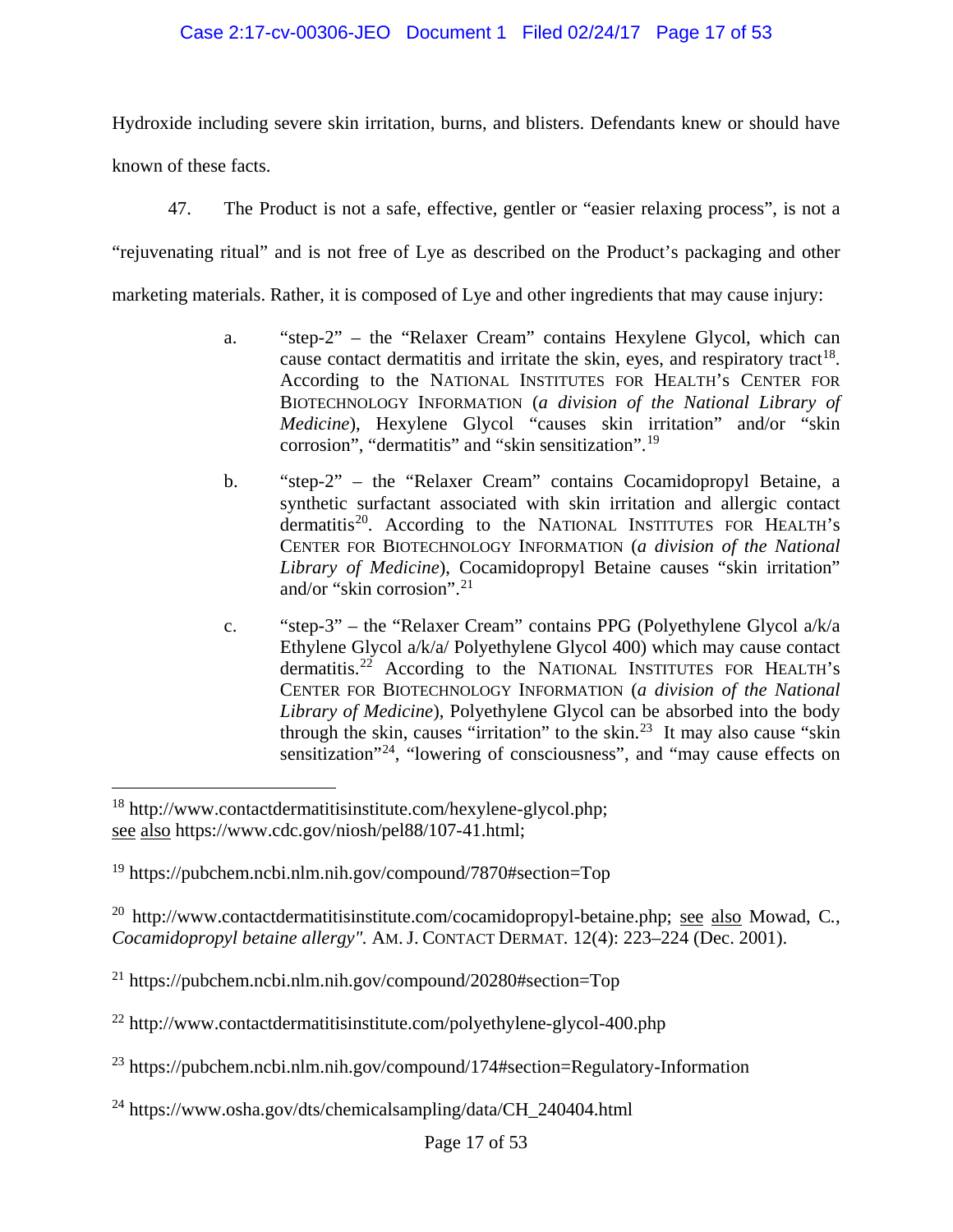Hydroxide including severe skin irritation, burns, and blisters. Defendants knew or should have known of these facts.

47. The Product is not a safe, effective, gentler or "easier relaxing process", is not a "rejuvenating ritual" and is not free of Lye as described on the Product's packaging and other marketing materials. Rather, it is composed of Lye and other ingredients that may cause injury:

a. "step-2" – the "Relaxer Cream" contains Hexylene Glycol, which can cause contact dermatitis and irritate the skin, eyes, and respiratory tract[18]. According to the NATIONAL INSTITUTES FOR HEALTH'S CENTER FOR BIOTECHNOLOGY INFORMATION (*a division of the National Library of Medicine*), Hexylene Glycol "causes skin irritation" and/or "skin corrosion", "dermatitis" and "skin sensitization".[19]

b. "step-2" – the "Relaxer Cream" contains Cocamidopropyl Betaine, a synthetic surfactant associated with skin irritation and allergic contact dermatitis[20]. According to the NATIONAL INSTITUTES FOR HEALTH'S CENTER FOR BIOTECHNOLOGY INFORMATION (*a division of the National Library of Medicine*), Cocamidopropyl Betaine causes "skin irritation" and/or "skin corrosion".[21]

c. "step-3" – the "Relaxer Cream" contains PPG (Polyethylene Glycol a/k/a Ethylene Glycol a/k/a/ Polyethylene Glycol 400) which may cause contact dermatitis.[22] According to the NATIONAL INSTITUTES FOR HEALTH'S CENTER FOR BIOTECHNOLOGY INFORMATION (*a division of the National Library of Medicine*), Polyethylene Glycol can be absorbed into the body through the skin, causes "irritation" to the skin.[23] It may also cause "skin sensitization"[24], "lowering of consciousness", and "may cause effects on

---

[18] http://www.contactdermatitisinstitute.com/hexylene-glycol.php; see also https://www.cdc.gov/niosh/pel88/107-41.html;

[19] https://pubchem.ncbi.nlm.nih.gov/compound/7870#section=Top

[20] http://www.contactdermatitisinstitute.com/cocamidopropyl-betaine.php; see also Mowad, C., *Cocamidopropyl betaine allergy".* AM. J. CONTACT DERMAT. 12(4): 223–224 (Dec. 2001).

[21] https://pubchem.ncbi.nlm.nih.gov/compound/20280#section=Top

[22] http://www.contactdermatitisinstitute.com/polyethylene-glycol-400.php

[23] https://pubchem.ncbi.nlm.nih.gov/compound/174#section=Regulatory-Information

[24] https://www.osha.gov/dts/chemicalsampling/data/CH_240404.html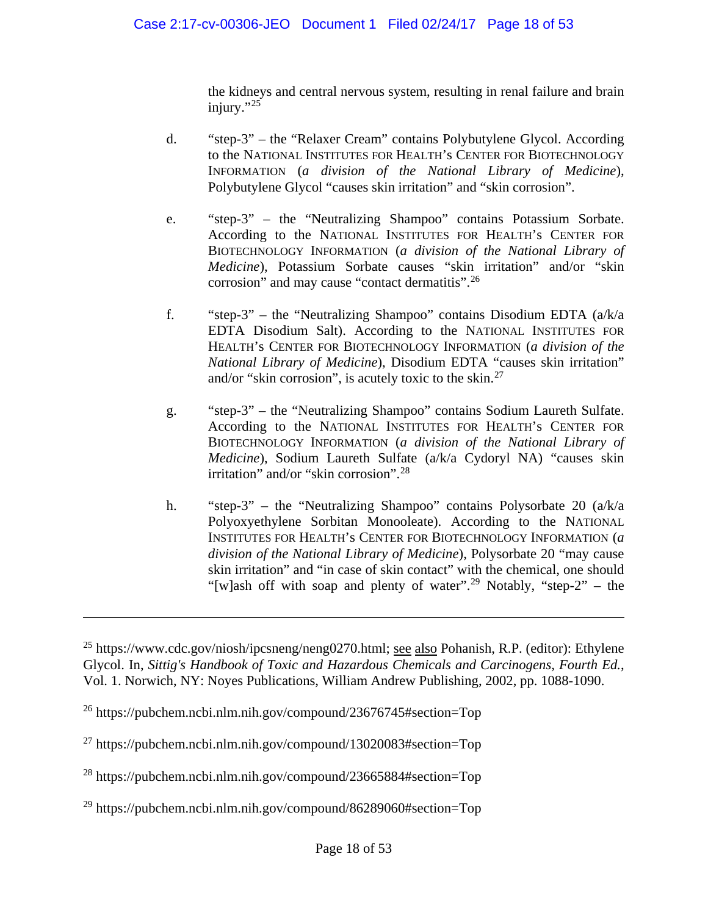the kidneys and central nervous system, resulting in renal failure and brain injury."[25]

d. "step-3" – the "Relaxer Cream" contains Polybutylene Glycol. According to the NATIONAL INSTITUTES FOR HEALTH'S CENTER FOR BIOTECHNOLOGY INFORMATION (*a division of the National Library of Medicine*), Polybutylene Glycol "causes skin irritation" and "skin corrosion".

e. "step-3" – the "Neutralizing Shampoo" contains Potassium Sorbate. According to the NATIONAL INSTITUTES FOR HEALTH'S CENTER FOR BIOTECHNOLOGY INFORMATION (*a division of the National Library of Medicine*), Potassium Sorbate causes "skin irritation" and/or "skin corrosion" and may cause "contact dermatitis".[26]

f. "step-3" – the "Neutralizing Shampoo" contains Disodium EDTA (a/k/a EDTA Disodium Salt). According to the NATIONAL INSTITUTES FOR HEALTH'S CENTER FOR BIOTECHNOLOGY INFORMATION (*a division of the National Library of Medicine*), Disodium EDTA "causes skin irritation" and/or "skin corrosion", is acutely toxic to the skin.[27]

g. "step-3" – the "Neutralizing Shampoo" contains Sodium Laureth Sulfate. According to the NATIONAL INSTITUTES FOR HEALTH'S CENTER FOR BIOTECHNOLOGY INFORMATION (*a division of the National Library of Medicine*), Sodium Laureth Sulfate (a/k/a Cydoryl NA) "causes skin irritation" and/or "skin corrosion".[28]

h. "step-3" – the "Neutralizing Shampoo" contains Polysorbate 20 (a/k/a Polyoxyethylene Sorbitan Monooleate). According to the NATIONAL INSTITUTES FOR HEALTH'S CENTER FOR BIOTECHNOLOGY INFORMATION (*a division of the National Library of Medicine*), Polysorbate 20 "may cause skin irritation" and "in case of skin contact" with the chemical, one should "[w]ash off with soap and plenty of water".[29] Notably, "step-2" – the

---

[25] https://www.cdc.gov/niosh/ipcsneng/neng0270.html; see also Pohanish, R.P. (editor): Ethylene Glycol. In, *Sittig's Handbook of Toxic and Hazardous Chemicals and Carcinogens, Fourth Ed.*, Vol. 1. Norwich, NY: Noyes Publications, William Andrew Publishing, 2002, pp. 1088-1090.

[26] https://pubchem.ncbi.nlm.nih.gov/compound/23676745#section=Top

[27] https://pubchem.ncbi.nlm.nih.gov/compound/13020083#section=Top

[28] https://pubchem.ncbi.nlm.nih.gov/compound/23665884#section=Top

[29] https://pubchem.ncbi.nlm.nih.gov/compound/86289060#section=Top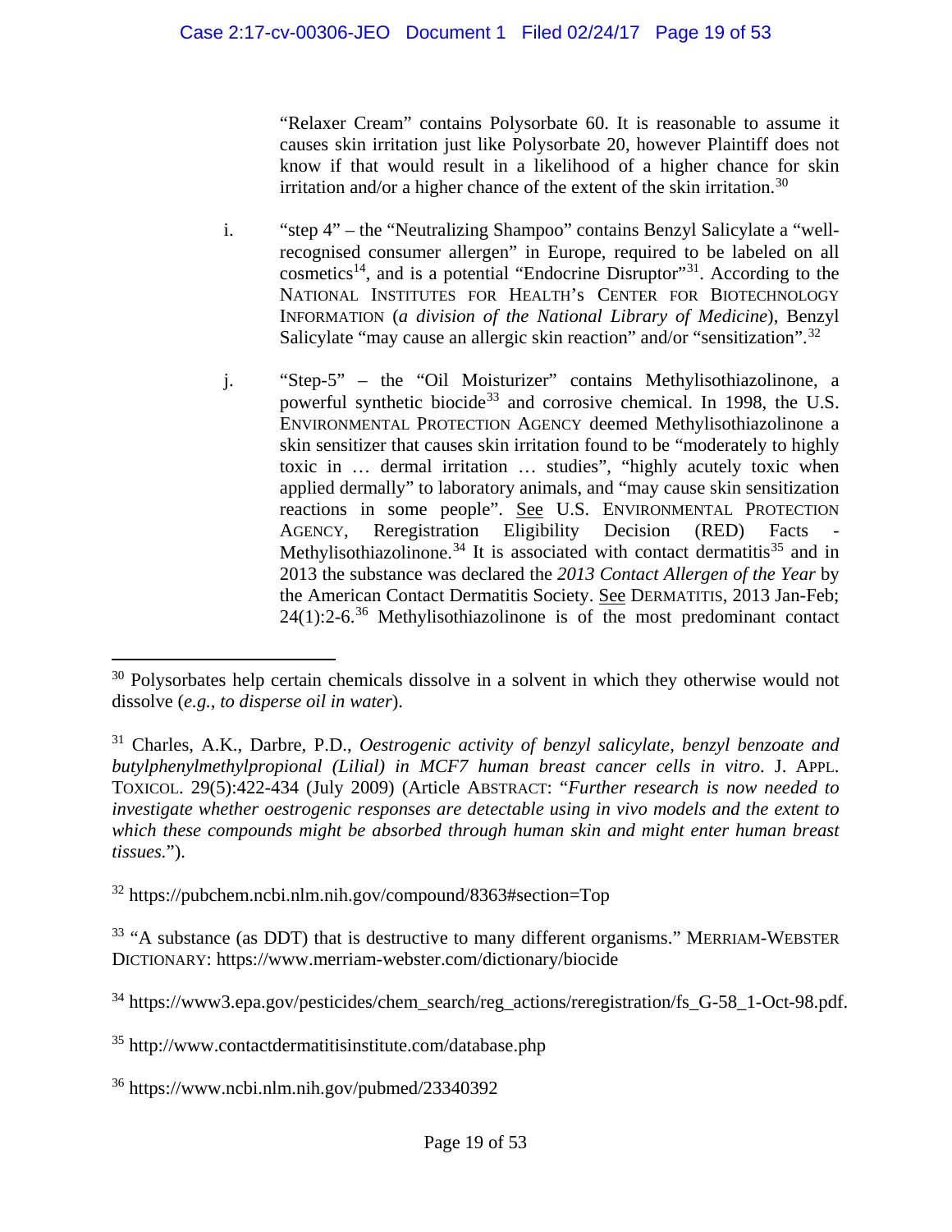"Relaxer Cream" contains Polysorbate 60. It is reasonable to assume it causes skin irritation just like Polysorbate 20, however Plaintiff does not know if that would result in a likelihood of a higher chance for skin irritation and/or a higher chance of the extent of the skin irritation.[30]

i. "step 4" – the "Neutralizing Shampoo" contains Benzyl Salicylate a "well-recognised consumer allergen" in Europe, required to be labeled on all cosmetics[14], and is a potential "Endocrine Disruptor"[31]. According to the NATIONAL INSTITUTES FOR HEALTH'S CENTER FOR BIOTECHNOLOGY INFORMATION (*a division of the National Library of Medicine*), Benzyl Salicylate "may cause an allergic skin reaction" and/or "sensitization".[32]

j. "Step-5" – the "Oil Moisturizer" contains Methylisothiazolinone, a powerful synthetic biocide[33] and corrosive chemical. In 1998, the U.S. ENVIRONMENTAL PROTECTION AGENCY deemed Methylisothiazolinone a skin sensitizer that causes skin irritation found to be "moderately to highly toxic in … dermal irritation … studies", "highly acutely toxic when applied dermally" to laboratory animals, and "may cause skin sensitization reactions in some people". <u>See</u> U.S. ENVIRONMENTAL PROTECTION AGENCY, Reregistration Eligibility Decision (RED) Facts - Methylisothiazolinone.[34] It is associated with contact dermatitis[35] and in 2013 the substance was declared the *2013 Contact Allergen of the Year* by the American Contact Dermatitis Society. <u>See</u> DERMATITIS, 2013 Jan-Feb; 24(1):2-6.[36] Methylisothiazolinone is of the most predominant contact

---

[30] Polysorbates help certain chemicals dissolve in a solvent in which they otherwise would not dissolve (*e.g., to disperse oil in water*).

[31] Charles, A.K., Darbre, P.D., *Oestrogenic activity of benzyl salicylate, benzyl benzoate and butylphenylmethylpropional (Lilial) in MCF7 human breast cancer cells in vitro*. J. APPL. TOXICOL. 29(5):422-434 (July 2009) (Article ABSTRACT: "*Further research is now needed to investigate whether oestrogenic responses are detectable using in vivo models and the extent to which these compounds might be absorbed through human skin and might enter human breast tissues.*").

[32] https://pubchem.ncbi.nlm.nih.gov/compound/8363#section=Top

[33] "A substance (as DDT) that is destructive to many different organisms." MERRIAM-WEBSTER DICTIONARY: https://www.merriam-webster.com/dictionary/biocide

[34] https://www3.epa.gov/pesticides/chem_search/reg_actions/reregistration/fs_G-58_1-Oct-98.pdf.

[35] http://www.contactdermatitisinstitute.com/database.php

[36] https://www.ncbi.nlm.nih.gov/pubmed/23340392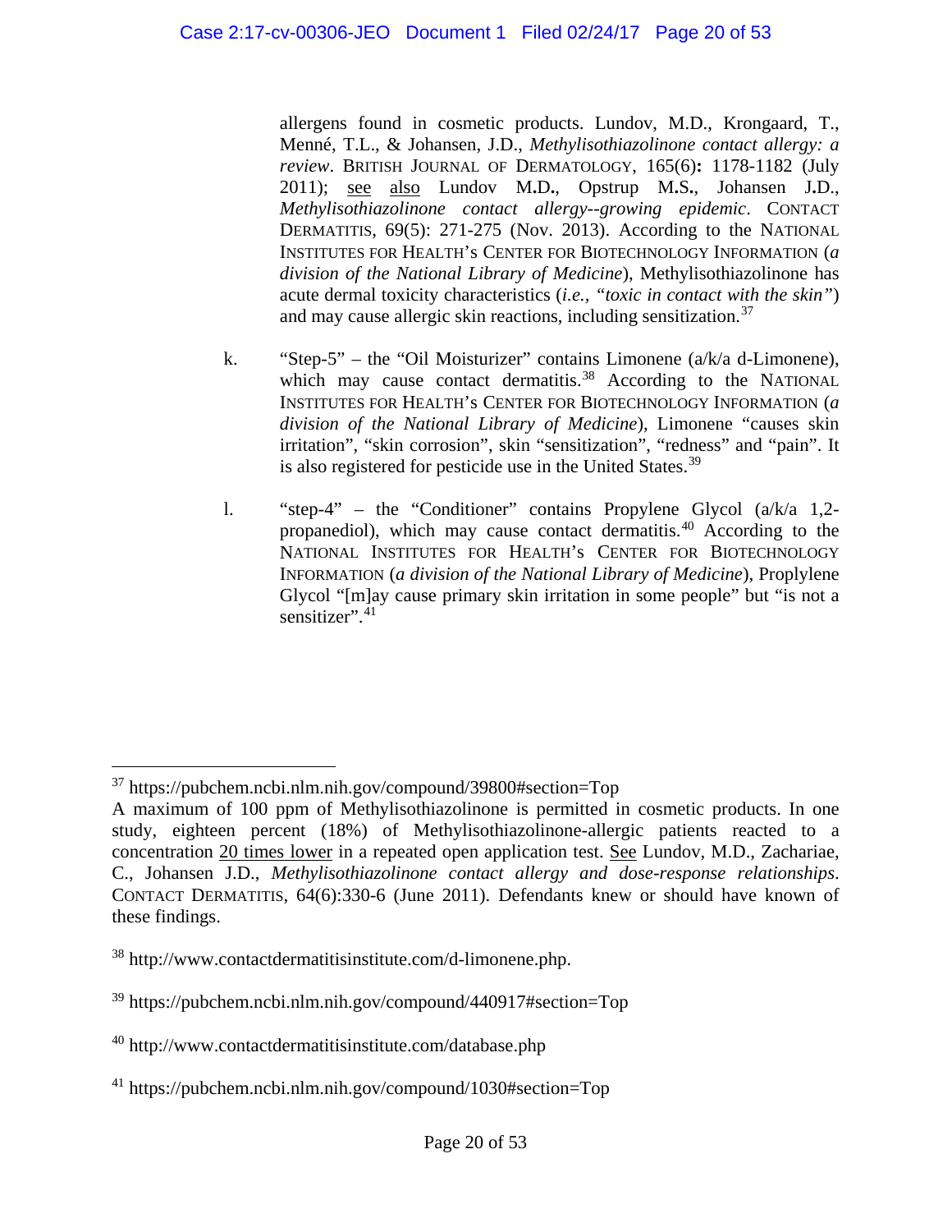allergens found in cosmetic products. Lundov, M.D., Krongaard, T., Menné, T.L., & Johansen, J.D., *Methylisothiazolinone contact allergy: a review*. BRITISH JOURNAL OF DERMATOLOGY, 165(6)**:** 1178-1182 (July 2011); see also Lundov M**.**D**.**, Opstrup M**.**S**.**, Johansen J**.**D., *Methylisothiazolinone contact allergy--growing epidemic*. CONTACT DERMATITIS, 69(5): 271-275 (Nov. 2013). According to the NATIONAL INSTITUTES FOR HEALTH'S CENTER FOR BIOTECHNOLOGY INFORMATION (*a division of the National Library of Medicine*), Methylisothiazolinone has acute dermal toxicity characteristics (*i.e.*, *"toxic in contact with the skin"*) and may cause allergic skin reactions, including sensitization.[37]

k. "Step-5" – the "Oil Moisturizer" contains Limonene (a/k/a d-Limonene), which may cause contact dermatitis.[38] According to the NATIONAL INSTITUTES FOR HEALTH'S CENTER FOR BIOTECHNOLOGY INFORMATION (*a division of the National Library of Medicine*), Limonene "causes skin irritation", "skin corrosion", skin "sensitization", "redness" and "pain". It is also registered for pesticide use in the United States.[39]

l. "step-4" – the "Conditioner" contains Propylene Glycol (a/k/a 1,2-propanediol), which may cause contact dermatitis.[40] According to the NATIONAL INSTITUTES FOR HEALTH'S CENTER FOR BIOTECHNOLOGY INFORMATION (*a division of the National Library of Medicine*), Proplylene Glycol "[m]ay cause primary skin irritation in some people" but "is not a sensitizer".[41]

---

[37] https://pubchem.ncbi.nlm.nih.gov/compound/39800#section=Top
A maximum of 100 ppm of Methylisothiazolinone is permitted in cosmetic products. In one study, eighteen percent (18%) of Methylisothiazolinone-allergic patients reacted to a concentration 20 times lower in a repeated open application test. See Lundov, M.D., Zachariae, C., Johansen J.D., *Methylisothiazolinone contact allergy and dose-response relationships*. CONTACT DERMATITIS, 64(6):330-6 (June 2011). Defendants knew or should have known of these findings.

[38] http://www.contactdermatitisinstitute.com/d-limonene.php.

[39] https://pubchem.ncbi.nlm.nih.gov/compound/440917#section=Top

[40] http://www.contactdermatitisinstitute.com/database.php

[41] https://pubchem.ncbi.nlm.nih.gov/compound/1030#section=Top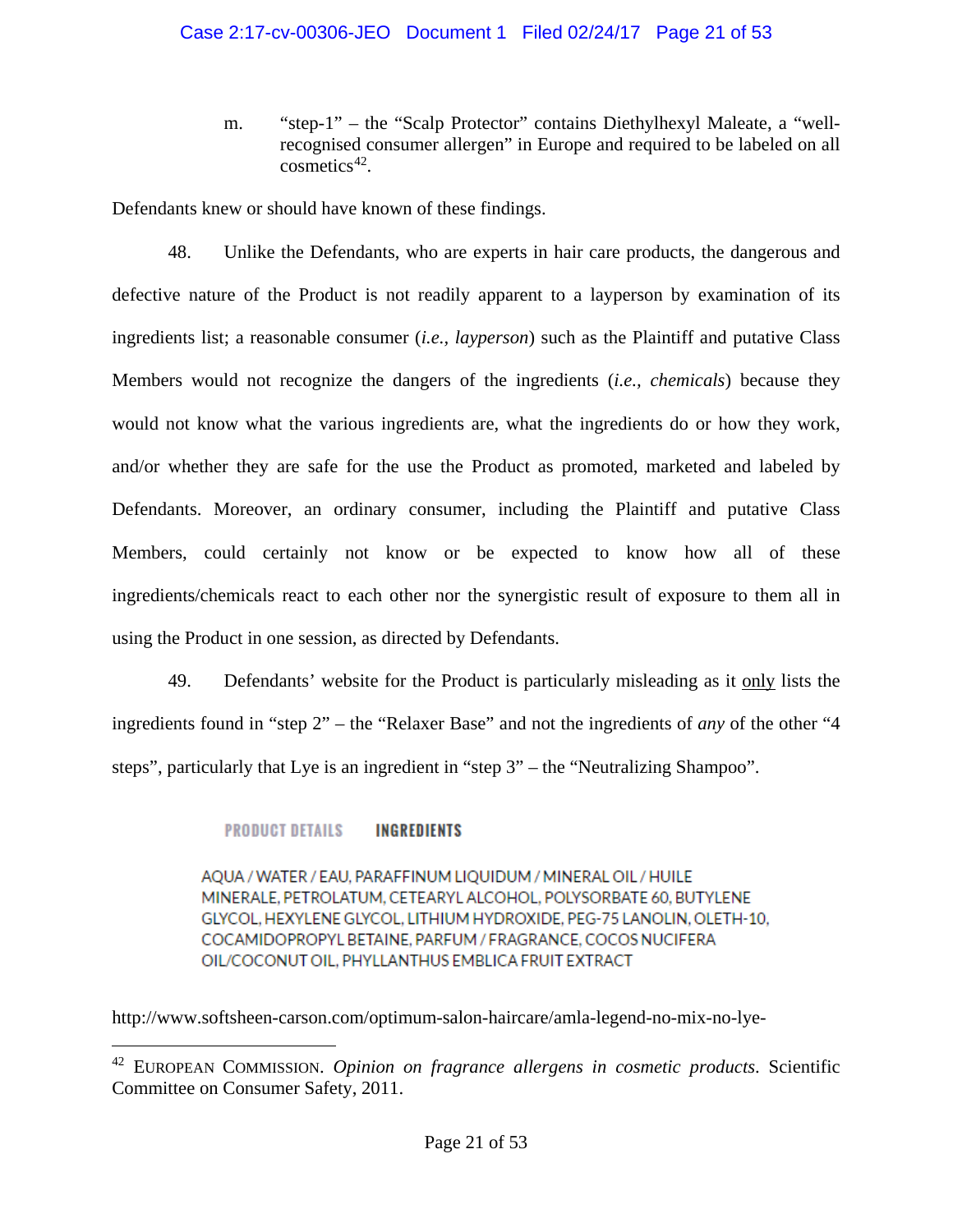m. "step-1" – the "Scalp Protector" contains Diethylhexyl Maleate, a "well-recognised consumer allergen" in Europe and required to be labeled on all cosmetics[42].

Defendants knew or should have known of these findings.

48. Unlike the Defendants, who are experts in hair care products, the dangerous and defective nature of the Product is not readily apparent to a layperson by examination of its ingredients list; a reasonable consumer (*i.e., layperson*) such as the Plaintiff and putative Class Members would not recognize the dangers of the ingredients (*i.e., chemicals*) because they would not know what the various ingredients are, what the ingredients do or how they work, and/or whether they are safe for the use the Product as promoted, marketed and labeled by Defendants. Moreover, an ordinary consumer, including the Plaintiff and putative Class Members, could certainly not know or be expected to know how all of these ingredients/chemicals react to each other nor the synergistic result of exposure to them all in using the Product in one session, as directed by Defendants.

49. Defendants' website for the Product is particularly misleading as it <u>only</u> lists the ingredients found in "step 2" – the "Relaxer Base" and not the ingredients of *any* of the other "4 steps", particularly that Lye is an ingredient in "step 3" – the "Neutralizing Shampoo".

PRODUCT DETAILS **INGREDIENTS**

AQUA / WATER / EAU, PARAFFINUM LIQUIDUM / MINERAL OIL / HUILE MINERALE, PETROLATUM, CETEARYL ALCOHOL, POLYSORBATE 60, BUTYLENE GLYCOL, HEXYLENE GLYCOL, LITHIUM HYDROXIDE, PEG-75 LANOLIN, OLETH-10, COCAMIDOPROPYL BETAINE, PARFUM / FRAGRANCE, COCOS NUCIFERA OIL/COCONUT OIL, PHYLLANTHUS EMBLICA FRUIT EXTRACT

http://www.softsheen-carson.com/optimum-salon-haircare/amla-legend-no-mix-no-lye-

---

[42] EUROPEAN COMMISSION. *Opinion on fragrance allergens in cosmetic products*. Scientific Committee on Consumer Safety, 2011.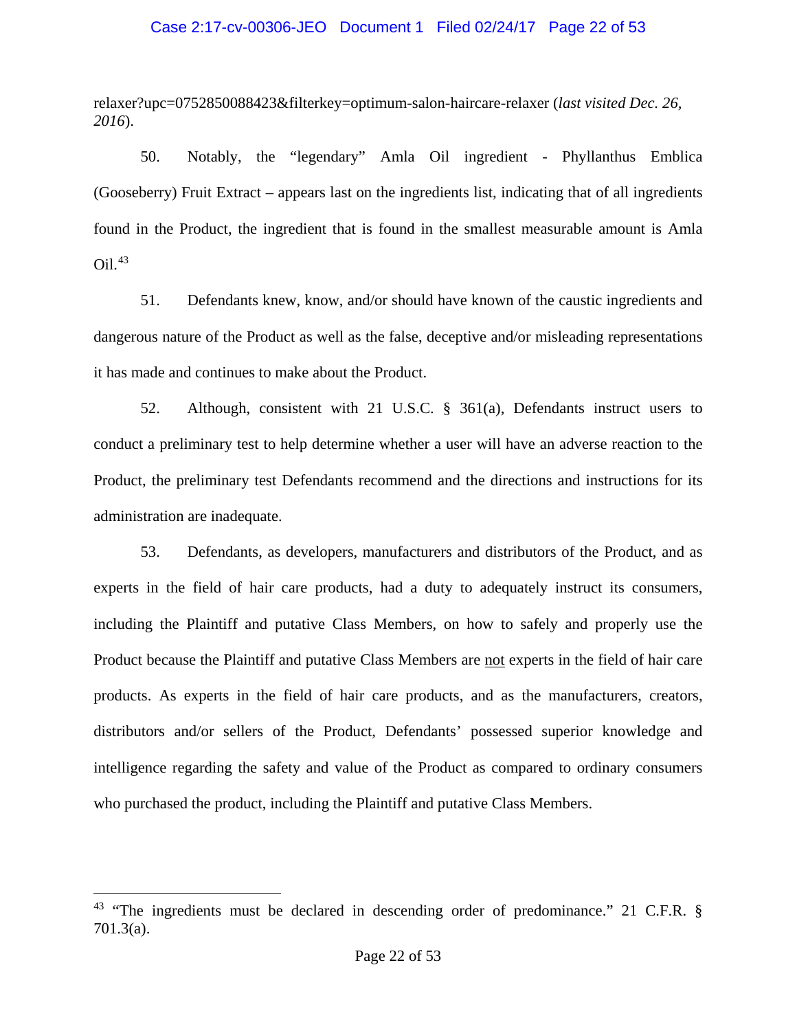relaxer?upc=0752850088423&filterkey=optimum-salon-haircare-relaxer (*last visited Dec. 26, 2016*).

50. Notably, the "legendary" Amla Oil ingredient - Phyllanthus Emblica (Gooseberry) Fruit Extract – appears last on the ingredients list, indicating that of all ingredients found in the Product, the ingredient that is found in the smallest measurable amount is Amla Oil.[43]

51. Defendants knew, know, and/or should have known of the caustic ingredients and dangerous nature of the Product as well as the false, deceptive and/or misleading representations it has made and continues to make about the Product.

52. Although, consistent with 21 U.S.C. § 361(a), Defendants instruct users to conduct a preliminary test to help determine whether a user will have an adverse reaction to the Product, the preliminary test Defendants recommend and the directions and instructions for its administration are inadequate.

53. Defendants, as developers, manufacturers and distributors of the Product, and as experts in the field of hair care products, had a duty to adequately instruct its consumers, including the Plaintiff and putative Class Members, on how to safely and properly use the Product because the Plaintiff and putative Class Members are <u>not</u> experts in the field of hair care products. As experts in the field of hair care products, and as the manufacturers, creators, distributors and/or sellers of the Product, Defendants' possessed superior knowledge and intelligence regarding the safety and value of the Product as compared to ordinary consumers who purchased the product, including the Plaintiff and putative Class Members.

---

[43] "The ingredients must be declared in descending order of predominance." 21 C.F.R. § 701.3(a).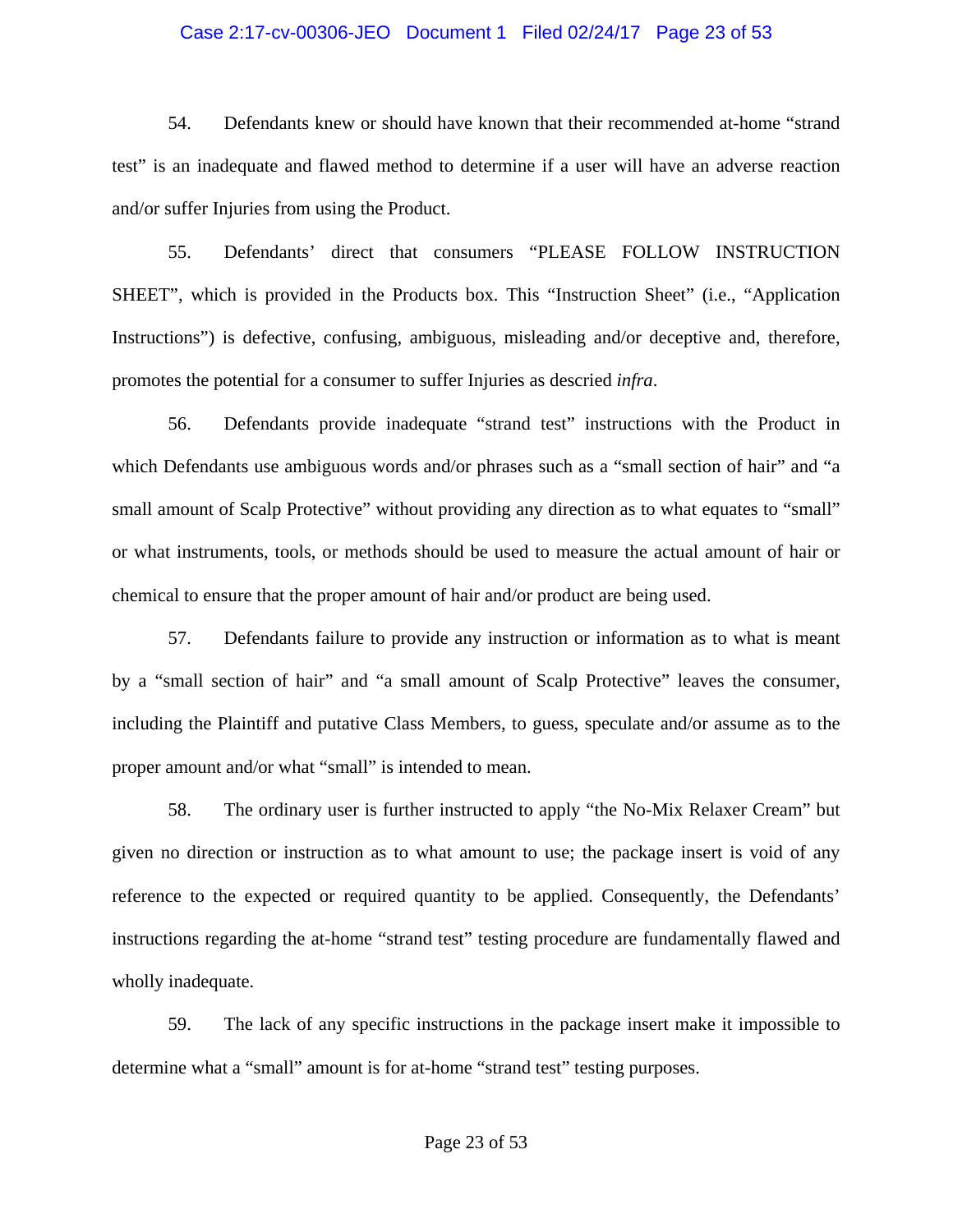54. Defendants knew or should have known that their recommended at-home "strand test" is an inadequate and flawed method to determine if a user will have an adverse reaction and/or suffer Injuries from using the Product.

55. Defendants' direct that consumers "PLEASE FOLLOW INSTRUCTION SHEET", which is provided in the Products box. This "Instruction Sheet" (i.e., "Application Instructions") is defective, confusing, ambiguous, misleading and/or deceptive and, therefore, promotes the potential for a consumer to suffer Injuries as descried *infra*.

56. Defendants provide inadequate "strand test" instructions with the Product in which Defendants use ambiguous words and/or phrases such as a "small section of hair" and "a small amount of Scalp Protective" without providing any direction as to what equates to "small" or what instruments, tools, or methods should be used to measure the actual amount of hair or chemical to ensure that the proper amount of hair and/or product are being used.

57. Defendants failure to provide any instruction or information as to what is meant by a "small section of hair" and "a small amount of Scalp Protective" leaves the consumer, including the Plaintiff and putative Class Members, to guess, speculate and/or assume as to the proper amount and/or what "small" is intended to mean.

58. The ordinary user is further instructed to apply "the No-Mix Relaxer Cream" but given no direction or instruction as to what amount to use; the package insert is void of any reference to the expected or required quantity to be applied. Consequently, the Defendants' instructions regarding the at-home "strand test" testing procedure are fundamentally flawed and wholly inadequate.

59. The lack of any specific instructions in the package insert make it impossible to determine what a "small" amount is for at-home "strand test" testing purposes.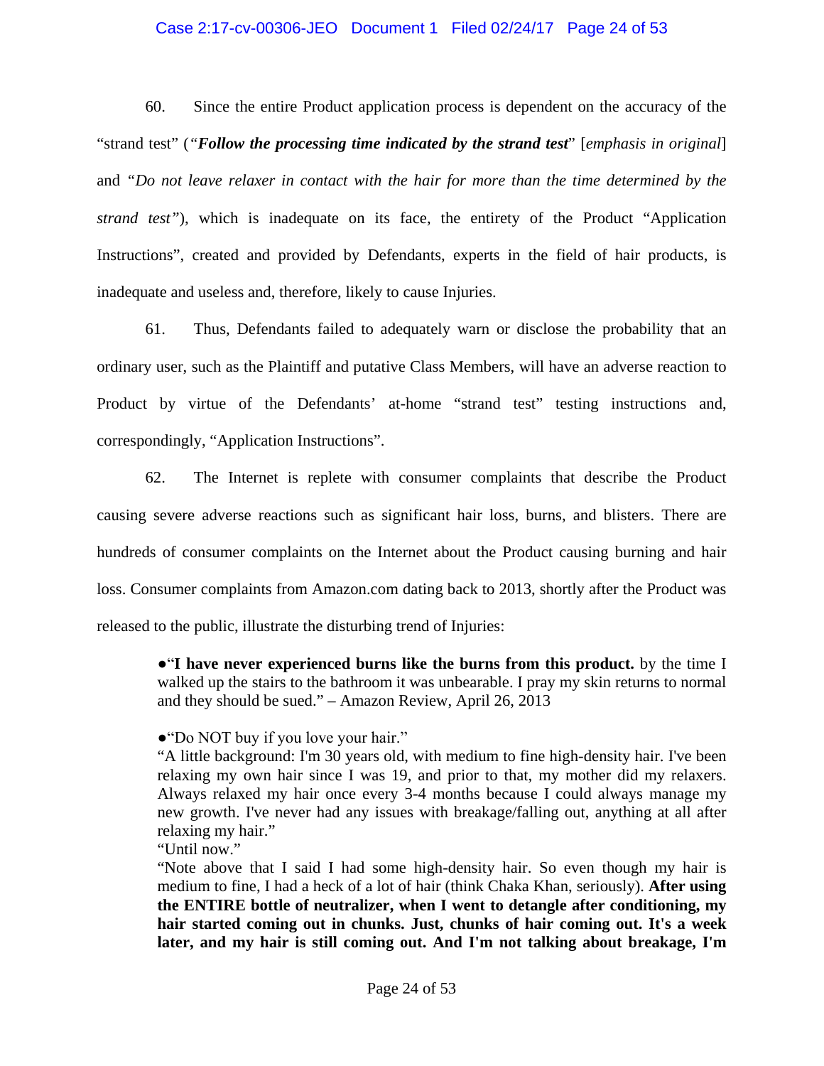60. Since the entire Product application process is dependent on the accuracy of the "strand test" (*"**Follow the processing time indicated by the strand test**"* [*emphasis in original*] and *"Do not leave relaxer in contact with the hair for more than the time determined by the strand test"*), which is inadequate on its face, the entirety of the Product "Application Instructions", created and provided by Defendants, experts in the field of hair products, is inadequate and useless and, therefore, likely to cause Injuries.

61. Thus, Defendants failed to adequately warn or disclose the probability that an ordinary user, such as the Plaintiff and putative Class Members, will have an adverse reaction to Product by virtue of the Defendants' at-home "strand test" testing instructions and, correspondingly, "Application Instructions".

62. The Internet is replete with consumer complaints that describe the Product causing severe adverse reactions such as significant hair loss, burns, and blisters. There are hundreds of consumer complaints on the Internet about the Product causing burning and hair loss. Consumer complaints from Amazon.com dating back to 2013, shortly after the Product was released to the public, illustrate the disturbing trend of Injuries:

> ●"**I have never experienced burns like the burns from this product.** by the time I walked up the stairs to the bathroom it was unbearable. I pray my skin returns to normal and they should be sued." – Amazon Review, April 26, 2013
>
> ●"Do NOT buy if you love your hair."
> "A little background: I'm 30 years old, with medium to fine high-density hair. I've been relaxing my own hair since I was 19, and prior to that, my mother did my relaxers. Always relaxed my hair once every 3-4 months because I could always manage my new growth. I've never had any issues with breakage/falling out, anything at all after relaxing my hair."
> "Until now."
> "Note above that I said I had some high-density hair. So even though my hair is medium to fine, I had a heck of a lot of hair (think Chaka Khan, seriously). **After using the ENTIRE bottle of neutralizer, when I went to detangle after conditioning, my hair started coming out in chunks. Just, chunks of hair coming out. It's a week later, and my hair is still coming out. And I'm not talking about breakage, I'm**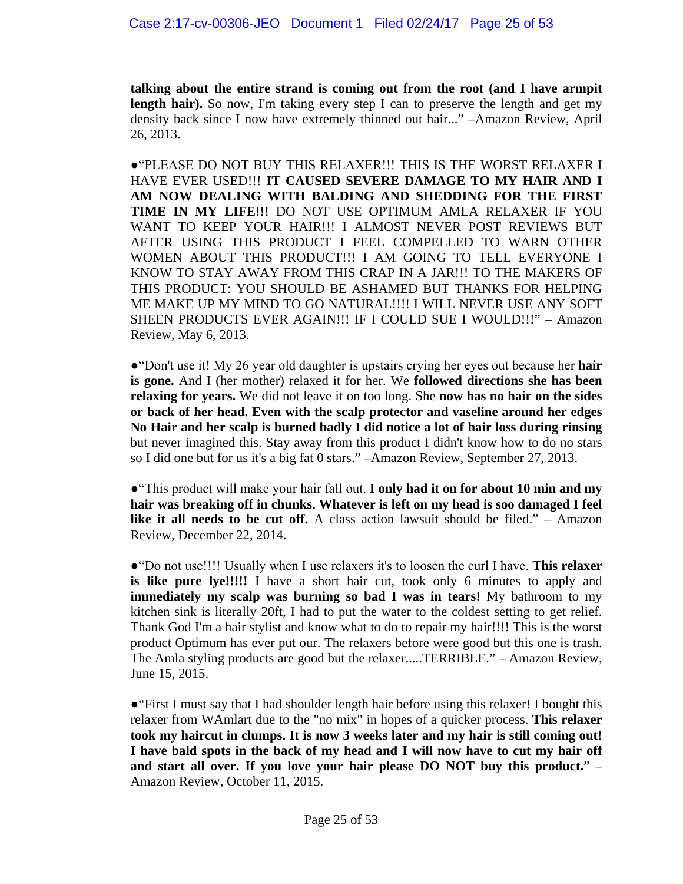**talking about the entire strand is coming out from the root (and I have armpit length hair).** So now, I'm taking every step I can to preserve the length and get my density back since I now have extremely thinned out hair..." –Amazon Review, April 26, 2013.

●"PLEASE DO NOT BUY THIS RELAXER!!! THIS IS THE WORST RELAXER I HAVE EVER USED!!! **IT CAUSED SEVERE DAMAGE TO MY HAIR AND I AM NOW DEALING WITH BALDING AND SHEDDING FOR THE FIRST TIME IN MY LIFE!!!** DO NOT USE OPTIMUM AMLA RELAXER IF YOU WANT TO KEEP YOUR HAIR!!! I ALMOST NEVER POST REVIEWS BUT AFTER USING THIS PRODUCT I FEEL COMPELLED TO WARN OTHER WOMEN ABOUT THIS PRODUCT!!! I AM GOING TO TELL EVERYONE I KNOW TO STAY AWAY FROM THIS CRAP IN A JAR!!! TO THE MAKERS OF THIS PRODUCT: YOU SHOULD BE ASHAMED BUT THANKS FOR HELPING ME MAKE UP MY MIND TO GO NATURAL!!!! I WILL NEVER USE ANY SOFT SHEEN PRODUCTS EVER AGAIN!!! IF I COULD SUE I WOULD!!!" – Amazon Review, May 6, 2013.

●"Don't use it! My 26 year old daughter is upstairs crying her eyes out because her **hair is gone.** And I (her mother) relaxed it for her. We **followed directions she has been relaxing for years.** We did not leave it on too long. She **now has no hair on the sides or back of her head. Even with the scalp protector and vaseline around her edges No Hair and her scalp is burned badly I did notice a lot of hair loss during rinsing** but never imagined this. Stay away from this product I didn't know how to do no stars so I did one but for us it's a big fat 0 stars." –Amazon Review, September 27, 2013.

●"This product will make your hair fall out. **I only had it on for about 10 min and my hair was breaking off in chunks. Whatever is left on my head is soo damaged I feel like it all needs to be cut off.** A class action lawsuit should be filed." – Amazon Review, December 22, 2014.

●"Do not use!!!! Usually when I use relaxers it's to loosen the curl I have. **This relaxer is like pure lye!!!!!** I have a short hair cut, took only 6 minutes to apply and **immediately my scalp was burning so bad I was in tears!** My bathroom to my kitchen sink is literally 20ft, I had to put the water to the coldest setting to get relief. Thank God I'm a hair stylist and know what to do to repair my hair!!!! This is the worst product Optimum has ever put our. The relaxers before were good but this one is trash. The Amla styling products are good but the relaxer.....TERRIBLE." – Amazon Review, June 15, 2015.

●"First I must say that I had shoulder length hair before using this relaxer! I bought this relaxer from WAmlart due to the "no mix" in hopes of a quicker process. **This relaxer took my haircut in clumps. It is now 3 weeks later and my hair is still coming out! I have bald spots in the back of my head and I will now have to cut my hair off and start all over. If you love your hair please DO NOT buy this product.**" – Amazon Review, October 11, 2015.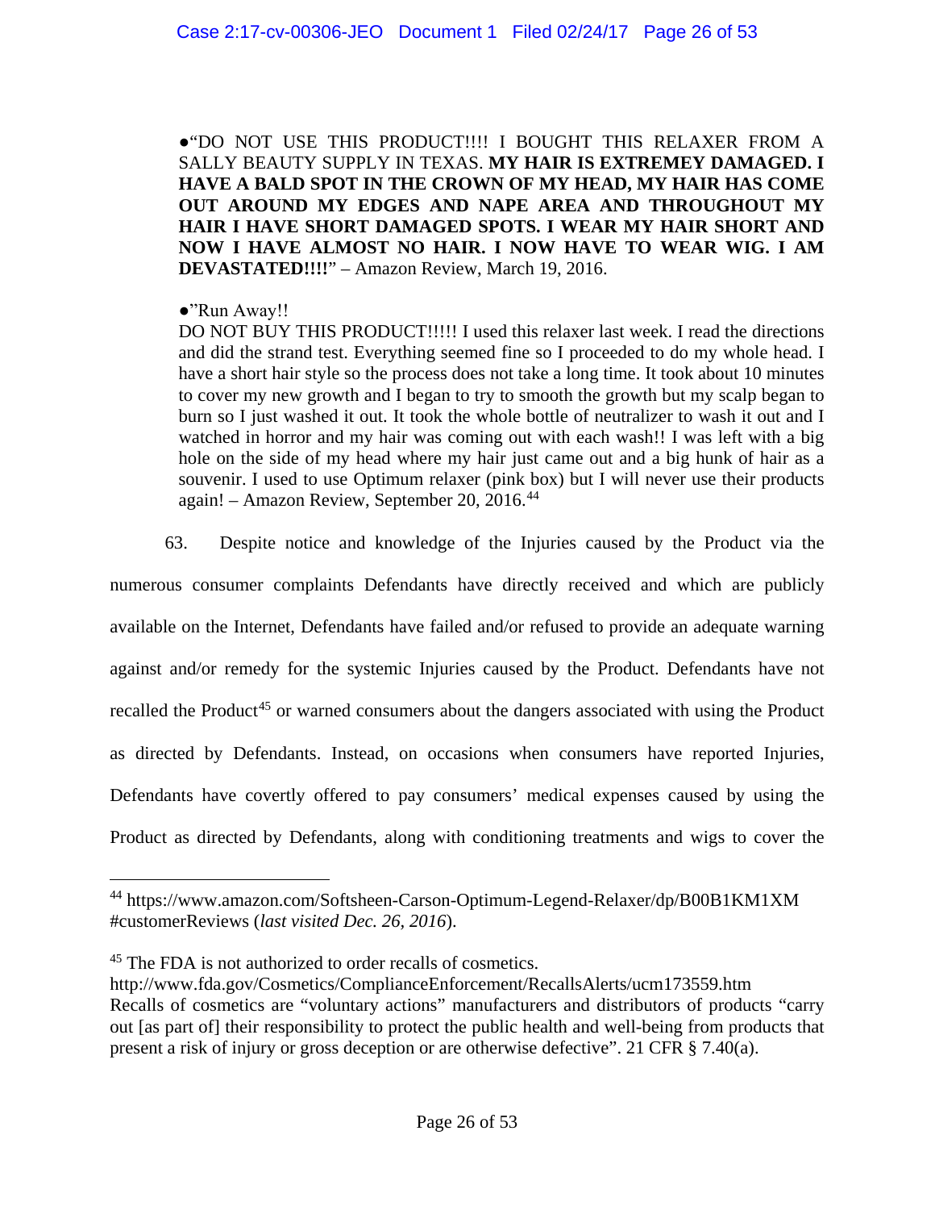●"DO NOT USE THIS PRODUCT!!!! I BOUGHT THIS RELAXER FROM A SALLY BEAUTY SUPPLY IN TEXAS. **MY HAIR IS EXTREMEY DAMAGED. I HAVE A BALD SPOT IN THE CROWN OF MY HEAD, MY HAIR HAS COME OUT AROUND MY EDGES AND NAPE AREA AND THROUGHOUT MY HAIR I HAVE SHORT DAMAGED SPOTS. I WEAR MY HAIR SHORT AND NOW I HAVE ALMOST NO HAIR. I NOW HAVE TO WEAR WIG. I AM DEVASTATED!!!!**" – Amazon Review, March 19, 2016.

●"Run Away!!
DO NOT BUY THIS PRODUCT!!!!! I used this relaxer last week. I read the directions and did the strand test. Everything seemed fine so I proceeded to do my whole head. I have a short hair style so the process does not take a long time. It took about 10 minutes to cover my new growth and I began to try to smooth the growth but my scalp began to burn so I just washed it out. It took the whole bottle of neutralizer to wash it out and I watched in horror and my hair was coming out with each wash!! I was left with a big hole on the side of my head where my hair just came out and a big hunk of hair as a souvenir. I used to use Optimum relaxer (pink box) but I will never use their products again! – Amazon Review, September 20, 2016.[44]

63. Despite notice and knowledge of the Injuries caused by the Product via the numerous consumer complaints Defendants have directly received and which are publicly available on the Internet, Defendants have failed and/or refused to provide an adequate warning against and/or remedy for the systemic Injuries caused by the Product. Defendants have not recalled the Product[45] or warned consumers about the dangers associated with using the Product as directed by Defendants. Instead, on occasions when consumers have reported Injuries, Defendants have covertly offered to pay consumers' medical expenses caused by using the Product as directed by Defendants, along with conditioning treatments and wigs to cover the

---

[44] https://www.amazon.com/Softsheen-Carson-Optimum-Legend-Relaxer/dp/B00B1KM1XM #customerReviews (*last visited Dec. 26, 2016*).

[45] The FDA is not authorized to order recalls of cosmetics. http://www.fda.gov/Cosmetics/ComplianceEnforcement/RecallsAlerts/ucm173559.htm Recalls of cosmetics are "voluntary actions" manufacturers and distributors of products "carry out [as part of] their responsibility to protect the public health and well-being from products that present a risk of injury or gross deception or are otherwise defective". 21 CFR § 7.40(a).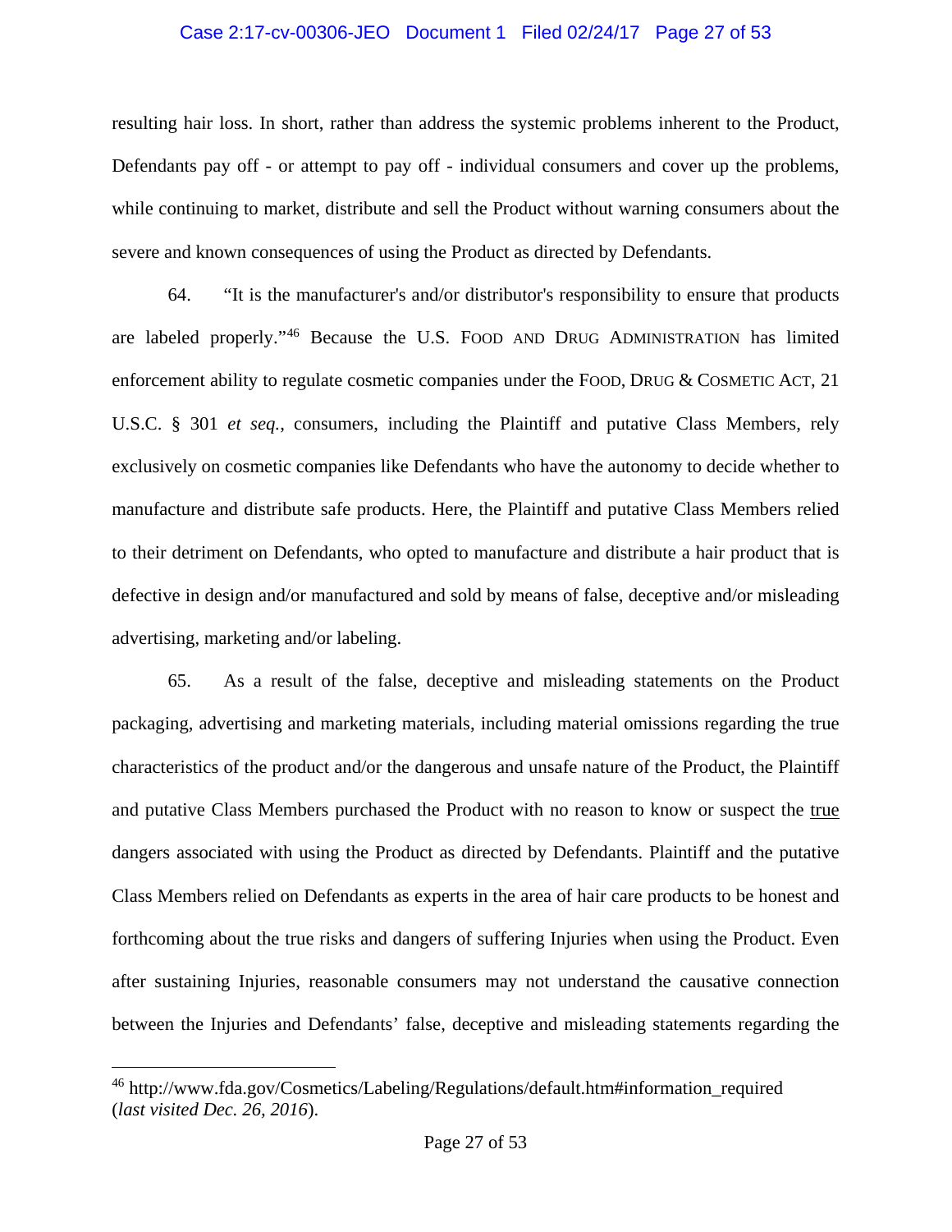resulting hair loss. In short, rather than address the systemic problems inherent to the Product, Defendants pay off - or attempt to pay off - individual consumers and cover up the problems, while continuing to market, distribute and sell the Product without warning consumers about the severe and known consequences of using the Product as directed by Defendants.

64. "It is the manufacturer's and/or distributor's responsibility to ensure that products are labeled properly."[46] Because the U.S. FOOD AND DRUG ADMINISTRATION has limited enforcement ability to regulate cosmetic companies under the FOOD, DRUG & COSMETIC ACT, 21 U.S.C. § 301 *et seq.*, consumers, including the Plaintiff and putative Class Members, rely exclusively on cosmetic companies like Defendants who have the autonomy to decide whether to manufacture and distribute safe products. Here, the Plaintiff and putative Class Members relied to their detriment on Defendants, who opted to manufacture and distribute a hair product that is defective in design and/or manufactured and sold by means of false, deceptive and/or misleading advertising, marketing and/or labeling.

65. As a result of the false, deceptive and misleading statements on the Product packaging, advertising and marketing materials, including material omissions regarding the true characteristics of the product and/or the dangerous and unsafe nature of the Product, the Plaintiff and putative Class Members purchased the Product with no reason to know or suspect the true dangers associated with using the Product as directed by Defendants. Plaintiff and the putative Class Members relied on Defendants as experts in the area of hair care products to be honest and forthcoming about the true risks and dangers of suffering Injuries when using the Product. Even after sustaining Injuries, reasonable consumers may not understand the causative connection between the Injuries and Defendants' false, deceptive and misleading statements regarding the

---

[46] http://www.fda.gov/Cosmetics/Labeling/Regulations/default.htm#information_required (*last visited Dec. 26, 2016*).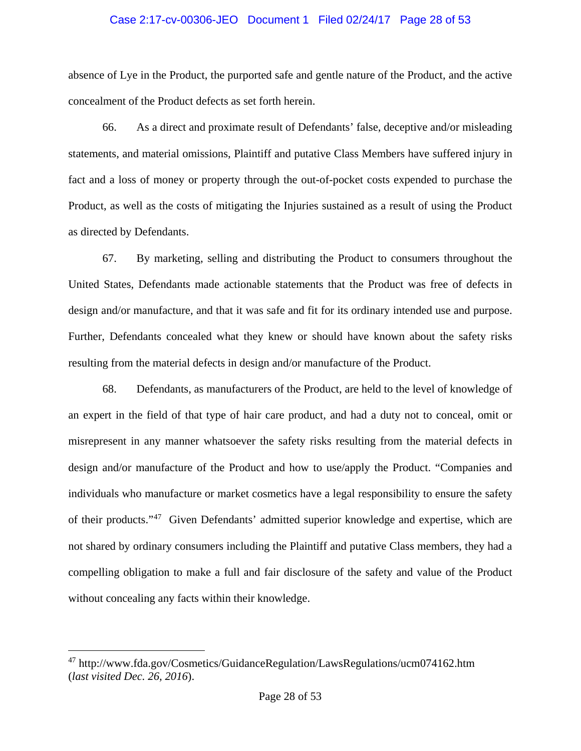absence of Lye in the Product, the purported safe and gentle nature of the Product, and the active concealment of the Product defects as set forth herein.

66. As a direct and proximate result of Defendants' false, deceptive and/or misleading statements, and material omissions, Plaintiff and putative Class Members have suffered injury in fact and a loss of money or property through the out-of-pocket costs expended to purchase the Product, as well as the costs of mitigating the Injuries sustained as a result of using the Product as directed by Defendants.

67. By marketing, selling and distributing the Product to consumers throughout the United States, Defendants made actionable statements that the Product was free of defects in design and/or manufacture, and that it was safe and fit for its ordinary intended use and purpose. Further, Defendants concealed what they knew or should have known about the safety risks resulting from the material defects in design and/or manufacture of the Product.

68. Defendants, as manufacturers of the Product, are held to the level of knowledge of an expert in the field of that type of hair care product, and had a duty not to conceal, omit or misrepresent in any manner whatsoever the safety risks resulting from the material defects in design and/or manufacture of the Product and how to use/apply the Product. "Companies and individuals who manufacture or market cosmetics have a legal responsibility to ensure the safety of their products."[47] Given Defendants' admitted superior knowledge and expertise, which are not shared by ordinary consumers including the Plaintiff and putative Class members, they had a compelling obligation to make a full and fair disclosure of the safety and value of the Product without concealing any facts within their knowledge.

---

[47] http://www.fda.gov/Cosmetics/GuidanceRegulation/LawsRegulations/ucm074162.htm (*last visited Dec. 26, 2016*).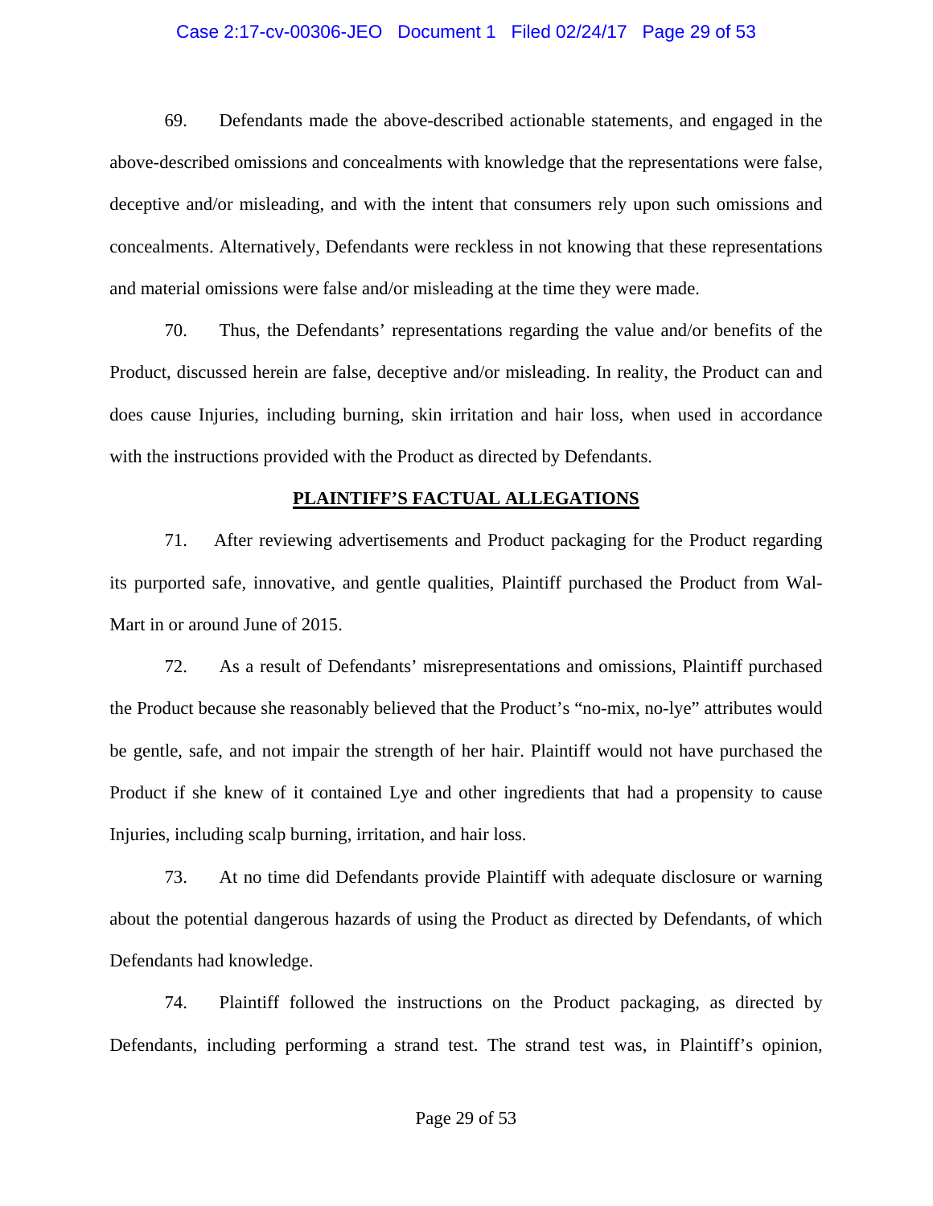69. Defendants made the above-described actionable statements, and engaged in the above-described omissions and concealments with knowledge that the representations were false, deceptive and/or misleading, and with the intent that consumers rely upon such omissions and concealments. Alternatively, Defendants were reckless in not knowing that these representations and material omissions were false and/or misleading at the time they were made.

70. Thus, the Defendants' representations regarding the value and/or benefits of the Product, discussed herein are false, deceptive and/or misleading. In reality, the Product can and does cause Injuries, including burning, skin irritation and hair loss, when used in accordance with the instructions provided with the Product as directed by Defendants.

## PLAINTIFF'S FACTUAL ALLEGATIONS

71. After reviewing advertisements and Product packaging for the Product regarding its purported safe, innovative, and gentle qualities, Plaintiff purchased the Product from Wal-Mart in or around June of 2015.

72. As a result of Defendants' misrepresentations and omissions, Plaintiff purchased the Product because she reasonably believed that the Product's "no-mix, no-lye" attributes would be gentle, safe, and not impair the strength of her hair. Plaintiff would not have purchased the Product if she knew of it contained Lye and other ingredients that had a propensity to cause Injuries, including scalp burning, irritation, and hair loss.

73. At no time did Defendants provide Plaintiff with adequate disclosure or warning about the potential dangerous hazards of using the Product as directed by Defendants, of which Defendants had knowledge.

74. Plaintiff followed the instructions on the Product packaging, as directed by Defendants, including performing a strand test. The strand test was, in Plaintiff's opinion,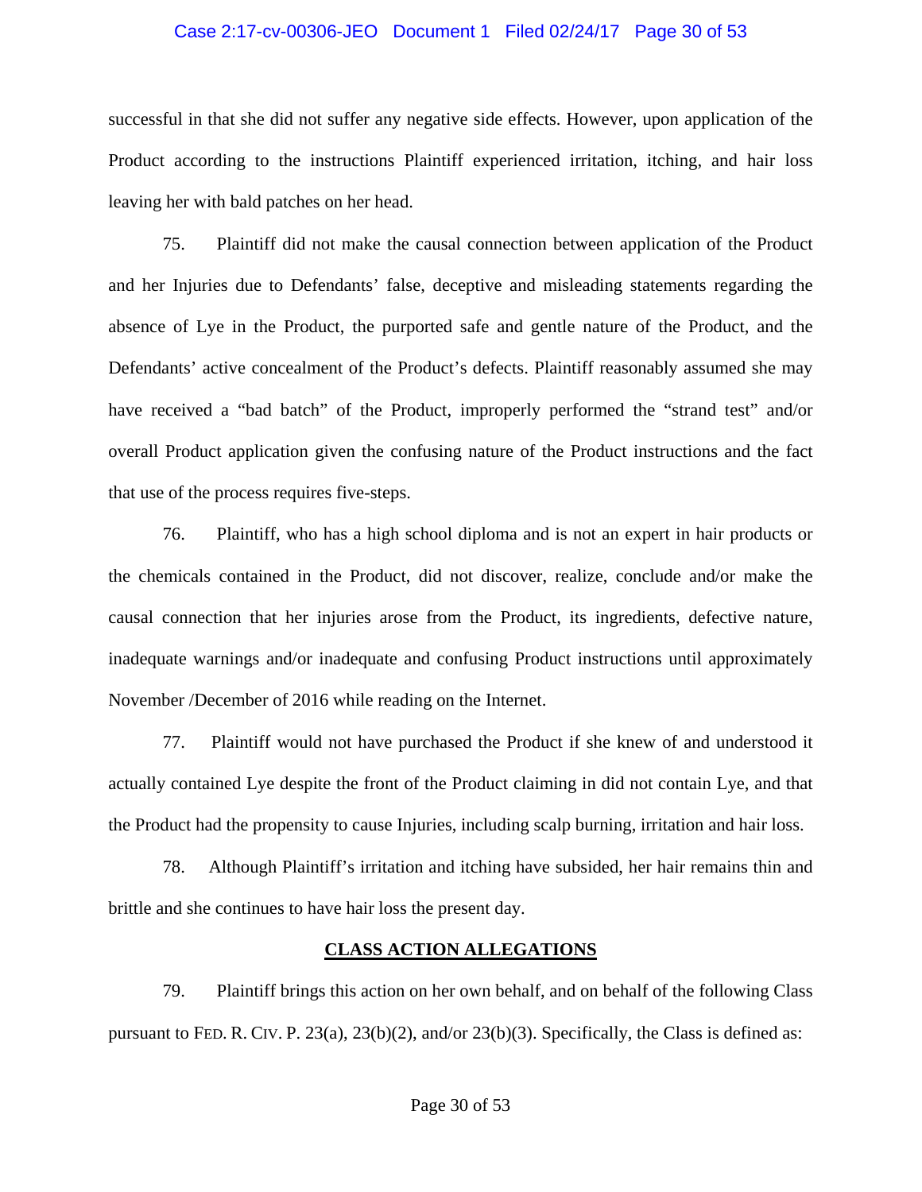successful in that she did not suffer any negative side effects. However, upon application of the Product according to the instructions Plaintiff experienced irritation, itching, and hair loss leaving her with bald patches on her head.

75. Plaintiff did not make the causal connection between application of the Product and her Injuries due to Defendants' false, deceptive and misleading statements regarding the absence of Lye in the Product, the purported safe and gentle nature of the Product, and the Defendants' active concealment of the Product's defects. Plaintiff reasonably assumed she may have received a "bad batch" of the Product, improperly performed the "strand test" and/or overall Product application given the confusing nature of the Product instructions and the fact that use of the process requires five-steps.

76. Plaintiff, who has a high school diploma and is not an expert in hair products or the chemicals contained in the Product, did not discover, realize, conclude and/or make the causal connection that her injuries arose from the Product, its ingredients, defective nature, inadequate warnings and/or inadequate and confusing Product instructions until approximately November /December of 2016 while reading on the Internet.

77. Plaintiff would not have purchased the Product if she knew of and understood it actually contained Lye despite the front of the Product claiming in did not contain Lye, and that the Product had the propensity to cause Injuries, including scalp burning, irritation and hair loss.

78. Although Plaintiff's irritation and itching have subsided, her hair remains thin and brittle and she continues to have hair loss the present day.

## CLASS ACTION ALLEGATIONS

79. Plaintiff brings this action on her own behalf, and on behalf of the following Class pursuant to FED. R. CIV. P. 23(a), 23(b)(2), and/or 23(b)(3). Specifically, the Class is defined as: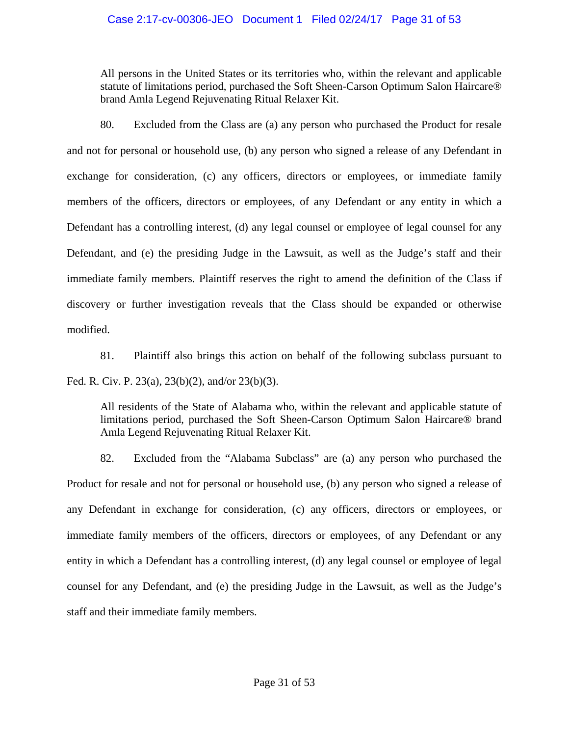> All persons in the United States or its territories who, within the relevant and applicable statute of limitations period, purchased the Soft Sheen-Carson Optimum Salon Haircare® brand Amla Legend Rejuvenating Ritual Relaxer Kit.

80. Excluded from the Class are (a) any person who purchased the Product for resale and not for personal or household use, (b) any person who signed a release of any Defendant in exchange for consideration, (c) any officers, directors or employees, or immediate family members of the officers, directors or employees, of any Defendant or any entity in which a Defendant has a controlling interest, (d) any legal counsel or employee of legal counsel for any Defendant, and (e) the presiding Judge in the Lawsuit, as well as the Judge's staff and their immediate family members. Plaintiff reserves the right to amend the definition of the Class if discovery or further investigation reveals that the Class should be expanded or otherwise modified.

81. Plaintiff also brings this action on behalf of the following subclass pursuant to Fed. R. Civ. P. 23(a), 23(b)(2), and/or 23(b)(3).

> All residents of the State of Alabama who, within the relevant and applicable statute of limitations period, purchased the Soft Sheen-Carson Optimum Salon Haircare® brand Amla Legend Rejuvenating Ritual Relaxer Kit.

82. Excluded from the "Alabama Subclass" are (a) any person who purchased the Product for resale and not for personal or household use, (b) any person who signed a release of any Defendant in exchange for consideration, (c) any officers, directors or employees, or immediate family members of the officers, directors or employees, of any Defendant or any entity in which a Defendant has a controlling interest, (d) any legal counsel or employee of legal counsel for any Defendant, and (e) the presiding Judge in the Lawsuit, as well as the Judge's staff and their immediate family members.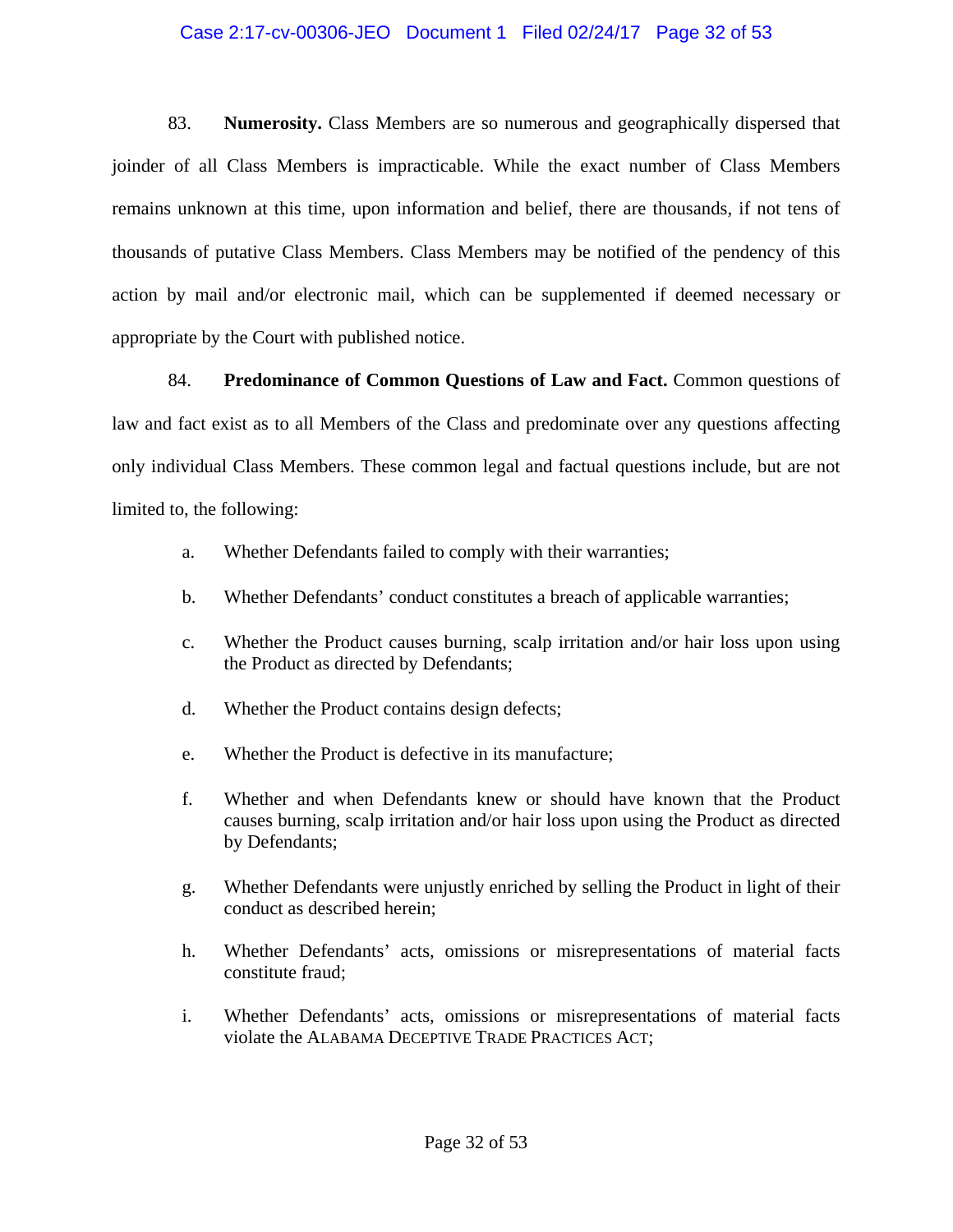83. **Numerosity.** Class Members are so numerous and geographically dispersed that joinder of all Class Members is impracticable. While the exact number of Class Members remains unknown at this time, upon information and belief, there are thousands, if not tens of thousands of putative Class Members. Class Members may be notified of the pendency of this action by mail and/or electronic mail, which can be supplemented if deemed necessary or appropriate by the Court with published notice.

84. **Predominance of Common Questions of Law and Fact.** Common questions of law and fact exist as to all Members of the Class and predominate over any questions affecting only individual Class Members. These common legal and factual questions include, but are not limited to, the following:

a. Whether Defendants failed to comply with their warranties;

b. Whether Defendants' conduct constitutes a breach of applicable warranties;

c. Whether the Product causes burning, scalp irritation and/or hair loss upon using the Product as directed by Defendants;

d. Whether the Product contains design defects;

e. Whether the Product is defective in its manufacture;

f. Whether and when Defendants knew or should have known that the Product causes burning, scalp irritation and/or hair loss upon using the Product as directed by Defendants;

g. Whether Defendants were unjustly enriched by selling the Product in light of their conduct as described herein;

h. Whether Defendants' acts, omissions or misrepresentations of material facts constitute fraud;

i. Whether Defendants' acts, omissions or misrepresentations of material facts violate the ALABAMA DECEPTIVE TRADE PRACTICES ACT;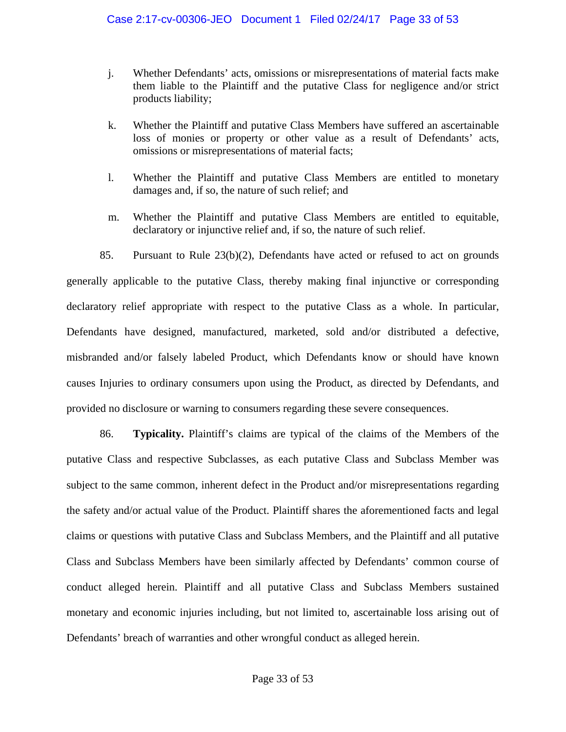j. Whether Defendants' acts, omissions or misrepresentations of material facts make them liable to the Plaintiff and the putative Class for negligence and/or strict products liability;

k. Whether the Plaintiff and putative Class Members have suffered an ascertainable loss of monies or property or other value as a result of Defendants' acts, omissions or misrepresentations of material facts;

l. Whether the Plaintiff and putative Class Members are entitled to monetary damages and, if so, the nature of such relief; and

m. Whether the Plaintiff and putative Class Members are entitled to equitable, declaratory or injunctive relief and, if so, the nature of such relief.

85. Pursuant to Rule 23(b)(2), Defendants have acted or refused to act on grounds generally applicable to the putative Class, thereby making final injunctive or corresponding declaratory relief appropriate with respect to the putative Class as a whole. In particular, Defendants have designed, manufactured, marketed, sold and/or distributed a defective, misbranded and/or falsely labeled Product, which Defendants know or should have known causes Injuries to ordinary consumers upon using the Product, as directed by Defendants, and provided no disclosure or warning to consumers regarding these severe consequences.

86. **Typicality.** Plaintiff's claims are typical of the claims of the Members of the putative Class and respective Subclasses, as each putative Class and Subclass Member was subject to the same common, inherent defect in the Product and/or misrepresentations regarding the safety and/or actual value of the Product. Plaintiff shares the aforementioned facts and legal claims or questions with putative Class and Subclass Members, and the Plaintiff and all putative Class and Subclass Members have been similarly affected by Defendants' common course of conduct alleged herein. Plaintiff and all putative Class and Subclass Members sustained monetary and economic injuries including, but not limited to, ascertainable loss arising out of Defendants' breach of warranties and other wrongful conduct as alleged herein.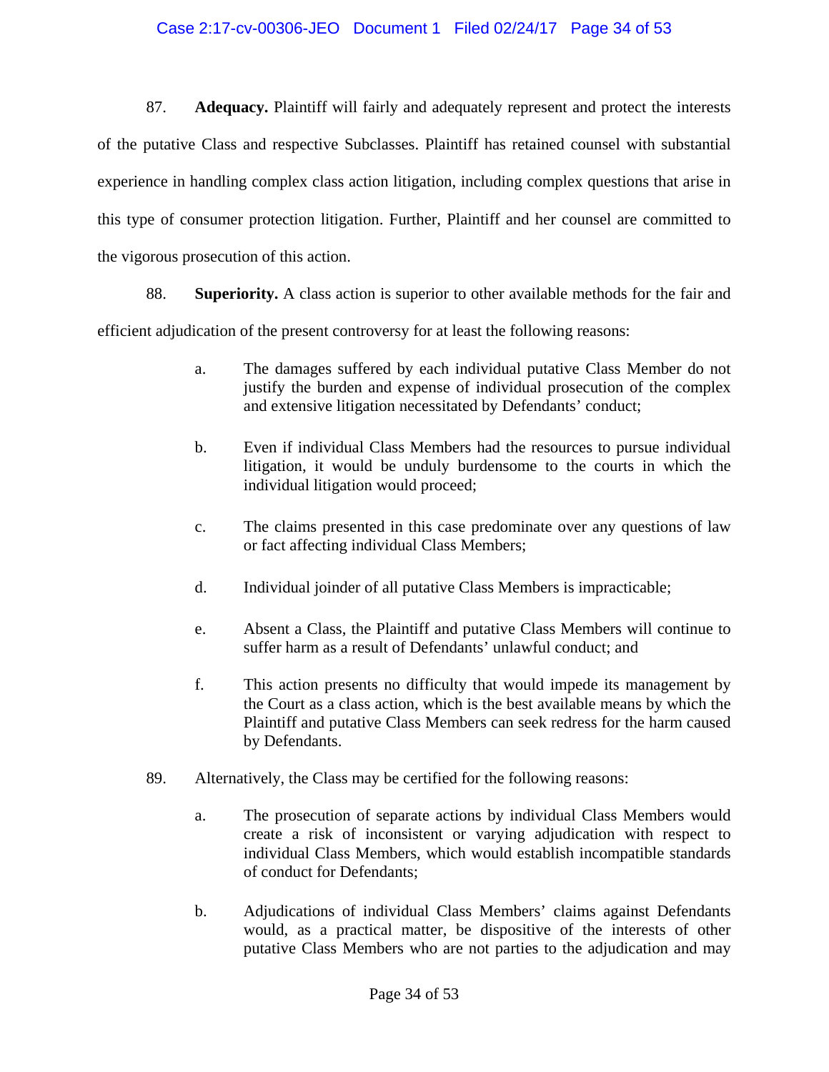87. **Adequacy.** Plaintiff will fairly and adequately represent and protect the interests of the putative Class and respective Subclasses. Plaintiff has retained counsel with substantial experience in handling complex class action litigation, including complex questions that arise in this type of consumer protection litigation. Further, Plaintiff and her counsel are committed to the vigorous prosecution of this action.

88. **Superiority.** A class action is superior to other available methods for the fair and efficient adjudication of the present controversy for at least the following reasons:

a. The damages suffered by each individual putative Class Member do not justify the burden and expense of individual prosecution of the complex and extensive litigation necessitated by Defendants' conduct;

b. Even if individual Class Members had the resources to pursue individual litigation, it would be unduly burdensome to the courts in which the individual litigation would proceed;

c. The claims presented in this case predominate over any questions of law or fact affecting individual Class Members;

d. Individual joinder of all putative Class Members is impracticable;

e. Absent a Class, the Plaintiff and putative Class Members will continue to suffer harm as a result of Defendants' unlawful conduct; and

f. This action presents no difficulty that would impede its management by the Court as a class action, which is the best available means by which the Plaintiff and putative Class Members can seek redress for the harm caused by Defendants.

89. Alternatively, the Class may be certified for the following reasons:

a. The prosecution of separate actions by individual Class Members would create a risk of inconsistent or varying adjudication with respect to individual Class Members, which would establish incompatible standards of conduct for Defendants;

b. Adjudications of individual Class Members' claims against Defendants would, as a practical matter, be dispositive of the interests of other putative Class Members who are not parties to the adjudication and may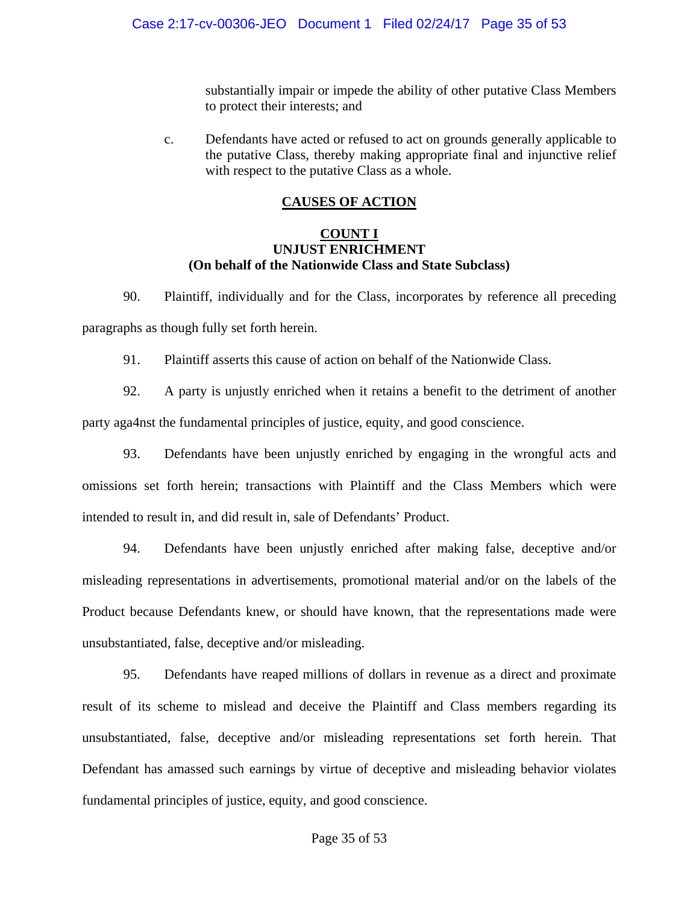substantially impair or impede the ability of other putative Class Members to protect their interests; and

c. Defendants have acted or refused to act on grounds generally applicable to the putative Class, thereby making appropriate final and injunctive relief with respect to the putative Class as a whole.

## CAUSES OF ACTION

### COUNT I
### UNJUST ENRICHMENT
### (On behalf of the Nationwide Class and State Subclass)

90. Plaintiff, individually and for the Class, incorporates by reference all preceding paragraphs as though fully set forth herein.

91. Plaintiff asserts this cause of action on behalf of the Nationwide Class.

92. A party is unjustly enriched when it retains a benefit to the detriment of another party aga4nst the fundamental principles of justice, equity, and good conscience.

93. Defendants have been unjustly enriched by engaging in the wrongful acts and omissions set forth herein; transactions with Plaintiff and the Class Members which were intended to result in, and did result in, sale of Defendants' Product.

94. Defendants have been unjustly enriched after making false, deceptive and/or misleading representations in advertisements, promotional material and/or on the labels of the Product because Defendants knew, or should have known, that the representations made were unsubstantiated, false, deceptive and/or misleading.

95. Defendants have reaped millions of dollars in revenue as a direct and proximate result of its scheme to mislead and deceive the Plaintiff and Class members regarding its unsubstantiated, false, deceptive and/or misleading representations set forth herein. That Defendant has amassed such earnings by virtue of deceptive and misleading behavior violates fundamental principles of justice, equity, and good conscience.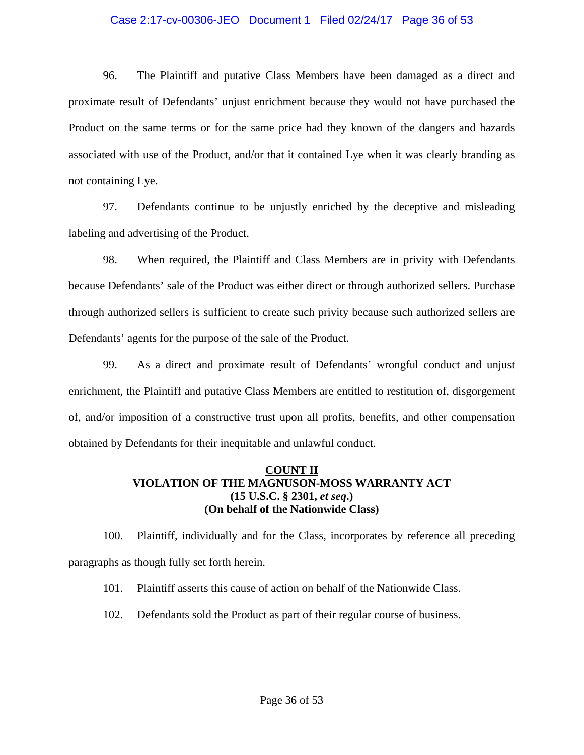96. The Plaintiff and putative Class Members have been damaged as a direct and proximate result of Defendants' unjust enrichment because they would not have purchased the Product on the same terms or for the same price had they known of the dangers and hazards associated with use of the Product, and/or that it contained Lye when it was clearly branding as not containing Lye.

97. Defendants continue to be unjustly enriched by the deceptive and misleading labeling and advertising of the Product.

98. When required, the Plaintiff and Class Members are in privity with Defendants because Defendants' sale of the Product was either direct or through authorized sellers. Purchase through authorized sellers is sufficient to create such privity because such authorized sellers are Defendants' agents for the purpose of the sale of the Product.

99. As a direct and proximate result of Defendants' wrongful conduct and unjust enrichment, the Plaintiff and putative Class Members are entitled to restitution of, disgorgement of, and/or imposition of a constructive trust upon all profits, benefits, and other compensation obtained by Defendants for their inequitable and unlawful conduct.

## COUNT II
## VIOLATION OF THE MAGNUSON-MOSS WARRANTY ACT
## (15 U.S.C. § 2301, *et seq.*)
## (On behalf of the Nationwide Class)

100. Plaintiff, individually and for the Class, incorporates by reference all preceding paragraphs as though fully set forth herein.

101. Plaintiff asserts this cause of action on behalf of the Nationwide Class.

102. Defendants sold the Product as part of their regular course of business.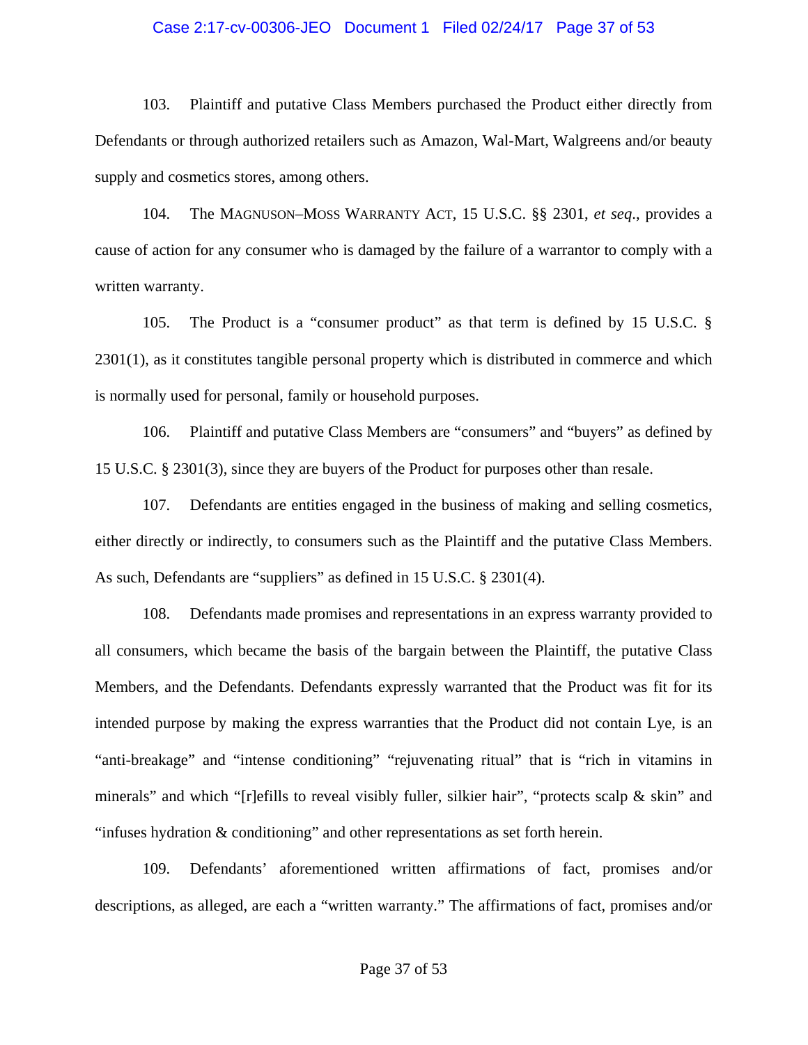103. Plaintiff and putative Class Members purchased the Product either directly from Defendants or through authorized retailers such as Amazon, Wal-Mart, Walgreens and/or beauty supply and cosmetics stores, among others.

104. The MAGNUSON–MOSS WARRANTY ACT, 15 U.S.C. §§ 2301, *et seq*., provides a cause of action for any consumer who is damaged by the failure of a warrantor to comply with a written warranty.

105. The Product is a "consumer product" as that term is defined by 15 U.S.C. § 2301(1), as it constitutes tangible personal property which is distributed in commerce and which is normally used for personal, family or household purposes.

106. Plaintiff and putative Class Members are "consumers" and "buyers" as defined by 15 U.S.C. § 2301(3), since they are buyers of the Product for purposes other than resale.

107. Defendants are entities engaged in the business of making and selling cosmetics, either directly or indirectly, to consumers such as the Plaintiff and the putative Class Members. As such, Defendants are "suppliers" as defined in 15 U.S.C. § 2301(4).

108. Defendants made promises and representations in an express warranty provided to all consumers, which became the basis of the bargain between the Plaintiff, the putative Class Members, and the Defendants. Defendants expressly warranted that the Product was fit for its intended purpose by making the express warranties that the Product did not contain Lye, is an "anti-breakage" and "intense conditioning" "rejuvenating ritual" that is "rich in vitamins in minerals" and which "[r]efills to reveal visibly fuller, silkier hair", "protects scalp & skin" and "infuses hydration & conditioning" and other representations as set forth herein.

109. Defendants' aforementioned written affirmations of fact, promises and/or descriptions, as alleged, are each a "written warranty." The affirmations of fact, promises and/or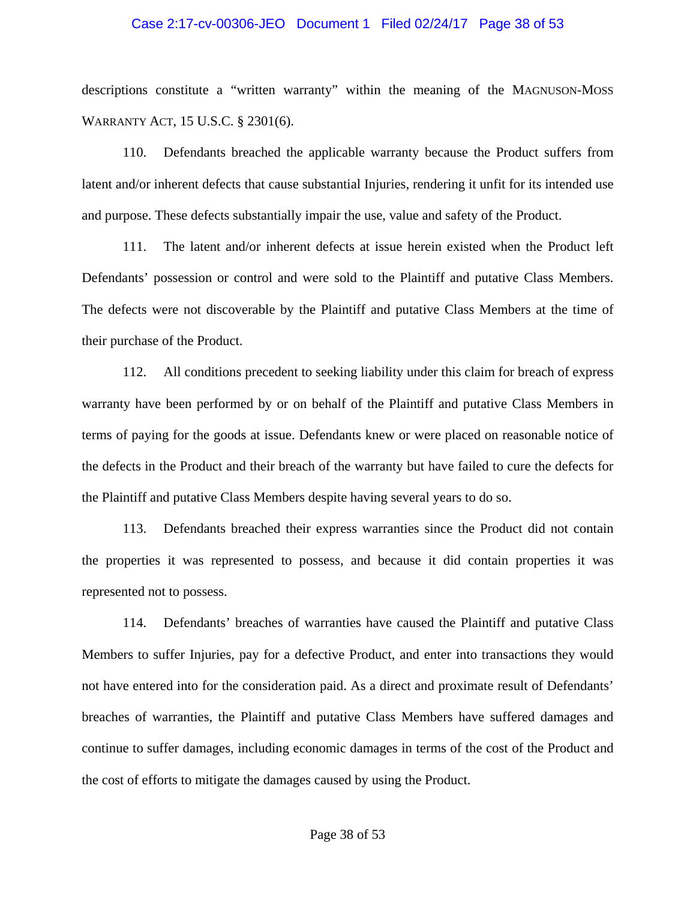descriptions constitute a "written warranty" within the meaning of the MAGNUSON-MOSS WARRANTY ACT, 15 U.S.C. § 2301(6).

110. Defendants breached the applicable warranty because the Product suffers from latent and/or inherent defects that cause substantial Injuries, rendering it unfit for its intended use and purpose. These defects substantially impair the use, value and safety of the Product.

111. The latent and/or inherent defects at issue herein existed when the Product left Defendants' possession or control and were sold to the Plaintiff and putative Class Members. The defects were not discoverable by the Plaintiff and putative Class Members at the time of their purchase of the Product.

112. All conditions precedent to seeking liability under this claim for breach of express warranty have been performed by or on behalf of the Plaintiff and putative Class Members in terms of paying for the goods at issue. Defendants knew or were placed on reasonable notice of the defects in the Product and their breach of the warranty but have failed to cure the defects for the Plaintiff and putative Class Members despite having several years to do so.

113. Defendants breached their express warranties since the Product did not contain the properties it was represented to possess, and because it did contain properties it was represented not to possess.

114. Defendants' breaches of warranties have caused the Plaintiff and putative Class Members to suffer Injuries, pay for a defective Product, and enter into transactions they would not have entered into for the consideration paid. As a direct and proximate result of Defendants' breaches of warranties, the Plaintiff and putative Class Members have suffered damages and continue to suffer damages, including economic damages in terms of the cost of the Product and the cost of efforts to mitigate the damages caused by using the Product.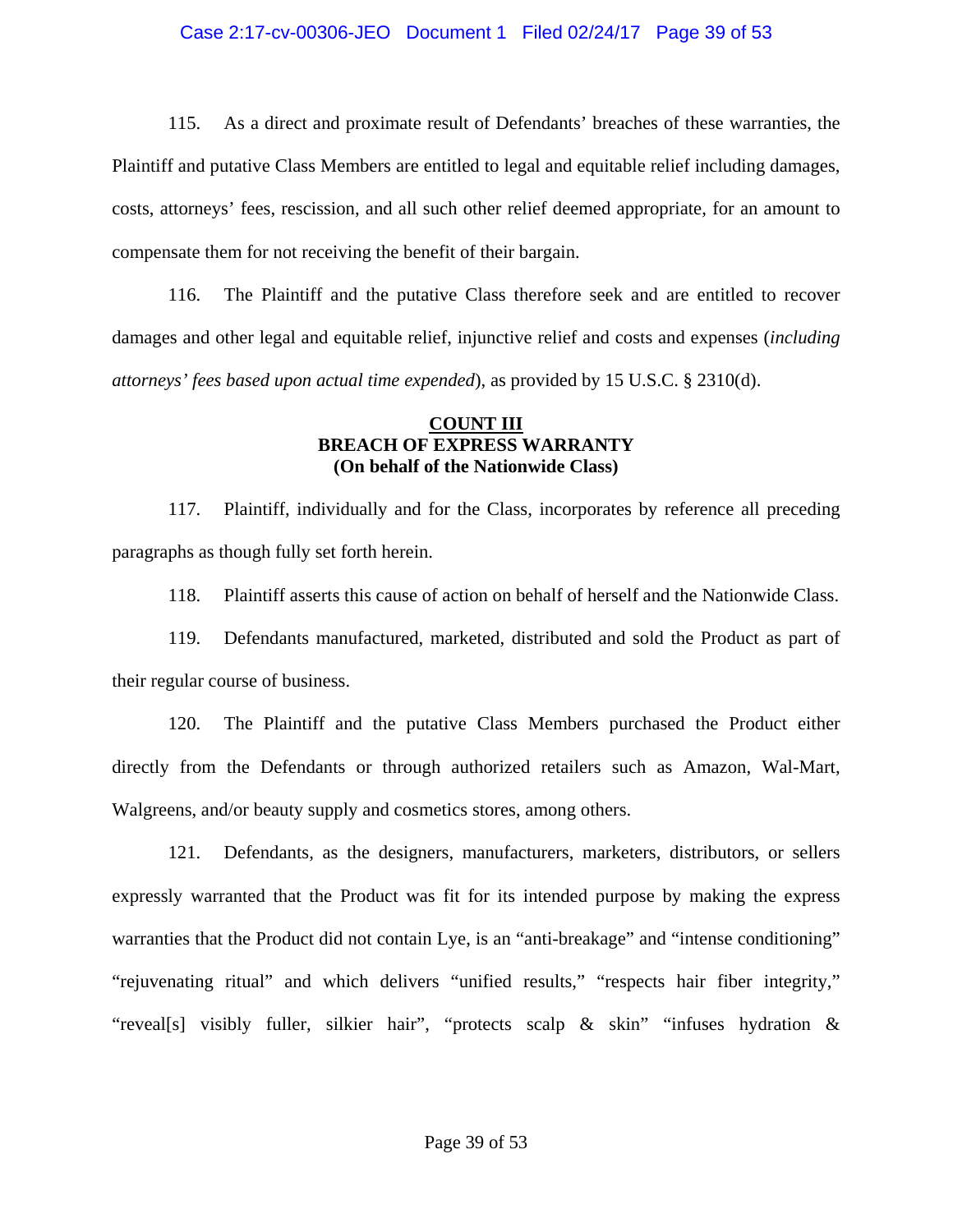115. As a direct and proximate result of Defendants' breaches of these warranties, the Plaintiff and putative Class Members are entitled to legal and equitable relief including damages, costs, attorneys' fees, rescission, and all such other relief deemed appropriate, for an amount to compensate them for not receiving the benefit of their bargain.

116. The Plaintiff and the putative Class therefore seek and are entitled to recover damages and other legal and equitable relief, injunctive relief and costs and expenses (*including attorneys' fees based upon actual time expended*), as provided by 15 U.S.C. § 2310(d).

**COUNT III**
**BREACH OF EXPRESS WARRANTY**
**(On behalf of the Nationwide Class)**

117. Plaintiff, individually and for the Class, incorporates by reference all preceding paragraphs as though fully set forth herein.

118. Plaintiff asserts this cause of action on behalf of herself and the Nationwide Class.

119. Defendants manufactured, marketed, distributed and sold the Product as part of their regular course of business.

120. The Plaintiff and the putative Class Members purchased the Product either directly from the Defendants or through authorized retailers such as Amazon, Wal-Mart, Walgreens, and/or beauty supply and cosmetics stores, among others.

121. Defendants, as the designers, manufacturers, marketers, distributors, or sellers expressly warranted that the Product was fit for its intended purpose by making the express warranties that the Product did not contain Lye, is an "anti-breakage" and "intense conditioning" "rejuvenating ritual" and which delivers "unified results," "respects hair fiber integrity," "reveal[s] visibly fuller, silkier hair", "protects scalp & skin" "infuses hydration &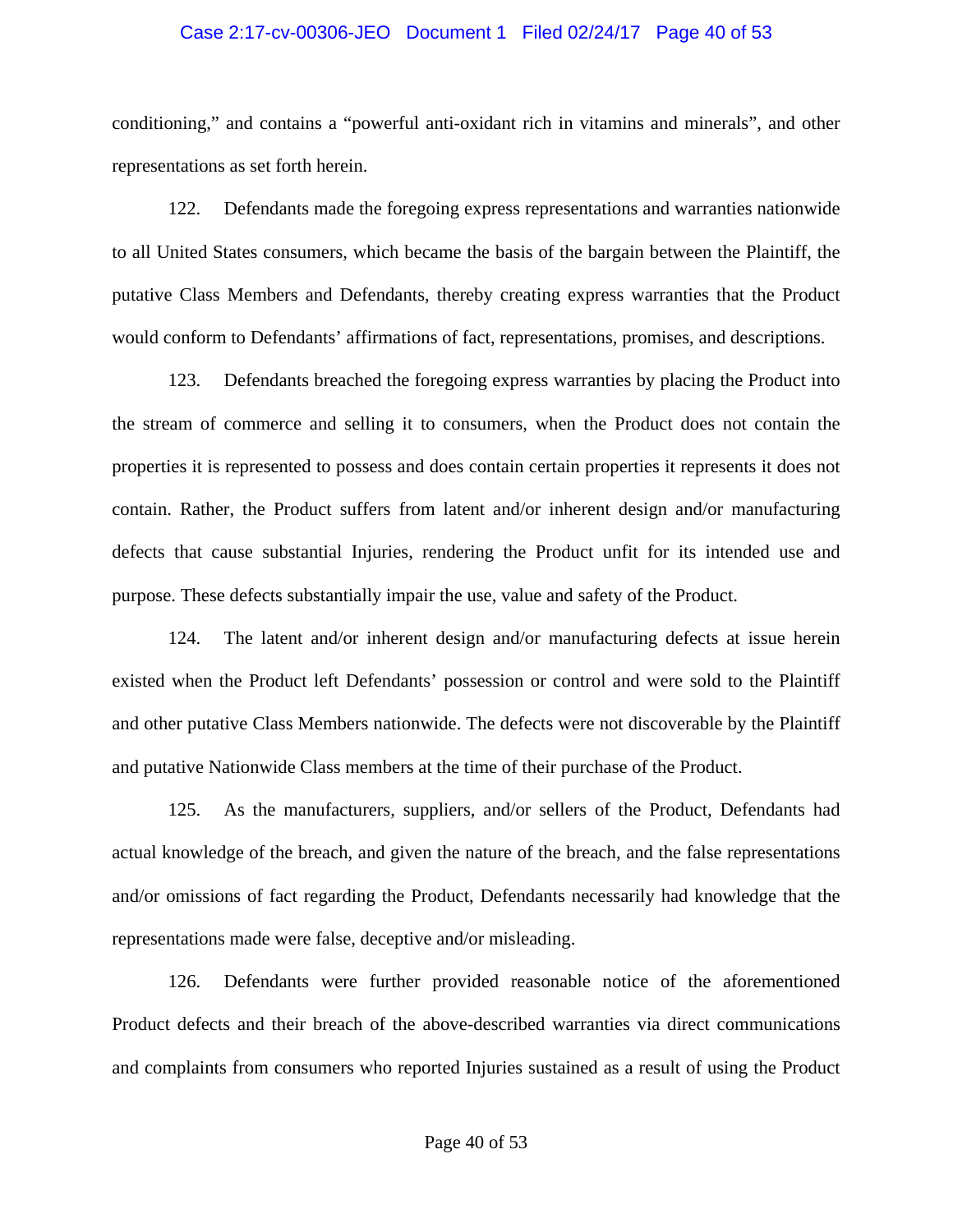conditioning," and contains a "powerful anti-oxidant rich in vitamins and minerals", and other representations as set forth herein.

122. Defendants made the foregoing express representations and warranties nationwide to all United States consumers, which became the basis of the bargain between the Plaintiff, the putative Class Members and Defendants, thereby creating express warranties that the Product would conform to Defendants' affirmations of fact, representations, promises, and descriptions.

123. Defendants breached the foregoing express warranties by placing the Product into the stream of commerce and selling it to consumers, when the Product does not contain the properties it is represented to possess and does contain certain properties it represents it does not contain. Rather, the Product suffers from latent and/or inherent design and/or manufacturing defects that cause substantial Injuries, rendering the Product unfit for its intended use and purpose. These defects substantially impair the use, value and safety of the Product.

124. The latent and/or inherent design and/or manufacturing defects at issue herein existed when the Product left Defendants' possession or control and were sold to the Plaintiff and other putative Class Members nationwide. The defects were not discoverable by the Plaintiff and putative Nationwide Class members at the time of their purchase of the Product.

125. As the manufacturers, suppliers, and/or sellers of the Product, Defendants had actual knowledge of the breach, and given the nature of the breach, and the false representations and/or omissions of fact regarding the Product, Defendants necessarily had knowledge that the representations made were false, deceptive and/or misleading.

126. Defendants were further provided reasonable notice of the aforementioned Product defects and their breach of the above-described warranties via direct communications and complaints from consumers who reported Injuries sustained as a result of using the Product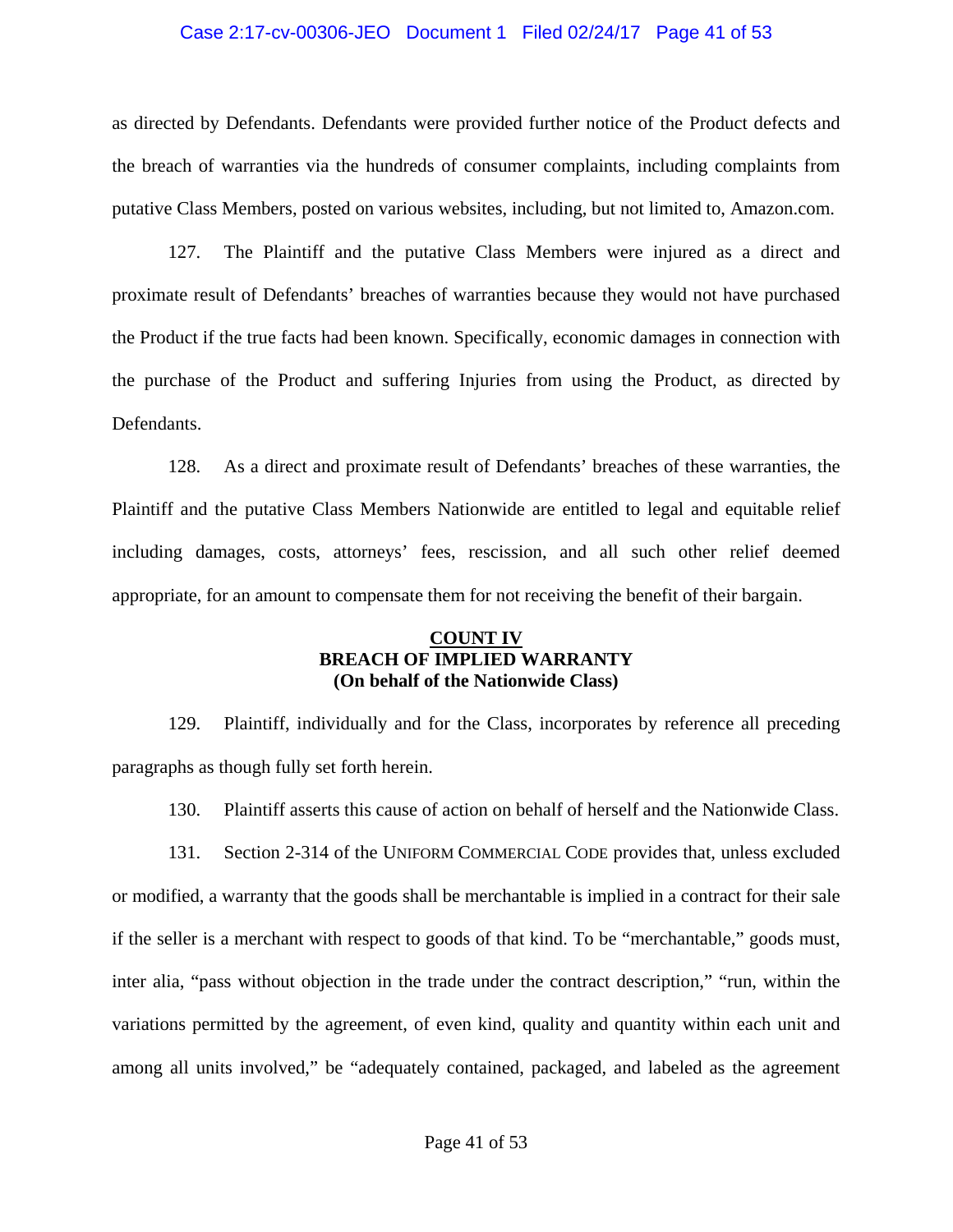as directed by Defendants. Defendants were provided further notice of the Product defects and the breach of warranties via the hundreds of consumer complaints, including complaints from putative Class Members, posted on various websites, including, but not limited to, Amazon.com.

127. The Plaintiff and the putative Class Members were injured as a direct and proximate result of Defendants' breaches of warranties because they would not have purchased the Product if the true facts had been known. Specifically, economic damages in connection with the purchase of the Product and suffering Injuries from using the Product, as directed by Defendants.

128. As a direct and proximate result of Defendants' breaches of these warranties, the Plaintiff and the putative Class Members Nationwide are entitled to legal and equitable relief including damages, costs, attorneys' fees, rescission, and all such other relief deemed appropriate, for an amount to compensate them for not receiving the benefit of their bargain.

**COUNT IV**
**BREACH OF IMPLIED WARRANTY**
**(On behalf of the Nationwide Class)**

129. Plaintiff, individually and for the Class, incorporates by reference all preceding paragraphs as though fully set forth herein.

130. Plaintiff asserts this cause of action on behalf of herself and the Nationwide Class.

131. Section 2-314 of the UNIFORM COMMERCIAL CODE provides that, unless excluded or modified, a warranty that the goods shall be merchantable is implied in a contract for their sale if the seller is a merchant with respect to goods of that kind. To be "merchantable," goods must, inter alia, "pass without objection in the trade under the contract description," "run, within the variations permitted by the agreement, of even kind, quality and quantity within each unit and among all units involved," be "adequately contained, packaged, and labeled as the agreement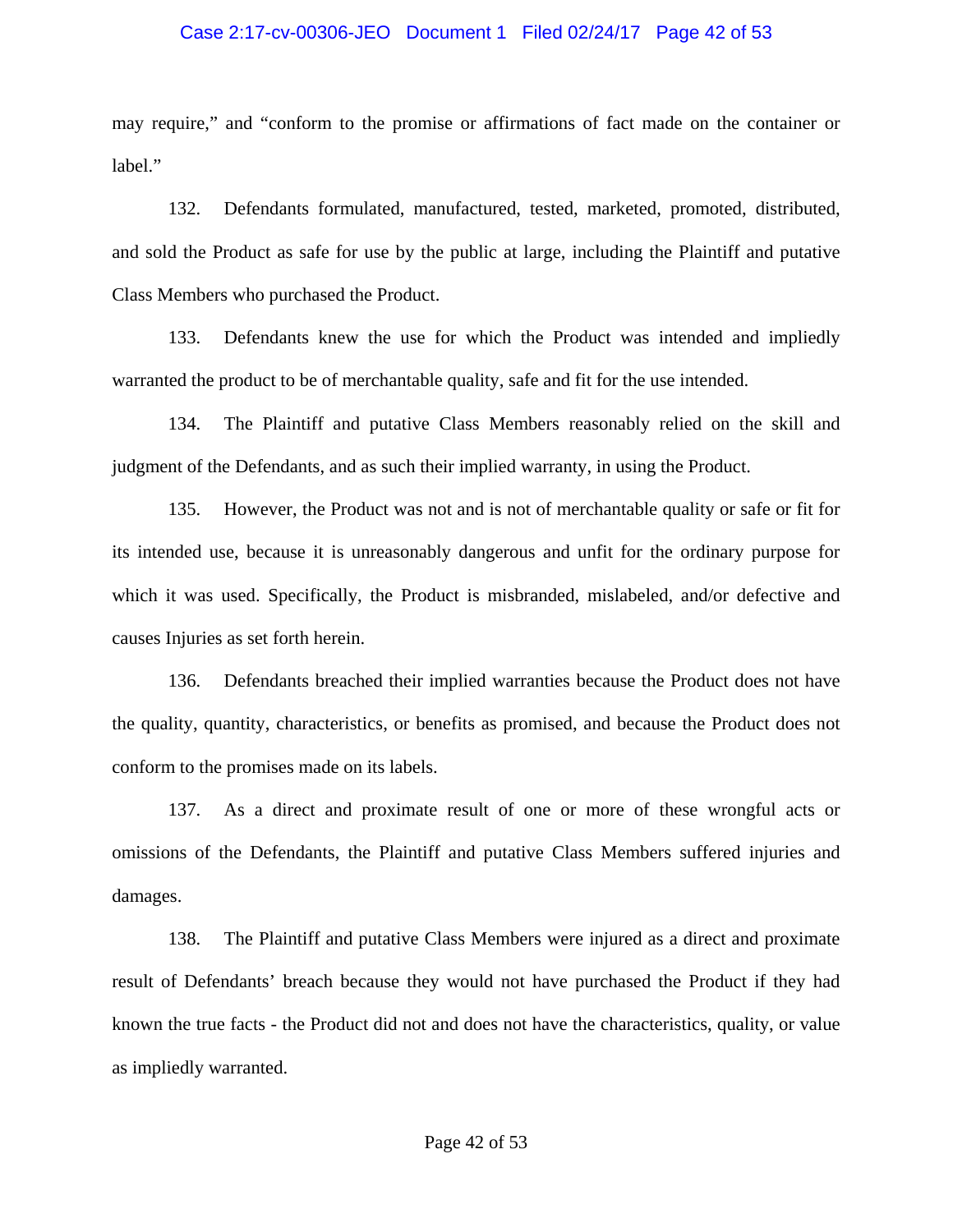may require," and "conform to the promise or affirmations of fact made on the container or label."

132. Defendants formulated, manufactured, tested, marketed, promoted, distributed, and sold the Product as safe for use by the public at large, including the Plaintiff and putative Class Members who purchased the Product.

133. Defendants knew the use for which the Product was intended and impliedly warranted the product to be of merchantable quality, safe and fit for the use intended.

134. The Plaintiff and putative Class Members reasonably relied on the skill and judgment of the Defendants, and as such their implied warranty, in using the Product.

135. However, the Product was not and is not of merchantable quality or safe or fit for its intended use, because it is unreasonably dangerous and unfit for the ordinary purpose for which it was used. Specifically, the Product is misbranded, mislabeled, and/or defective and causes Injuries as set forth herein.

136. Defendants breached their implied warranties because the Product does not have the quality, quantity, characteristics, or benefits as promised, and because the Product does not conform to the promises made on its labels.

137. As a direct and proximate result of one or more of these wrongful acts or omissions of the Defendants, the Plaintiff and putative Class Members suffered injuries and damages.

138. The Plaintiff and putative Class Members were injured as a direct and proximate result of Defendants' breach because they would not have purchased the Product if they had known the true facts - the Product did not and does not have the characteristics, quality, or value as impliedly warranted.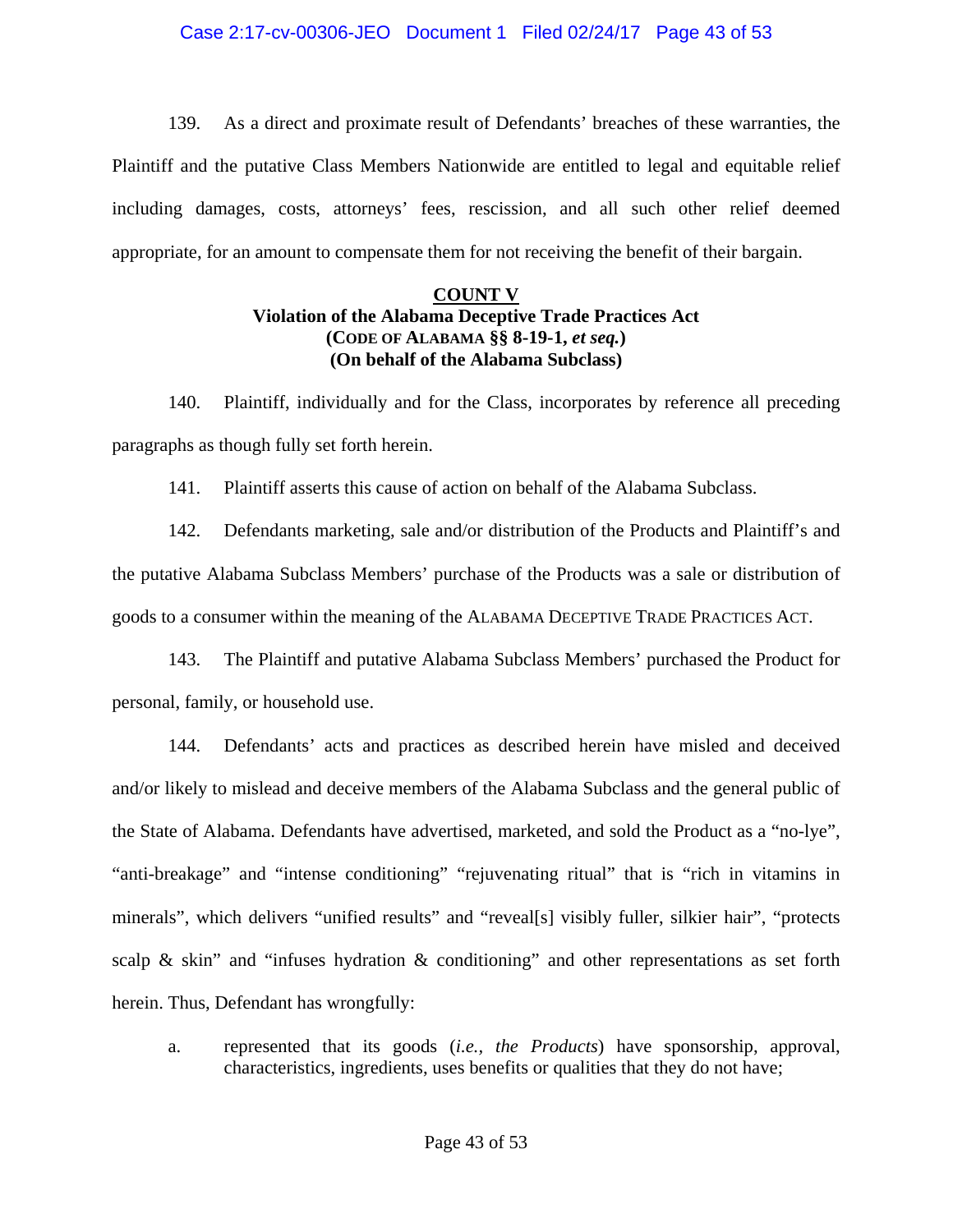139. As a direct and proximate result of Defendants' breaches of these warranties, the Plaintiff and the putative Class Members Nationwide are entitled to legal and equitable relief including damages, costs, attorneys' fees, rescission, and all such other relief deemed appropriate, for an amount to compensate them for not receiving the benefit of their bargain.

**COUNT V**
**Violation of the Alabama Deceptive Trade Practices Act**
**(CODE OF ALABAMA §§ 8-19-1, *et seq.*)**
**(On behalf of the Alabama Subclass)**

140. Plaintiff, individually and for the Class, incorporates by reference all preceding paragraphs as though fully set forth herein.

141. Plaintiff asserts this cause of action on behalf of the Alabama Subclass.

142. Defendants marketing, sale and/or distribution of the Products and Plaintiff's and the putative Alabama Subclass Members' purchase of the Products was a sale or distribution of goods to a consumer within the meaning of the ALABAMA DECEPTIVE TRADE PRACTICES ACT.

143. The Plaintiff and putative Alabama Subclass Members' purchased the Product for personal, family, or household use.

144. Defendants' acts and practices as described herein have misled and deceived and/or likely to mislead and deceive members of the Alabama Subclass and the general public of the State of Alabama. Defendants have advertised, marketed, and sold the Product as a "no-lye", "anti-breakage" and "intense conditioning" "rejuvenating ritual" that is "rich in vitamins in minerals", which delivers "unified results" and "reveal[s] visibly fuller, silkier hair", "protects scalp & skin" and "infuses hydration & conditioning" and other representations as set forth herein. Thus, Defendant has wrongfully:

a. represented that its goods (*i.e., the Products*) have sponsorship, approval, characteristics, ingredients, uses benefits or qualities that they do not have;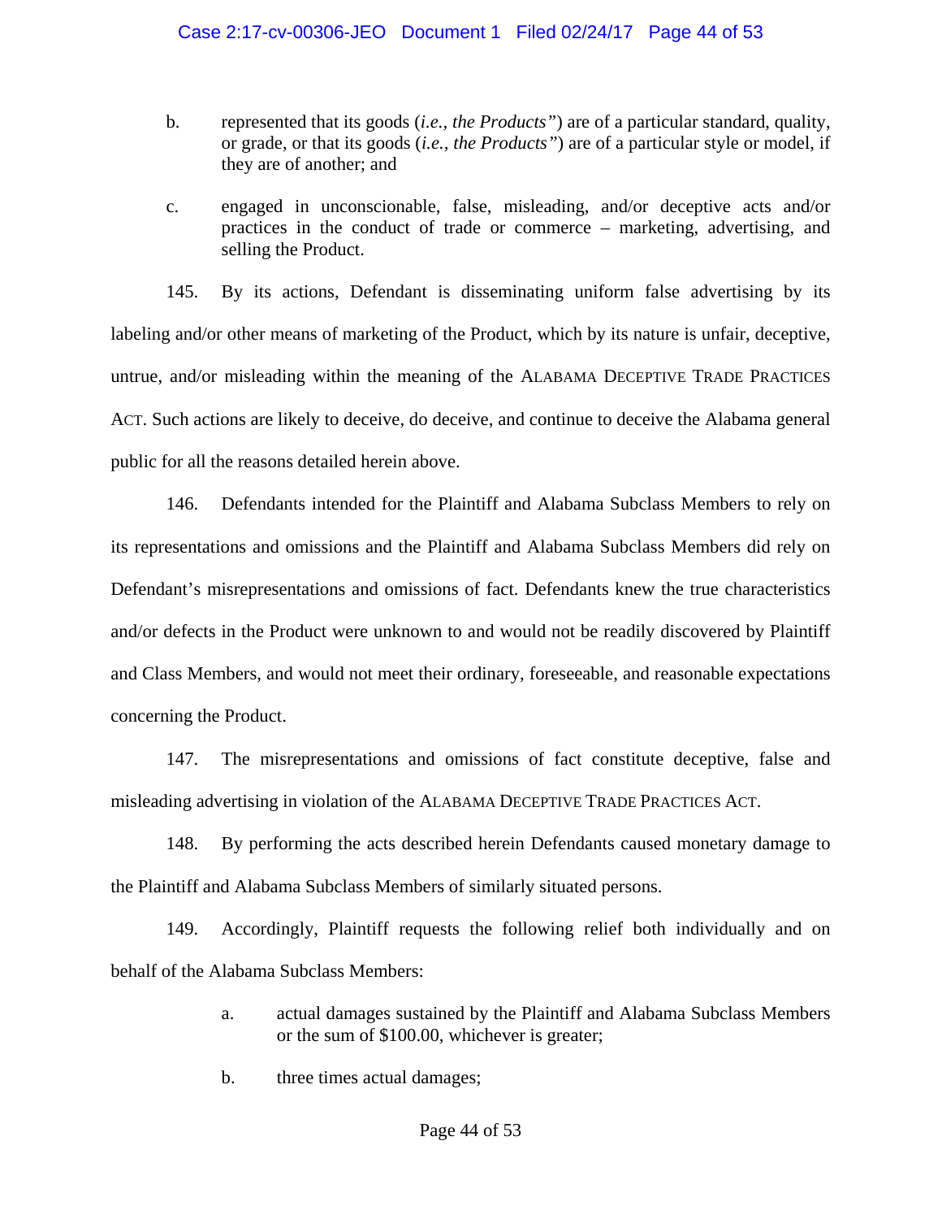b. represented that its goods (*i.e., the Products"*) are of a particular standard, quality, or grade, or that its goods (*i.e., the Products"*) are of a particular style or model, if they are of another; and

c. engaged in unconscionable, false, misleading, and/or deceptive acts and/or practices in the conduct of trade or commerce – marketing, advertising, and selling the Product.

145. By its actions, Defendant is disseminating uniform false advertising by its labeling and/or other means of marketing of the Product, which by its nature is unfair, deceptive, untrue, and/or misleading within the meaning of the ALABAMA DECEPTIVE TRADE PRACTICES ACT. Such actions are likely to deceive, do deceive, and continue to deceive the Alabama general public for all the reasons detailed herein above.

146. Defendants intended for the Plaintiff and Alabama Subclass Members to rely on its representations and omissions and the Plaintiff and Alabama Subclass Members did rely on Defendant's misrepresentations and omissions of fact. Defendants knew the true characteristics and/or defects in the Product were unknown to and would not be readily discovered by Plaintiff and Class Members, and would not meet their ordinary, foreseeable, and reasonable expectations concerning the Product.

147. The misrepresentations and omissions of fact constitute deceptive, false and misleading advertising in violation of the ALABAMA DECEPTIVE TRADE PRACTICES ACT.

148. By performing the acts described herein Defendants caused monetary damage to the Plaintiff and Alabama Subclass Members of similarly situated persons.

149. Accordingly, Plaintiff requests the following relief both individually and on behalf of the Alabama Subclass Members:

a. actual damages sustained by the Plaintiff and Alabama Subclass Members or the sum of $100.00, whichever is greater;

b. three times actual damages;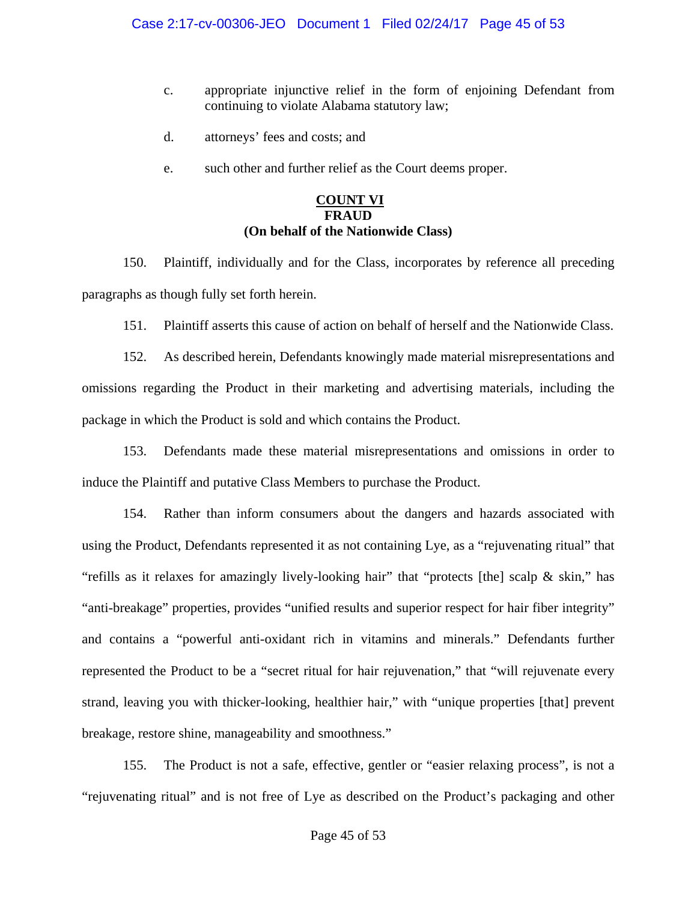c. appropriate injunctive relief in the form of enjoining Defendant from continuing to violate Alabama statutory law;

d. attorneys' fees and costs; and

e. such other and further relief as the Court deems proper.

**COUNT VI**
**FRAUD**
**(On behalf of the Nationwide Class)**

150. Plaintiff, individually and for the Class, incorporates by reference all preceding paragraphs as though fully set forth herein.

151. Plaintiff asserts this cause of action on behalf of herself and the Nationwide Class.

152. As described herein, Defendants knowingly made material misrepresentations and omissions regarding the Product in their marketing and advertising materials, including the package in which the Product is sold and which contains the Product.

153. Defendants made these material misrepresentations and omissions in order to induce the Plaintiff and putative Class Members to purchase the Product.

154. Rather than inform consumers about the dangers and hazards associated with using the Product, Defendants represented it as not containing Lye, as a "rejuvenating ritual" that "refills as it relaxes for amazingly lively-looking hair" that "protects [the] scalp & skin," has "anti-breakage" properties, provides "unified results and superior respect for hair fiber integrity" and contains a "powerful anti-oxidant rich in vitamins and minerals." Defendants further represented the Product to be a "secret ritual for hair rejuvenation," that "will rejuvenate every strand, leaving you with thicker-looking, healthier hair," with "unique properties [that] prevent breakage, restore shine, manageability and smoothness."

155. The Product is not a safe, effective, gentler or "easier relaxing process", is not a "rejuvenating ritual" and is not free of Lye as described on the Product's packaging and other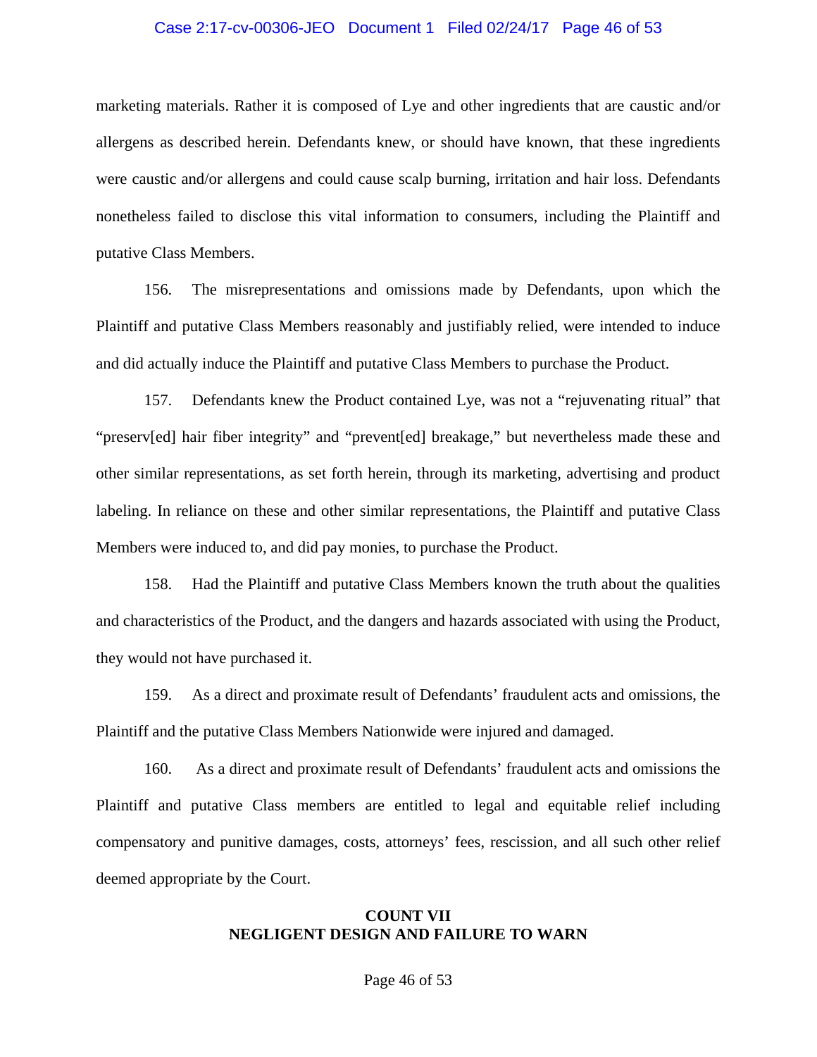marketing materials. Rather it is composed of Lye and other ingredients that are caustic and/or allergens as described herein. Defendants knew, or should have known, that these ingredients were caustic and/or allergens and could cause scalp burning, irritation and hair loss. Defendants nonetheless failed to disclose this vital information to consumers, including the Plaintiff and putative Class Members.

156. The misrepresentations and omissions made by Defendants, upon which the Plaintiff and putative Class Members reasonably and justifiably relied, were intended to induce and did actually induce the Plaintiff and putative Class Members to purchase the Product.

157. Defendants knew the Product contained Lye, was not a "rejuvenating ritual" that "preserv[ed] hair fiber integrity" and "prevent[ed] breakage," but nevertheless made these and other similar representations, as set forth herein, through its marketing, advertising and product labeling. In reliance on these and other similar representations, the Plaintiff and putative Class Members were induced to, and did pay monies, to purchase the Product.

158. Had the Plaintiff and putative Class Members known the truth about the qualities and characteristics of the Product, and the dangers and hazards associated with using the Product, they would not have purchased it.

159. As a direct and proximate result of Defendants' fraudulent acts and omissions, the Plaintiff and the putative Class Members Nationwide were injured and damaged.

160. As a direct and proximate result of Defendants' fraudulent acts and omissions the Plaintiff and putative Class members are entitled to legal and equitable relief including compensatory and punitive damages, costs, attorneys' fees, rescission, and all such other relief deemed appropriate by the Court.

## COUNT VII
## NEGLIGENT DESIGN AND FAILURE TO WARN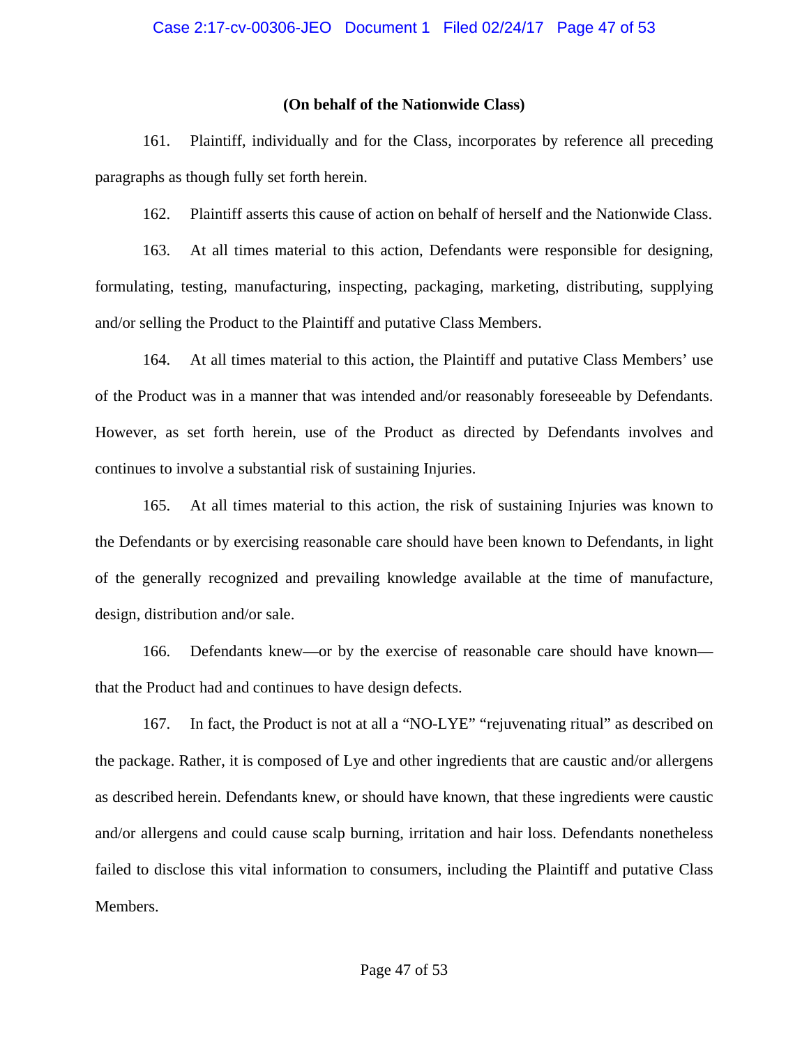**(On behalf of the Nationwide Class)**

161. Plaintiff, individually and for the Class, incorporates by reference all preceding paragraphs as though fully set forth herein.

162. Plaintiff asserts this cause of action on behalf of herself and the Nationwide Class.

163. At all times material to this action, Defendants were responsible for designing, formulating, testing, manufacturing, inspecting, packaging, marketing, distributing, supplying and/or selling the Product to the Plaintiff and putative Class Members.

164. At all times material to this action, the Plaintiff and putative Class Members' use of the Product was in a manner that was intended and/or reasonably foreseeable by Defendants. However, as set forth herein, use of the Product as directed by Defendants involves and continues to involve a substantial risk of sustaining Injuries.

165. At all times material to this action, the risk of sustaining Injuries was known to the Defendants or by exercising reasonable care should have been known to Defendants, in light of the generally recognized and prevailing knowledge available at the time of manufacture, design, distribution and/or sale.

166. Defendants knew—or by the exercise of reasonable care should have known—that the Product had and continues to have design defects.

167. In fact, the Product is not at all a "NO-LYE" "rejuvenating ritual" as described on the package. Rather, it is composed of Lye and other ingredients that are caustic and/or allergens as described herein. Defendants knew, or should have known, that these ingredients were caustic and/or allergens and could cause scalp burning, irritation and hair loss. Defendants nonetheless failed to disclose this vital information to consumers, including the Plaintiff and putative Class Members.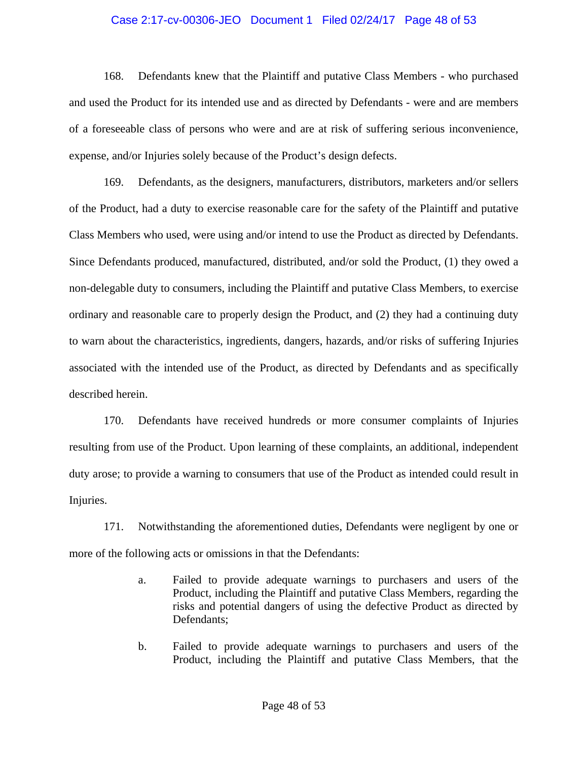168. Defendants knew that the Plaintiff and putative Class Members - who purchased and used the Product for its intended use and as directed by Defendants - were and are members of a foreseeable class of persons who were and are at risk of suffering serious inconvenience, expense, and/or Injuries solely because of the Product's design defects.

169. Defendants, as the designers, manufacturers, distributors, marketers and/or sellers of the Product, had a duty to exercise reasonable care for the safety of the Plaintiff and putative Class Members who used, were using and/or intend to use the Product as directed by Defendants. Since Defendants produced, manufactured, distributed, and/or sold the Product, (1) they owed a non-delegable duty to consumers, including the Plaintiff and putative Class Members, to exercise ordinary and reasonable care to properly design the Product, and (2) they had a continuing duty to warn about the characteristics, ingredients, dangers, hazards, and/or risks of suffering Injuries associated with the intended use of the Product, as directed by Defendants and as specifically described herein.

170. Defendants have received hundreds or more consumer complaints of Injuries resulting from use of the Product. Upon learning of these complaints, an additional, independent duty arose; to provide a warning to consumers that use of the Product as intended could result in Injuries.

171. Notwithstanding the aforementioned duties, Defendants were negligent by one or more of the following acts or omissions in that the Defendants:

a. Failed to provide adequate warnings to purchasers and users of the Product, including the Plaintiff and putative Class Members, regarding the risks and potential dangers of using the defective Product as directed by Defendants;

b. Failed to provide adequate warnings to purchasers and users of the Product, including the Plaintiff and putative Class Members, that the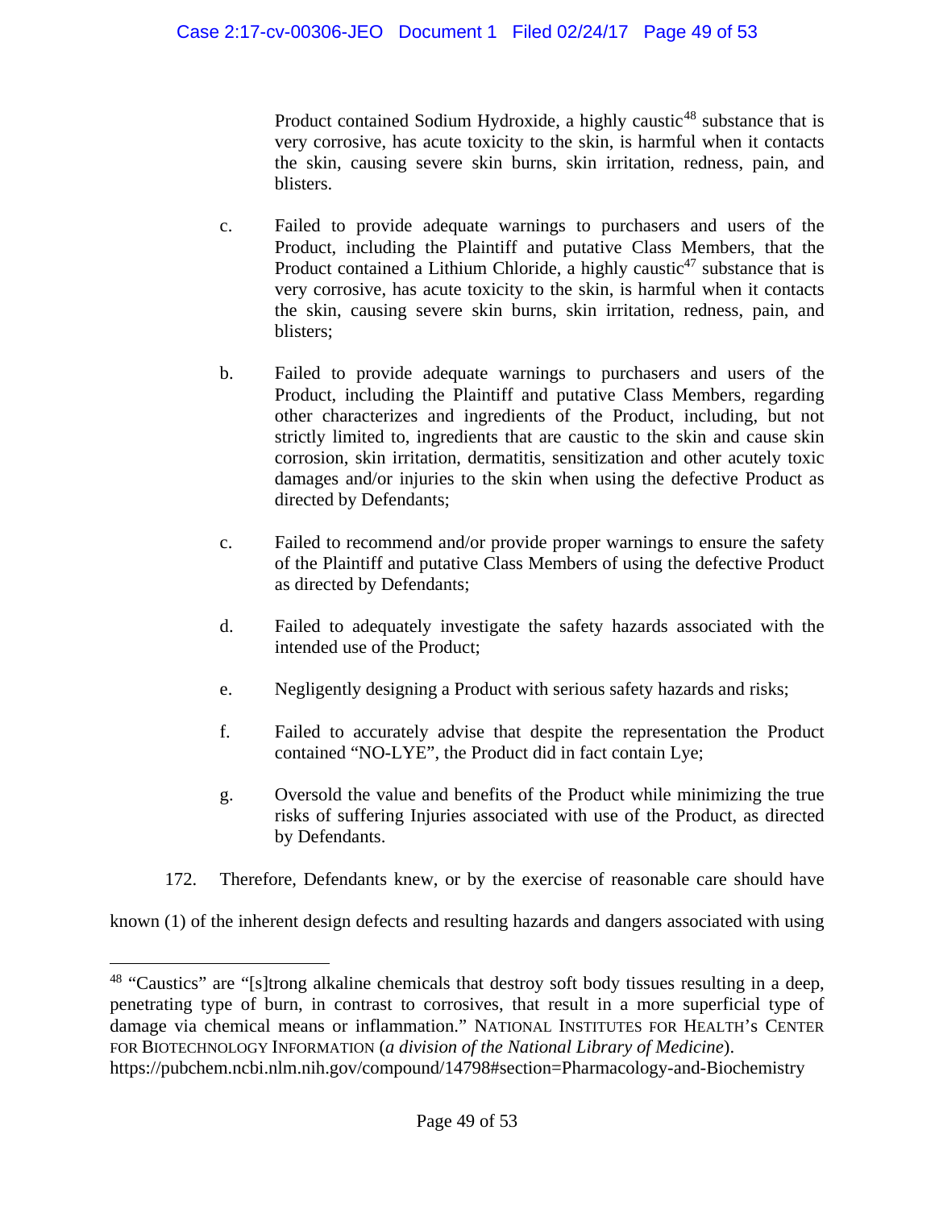Product contained Sodium Hydroxide, a highly caustic[48] substance that is very corrosive, has acute toxicity to the skin, is harmful when it contacts the skin, causing severe skin burns, skin irritation, redness, pain, and blisters.

c. Failed to provide adequate warnings to purchasers and users of the Product, including the Plaintiff and putative Class Members, that the Product contained a Lithium Chloride, a highly caustic[47] substance that is very corrosive, has acute toxicity to the skin, is harmful when it contacts the skin, causing severe skin burns, skin irritation, redness, pain, and blisters;

b. Failed to provide adequate warnings to purchasers and users of the Product, including the Plaintiff and putative Class Members, regarding other characterizes and ingredients of the Product, including, but not strictly limited to, ingredients that are caustic to the skin and cause skin corrosion, skin irritation, dermatitis, sensitization and other acutely toxic damages and/or injuries to the skin when using the defective Product as directed by Defendants;

c. Failed to recommend and/or provide proper warnings to ensure the safety of the Plaintiff and putative Class Members of using the defective Product as directed by Defendants;

d. Failed to adequately investigate the safety hazards associated with the intended use of the Product;

e. Negligently designing a Product with serious safety hazards and risks;

f. Failed to accurately advise that despite the representation the Product contained "NO-LYE", the Product did in fact contain Lye;

g. Oversold the value and benefits of the Product while minimizing the true risks of suffering Injuries associated with use of the Product, as directed by Defendants.

172. Therefore, Defendants knew, or by the exercise of reasonable care should have known (1) of the inherent design defects and resulting hazards and dangers associated with using

---

[48] "Caustics" are "[s]trong alkaline chemicals that destroy soft body tissues resulting in a deep, penetrating type of burn, in contrast to corrosives, that result in a more superficial type of damage via chemical means or inflammation." NATIONAL INSTITUTES FOR HEALTH'S CENTER FOR BIOTECHNOLOGY INFORMATION (*a division of the National Library of Medicine*). https://pubchem.ncbi.nlm.nih.gov/compound/14798#section=Pharmacology-and-Biochemistry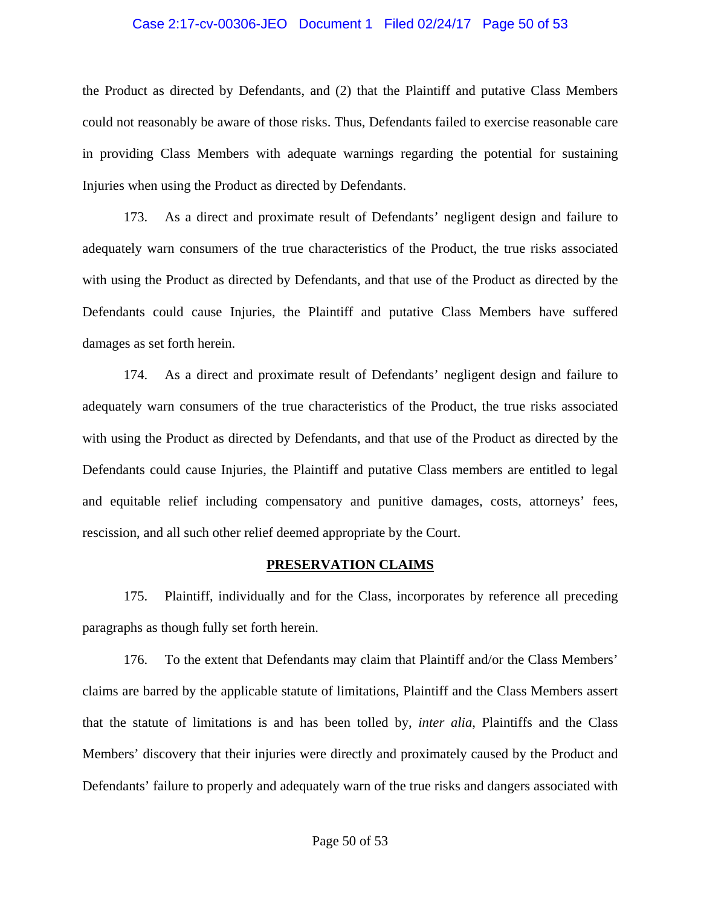the Product as directed by Defendants, and (2) that the Plaintiff and putative Class Members could not reasonably be aware of those risks. Thus, Defendants failed to exercise reasonable care in providing Class Members with adequate warnings regarding the potential for sustaining Injuries when using the Product as directed by Defendants.

173. As a direct and proximate result of Defendants' negligent design and failure to adequately warn consumers of the true characteristics of the Product, the true risks associated with using the Product as directed by Defendants, and that use of the Product as directed by the Defendants could cause Injuries, the Plaintiff and putative Class Members have suffered damages as set forth herein.

174. As a direct and proximate result of Defendants' negligent design and failure to adequately warn consumers of the true characteristics of the Product, the true risks associated with using the Product as directed by Defendants, and that use of the Product as directed by the Defendants could cause Injuries, the Plaintiff and putative Class members are entitled to legal and equitable relief including compensatory and punitive damages, costs, attorneys' fees, rescission, and all such other relief deemed appropriate by the Court.

## PRESERVATION CLAIMS

175. Plaintiff, individually and for the Class, incorporates by reference all preceding paragraphs as though fully set forth herein.

176. To the extent that Defendants may claim that Plaintiff and/or the Class Members' claims are barred by the applicable statute of limitations, Plaintiff and the Class Members assert that the statute of limitations is and has been tolled by, *inter alia*, Plaintiffs and the Class Members' discovery that their injuries were directly and proximately caused by the Product and Defendants' failure to properly and adequately warn of the true risks and dangers associated with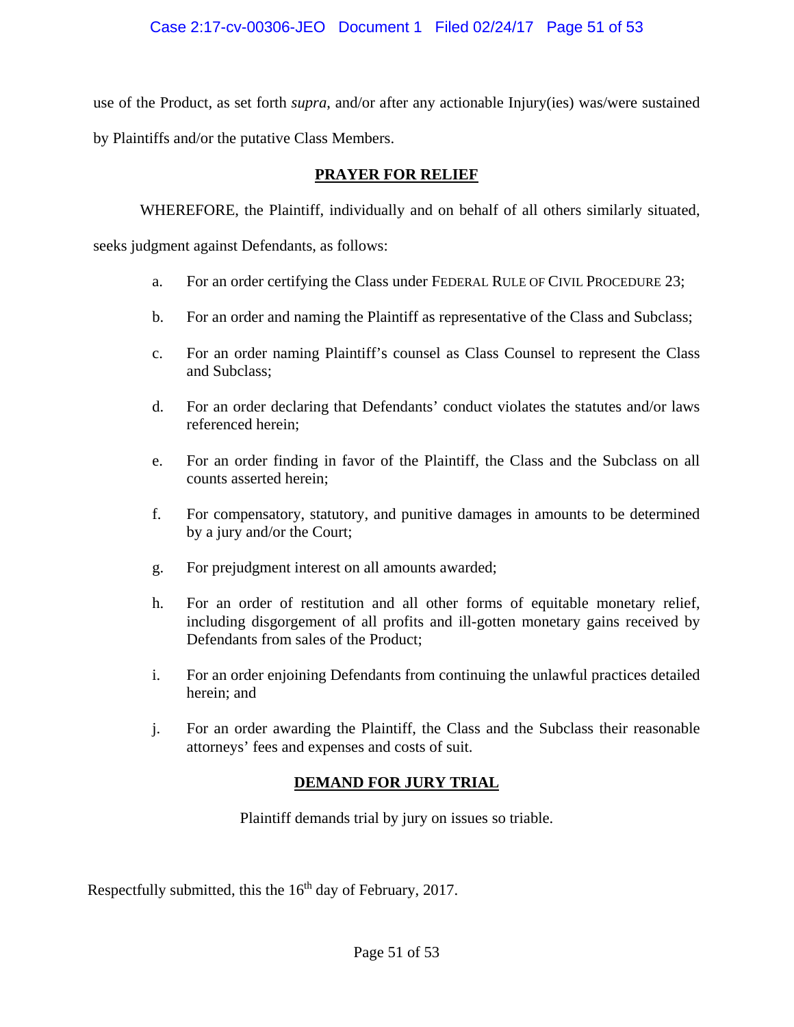use of the Product, as set forth *supra*, and/or after any actionable Injury(ies) was/were sustained by Plaintiffs and/or the putative Class Members.

## PRAYER FOR RELIEF

WHEREFORE, the Plaintiff, individually and on behalf of all others similarly situated, seeks judgment against Defendants, as follows:

a. For an order certifying the Class under FEDERAL RULE OF CIVIL PROCEDURE 23;

b. For an order and naming the Plaintiff as representative of the Class and Subclass;

c. For an order naming Plaintiff's counsel as Class Counsel to represent the Class and Subclass;

d. For an order declaring that Defendants' conduct violates the statutes and/or laws referenced herein;

e. For an order finding in favor of the Plaintiff, the Class and the Subclass on all counts asserted herein;

f. For compensatory, statutory, and punitive damages in amounts to be determined by a jury and/or the Court;

g. For prejudgment interest on all amounts awarded;

h. For an order of restitution and all other forms of equitable monetary relief, including disgorgement of all profits and ill-gotten monetary gains received by Defendants from sales of the Product;

i. For an order enjoining Defendants from continuing the unlawful practices detailed herein; and

j. For an order awarding the Plaintiff, the Class and the Subclass their reasonable attorneys' fees and expenses and costs of suit.

## DEMAND FOR JURY TRIAL

Plaintiff demands trial by jury on issues so triable.

Respectfully submitted, this the 16th day of February, 2017.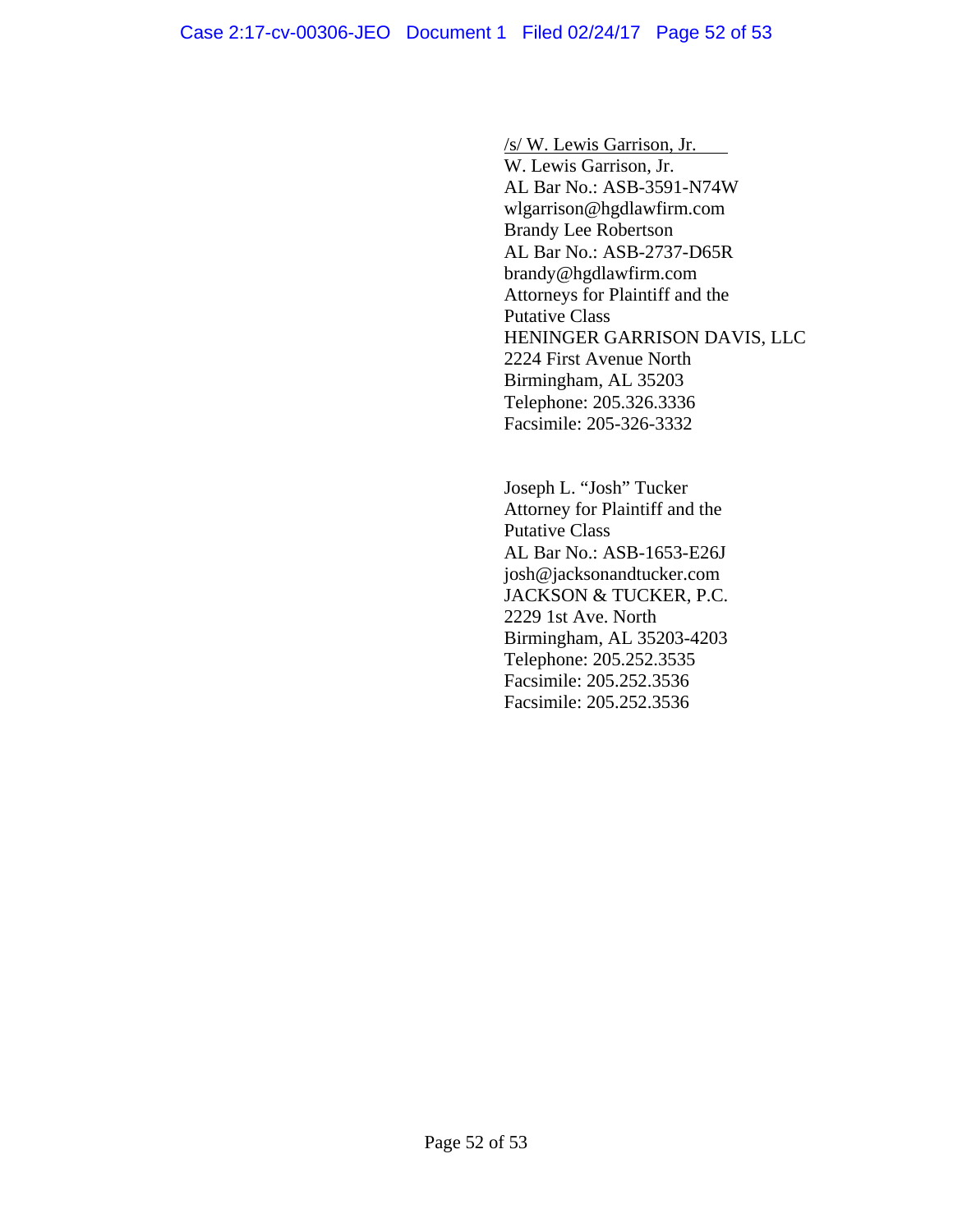/s/ W. Lewis Garrison, Jr.
W. Lewis Garrison, Jr.
AL Bar No.: ASB-3591-N74W
wlgarrison@hgdlawfirm.com
Brandy Lee Robertson
AL Bar No.: ASB-2737-D65R
brandy@hgdlawfirm.com
Attorneys for Plaintiff and the Putative Class
HENINGER GARRISON DAVIS, LLC
2224 First Avenue North
Birmingham, AL 35203
Telephone: 205.326.3336
Facsimile: 205-326-3332

Joseph L. "Josh" Tucker
Attorney for Plaintiff and the Putative Class
AL Bar No.: ASB-1653-E26J
josh@jacksonandtucker.com
JACKSON & TUCKER, P.C.
2229 1st Ave. North
Birmingham, AL 35203-4203
Telephone: 205.252.3535
Facsimile: 205.252.3536
Facsimile: 205.252.3536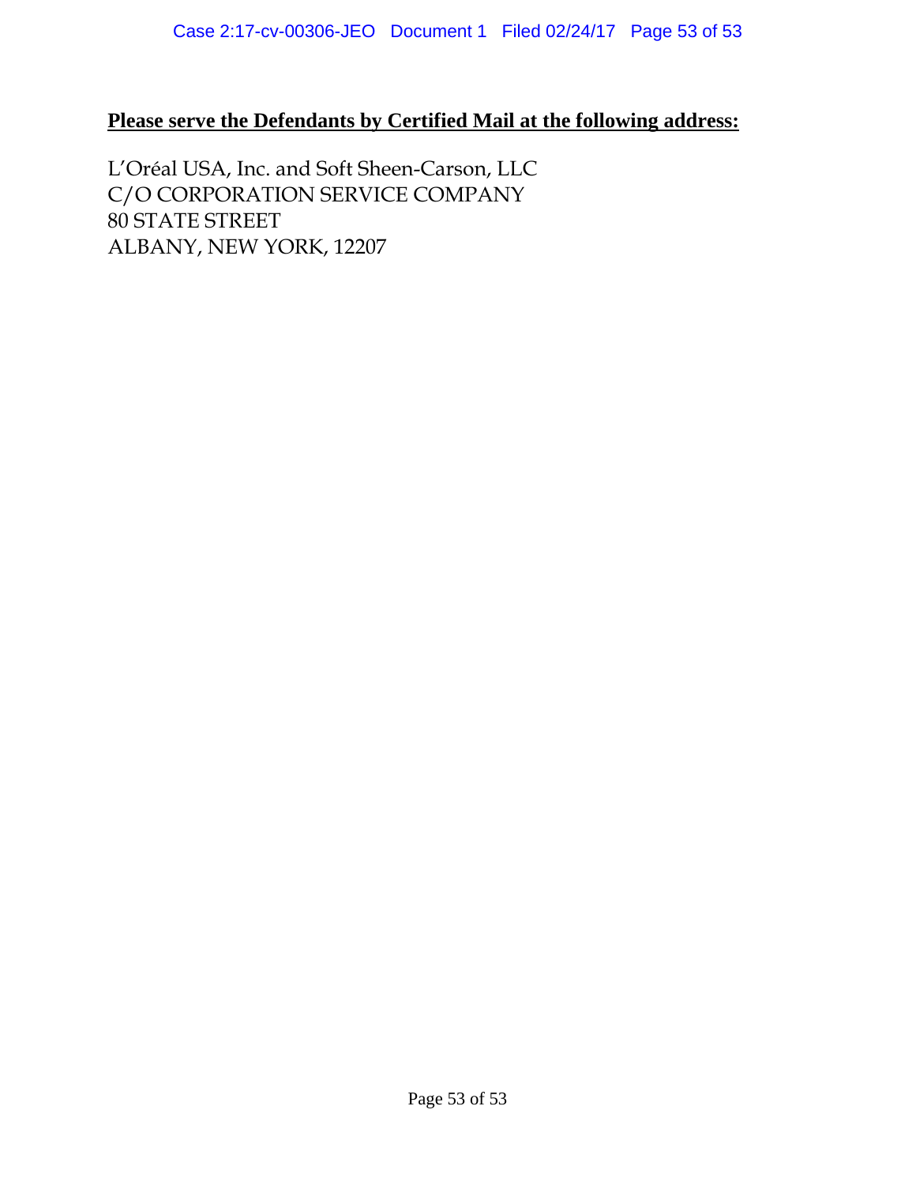**<u>Please serve the Defendants by Certified Mail at the following address:</u>**

L'Oréal USA, Inc. and Soft Sheen-Carson, LLC
C/O CORPORATION SERVICE COMPANY
80 STATE STREET
ALBANY, NEW YORK, 12207